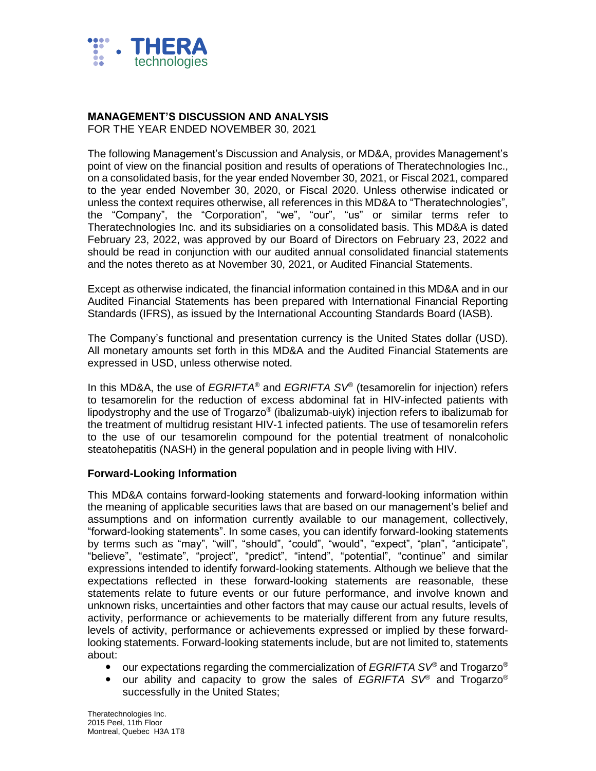# MANAGEMENT'S DISCUSSION AND ANALYSIS

FOR THE YEAR ENDED NOVEMBER 30, 2021

The following Management's Discussion and Analysis, or MD&A, provides Management's point of view on the financial position and results of operations of Theratechnologies Inc., on a consolidated basis, for the year ended November 30, 2021, or Fiscal 2021, compared to the year ended November 30, 2020, or Fiscal 2020. Unless otherwise indicated or unless the context requires otherwise, all references in this MD&A to "Theratechnologies", the "Company", the "Corporation", "we", "our", "us" or similar terms refer to Theratechnologies Inc. and its subsidiaries on a consolidated basis. This MD&A is dated February 23, 2022, was approved by our Board of Directors on February 23, 2022 and should be read in conjunction with our audited annual consolidated financial statements and the notes thereto as at November 30, 2021, or Audited Financial Statements.

Except as otherwise indicated, the financial information contained in this MD&A and in our Audited Financial Statements has been prepared with International Financial Reporting Standards (IFRS), as issued by the International Accounting Standards Board (IASB).

The Company's functional and presentation currency is the United States dollar (USD). All monetary amounts set forth in this MD&A and the Audited Financial Statements are expressed in USD, unless otherwise noted.

In this MD&A, the use of *EGRIFTA*® and *EGRIFTA SV*® (tesamorelin for injection) refers to tesamorelin for the reduction of excess abdominal fat in HIV-infected patients with lipodystrophy and the use of Trogarzo® (ibalizumab-uiyk) injection refers to ibalizumab for the treatment of multidrug resistant HIV-1 infected patients. The use of tesamorelin refers to the use of our tesamorelin compound for the potential treatment of nonalcoholic steatohepatitis (NASH) in the general population and in people living with HIV.

## Forward-Looking Information

This MD&A contains forward-looking statements and forward-looking information within the meaning of applicable securities laws that are based on our management's belief and assumptions and on information currently available to our management, collectively, "forward-looking statements". In some cases, you can identify forward-looking statements by terms such as "may", "will", "should", "could", "would", "expect", "plan", "anticipate", "believe", "estimate", "project", "predict", "intend", "potential", "continue" and similar expressions intended to identify forward-looking statements. Although we believe that the expectations reflected in these forward-looking statements are reasonable, these statements relate to future events or our future performance, and involve known and unknown risks, uncertainties and other factors that may cause our actual results, levels of activity, performance or achievements to be materially different from any future results, levels of activity, performance or achievements expressed or implied by these forward-looking statements. Forward-looking statements include, but are not limited to, statements about:

- our expectations regarding the commercialization of *EGRIFTA SV*® and Trogarzo®
- our ability and capacity to grow the sales of *EGRIFTA SV*® and Trogarzo® successfully in the United States;

Theratechnologies Inc.
2015 Peel, 11th Floor
Montreal, Quebec H3A 1T8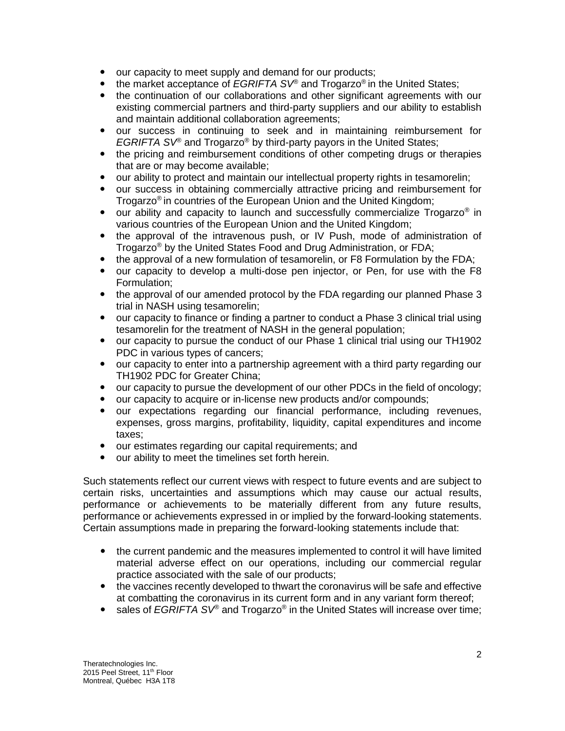- our capacity to meet supply and demand for our products;
- the market acceptance of *EGRIFTA SV*® and Trogarzo® in the United States;
- the continuation of our collaborations and other significant agreements with our existing commercial partners and third-party suppliers and our ability to establish and maintain additional collaboration agreements;
- our success in continuing to seek and in maintaining reimbursement for *EGRIFTA SV*® and Trogarzo® by third-party payors in the United States;
- the pricing and reimbursement conditions of other competing drugs or therapies that are or may become available;
- our ability to protect and maintain our intellectual property rights in tesamorelin;
- our success in obtaining commercially attractive pricing and reimbursement for Trogarzo® in countries of the European Union and the United Kingdom;
- our ability and capacity to launch and successfully commercialize Trogarzo® in various countries of the European Union and the United Kingdom;
- the approval of the intravenous push, or IV Push, mode of administration of Trogarzo® by the United States Food and Drug Administration, or FDA;
- the approval of a new formulation of tesamorelin, or F8 Formulation by the FDA;
- our capacity to develop a multi-dose pen injector, or Pen, for use with the F8 Formulation;
- the approval of our amended protocol by the FDA regarding our planned Phase 3 trial in NASH using tesamorelin;
- our capacity to finance or finding a partner to conduct a Phase 3 clinical trial using tesamorelin for the treatment of NASH in the general population;
- our capacity to pursue the conduct of our Phase 1 clinical trial using our TH1902 PDC in various types of cancers;
- our capacity to enter into a partnership agreement with a third party regarding our TH1902 PDC for Greater China;
- our capacity to pursue the development of our other PDCs in the field of oncology;
- our capacity to acquire or in-license new products and/or compounds;
- our expectations regarding our financial performance, including revenues, expenses, gross margins, profitability, liquidity, capital expenditures and income taxes;
- our estimates regarding our capital requirements; and
- our ability to meet the timelines set forth herein.

Such statements reflect our current views with respect to future events and are subject to certain risks, uncertainties and assumptions which may cause our actual results, performance or achievements to be materially different from any future results, performance or achievements expressed in or implied by the forward-looking statements. Certain assumptions made in preparing the forward-looking statements include that:

- the current pandemic and the measures implemented to control it will have limited material adverse effect on our operations, including our commercial regular practice associated with the sale of our products;
- the vaccines recently developed to thwart the coronavirus will be safe and effective at combatting the coronavirus in its current form and in any variant form thereof;
- sales of *EGRIFTA SV*® and Trogarzo® in the United States will increase over time;

Theratechnologies Inc.
2015 Peel Street, 11th Floor
Montreal, Québec H3A 1T8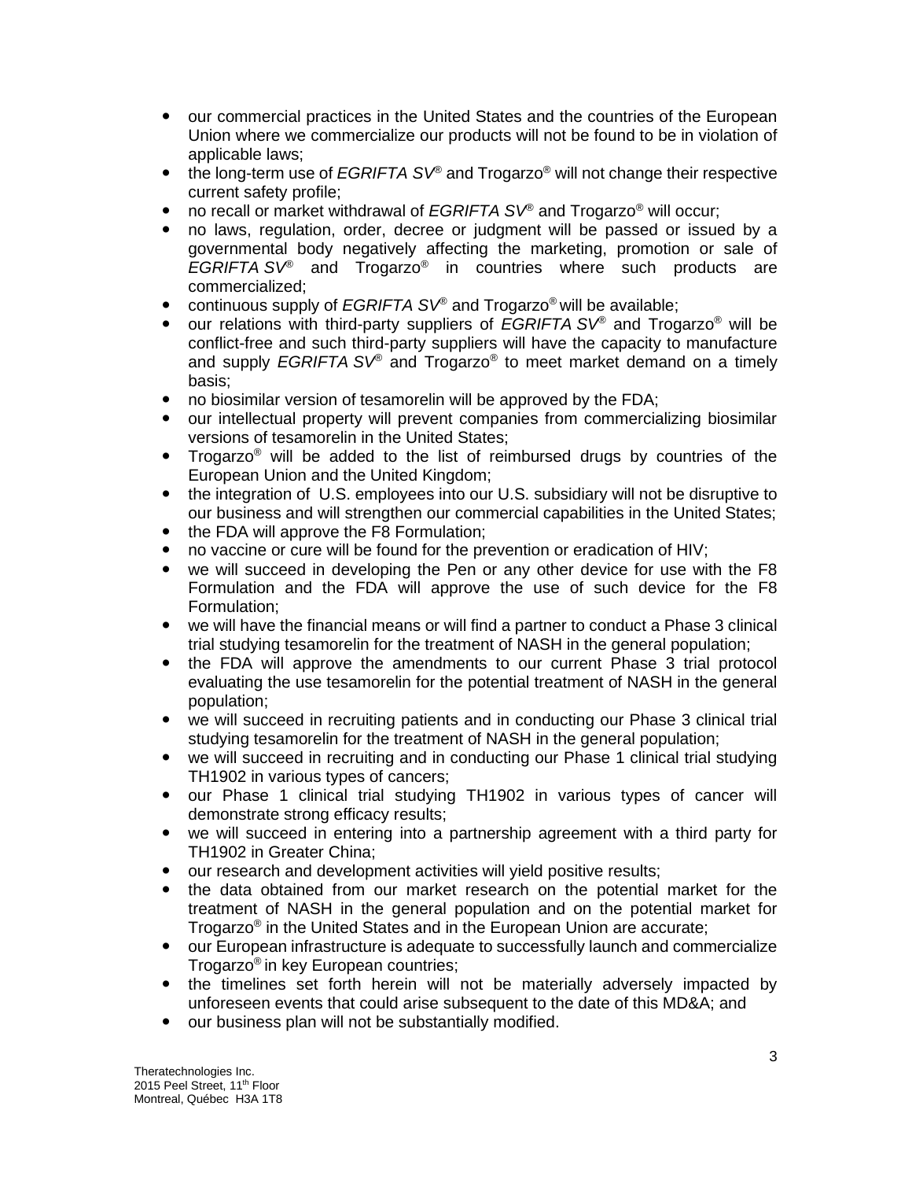- our commercial practices in the United States and the countries of the European Union where we commercialize our products will not be found to be in violation of applicable laws;
- the long-term use of *EGRIFTA SV*® and Trogarzo® will not change their respective current safety profile;
- no recall or market withdrawal of *EGRIFTA SV*® and Trogarzo® will occur;
- no laws, regulation, order, decree or judgment will be passed or issued by a governmental body negatively affecting the marketing, promotion or sale of *EGRIFTA SV*® and Trogarzo® in countries where such products are commercialized;
- continuous supply of *EGRIFTA SV*® and Trogarzo® will be available;
- our relations with third-party suppliers of *EGRIFTA SV*® and Trogarzo® will be conflict-free and such third-party suppliers will have the capacity to manufacture and supply *EGRIFTA SV*® and Trogarzo® to meet market demand on a timely basis;
- no biosimilar version of tesamorelin will be approved by the FDA;
- our intellectual property will prevent companies from commercializing biosimilar versions of tesamorelin in the United States;
- Trogarzo® will be added to the list of reimbursed drugs by countries of the European Union and the United Kingdom;
- the integration of U.S. employees into our U.S. subsidiary will not be disruptive to our business and will strengthen our commercial capabilities in the United States;
- the FDA will approve the F8 Formulation;
- no vaccine or cure will be found for the prevention or eradication of HIV;
- we will succeed in developing the Pen or any other device for use with the F8 Formulation and the FDA will approve the use of such device for the F8 Formulation;
- we will have the financial means or will find a partner to conduct a Phase 3 clinical trial studying tesamorelin for the treatment of NASH in the general population;
- the FDA will approve the amendments to our current Phase 3 trial protocol evaluating the use tesamorelin for the potential treatment of NASH in the general population;
- we will succeed in recruiting patients and in conducting our Phase 3 clinical trial studying tesamorelin for the treatment of NASH in the general population;
- we will succeed in recruiting and in conducting our Phase 1 clinical trial studying TH1902 in various types of cancers;
- our Phase 1 clinical trial studying TH1902 in various types of cancer will demonstrate strong efficacy results;
- we will succeed in entering into a partnership agreement with a third party for TH1902 in Greater China;
- our research and development activities will yield positive results;
- the data obtained from our market research on the potential market for the treatment of NASH in the general population and on the potential market for Trogarzo® in the United States and in the European Union are accurate;
- our European infrastructure is adequate to successfully launch and commercialize Trogarzo® in key European countries;
- the timelines set forth herein will not be materially adversely impacted by unforeseen events that could arise subsequent to the date of this MD&A; and
- our business plan will not be substantially modified.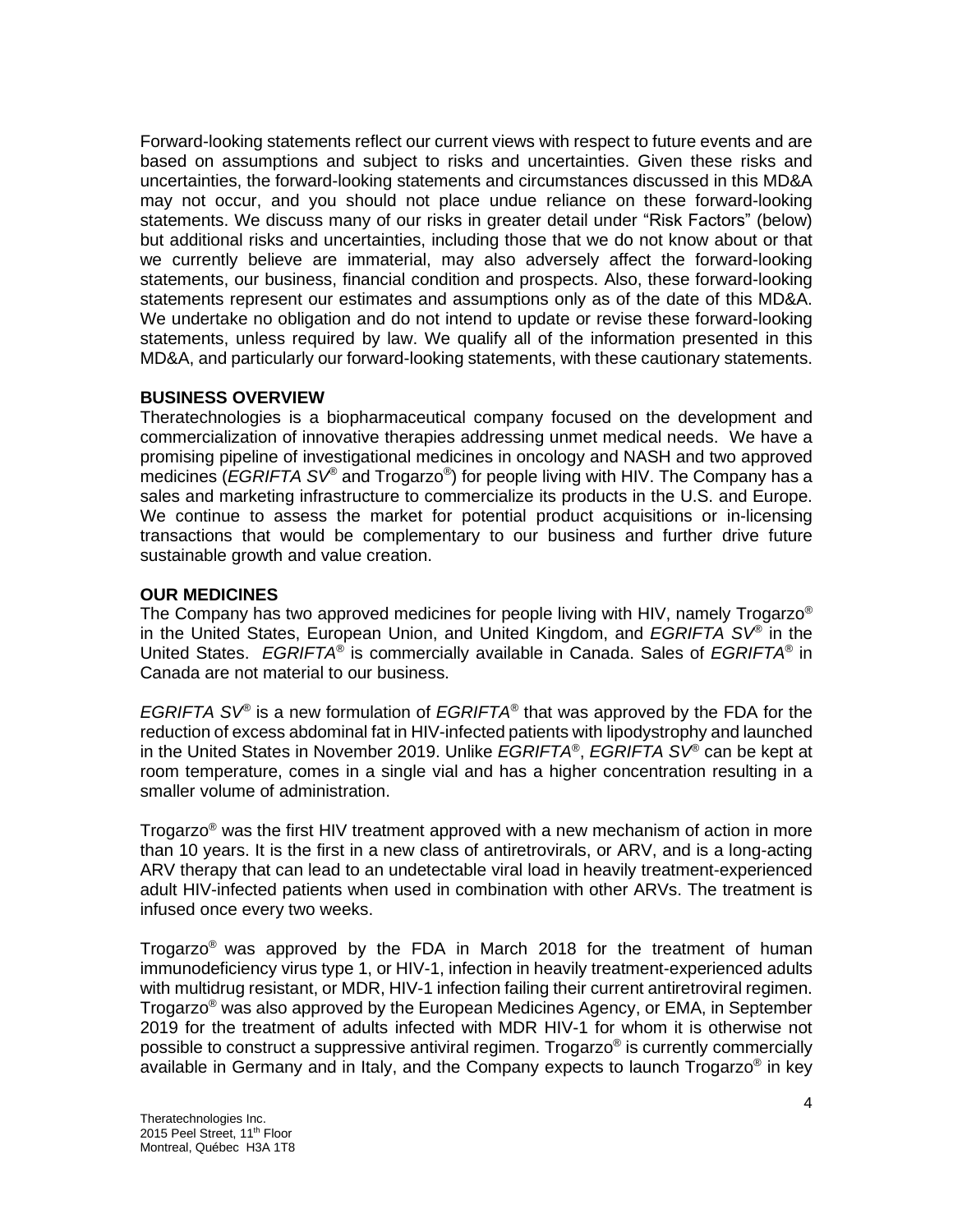Forward-looking statements reflect our current views with respect to future events and are based on assumptions and subject to risks and uncertainties. Given these risks and uncertainties, the forward-looking statements and circumstances discussed in this MD&A may not occur, and you should not place undue reliance on these forward-looking statements. We discuss many of our risks in greater detail under "Risk Factors" (below) but additional risks and uncertainties, including those that we do not know about or that we currently believe are immaterial, may also adversely affect the forward-looking statements, our business, financial condition and prospects. Also, these forward-looking statements represent our estimates and assumptions only as of the date of this MD&A. We undertake no obligation and do not intend to update or revise these forward-looking statements, unless required by law. We qualify all of the information presented in this MD&A, and particularly our forward-looking statements, with these cautionary statements.

## BUSINESS OVERVIEW

Theratechnologies is a biopharmaceutical company focused on the development and commercialization of innovative therapies addressing unmet medical needs. We have a promising pipeline of investigational medicines in oncology and NASH and two approved medicines (*EGRIFTA SV*® and Trogarzo®) for people living with HIV. The Company has a sales and marketing infrastructure to commercialize its products in the U.S. and Europe. We continue to assess the market for potential product acquisitions or in-licensing transactions that would be complementary to our business and further drive future sustainable growth and value creation.

## OUR MEDICINES

The Company has two approved medicines for people living with HIV, namely Trogarzo® in the United States, European Union, and United Kingdom, and *EGRIFTA SV*® in the United States. *EGRIFTA*® is commercially available in Canada. Sales of *EGRIFTA*® in Canada are not material to our business.

*EGRIFTA SV*® is a new formulation of *EGRIFTA*® that was approved by the FDA for the reduction of excess abdominal fat in HIV-infected patients with lipodystrophy and launched in the United States in November 2019. Unlike *EGRIFTA*®, *EGRIFTA SV*® can be kept at room temperature, comes in a single vial and has a higher concentration resulting in a smaller volume of administration.

Trogarzo® was the first HIV treatment approved with a new mechanism of action in more than 10 years. It is the first in a new class of antiretrovirals, or ARV, and is a long-acting ARV therapy that can lead to an undetectable viral load in heavily treatment-experienced adult HIV-infected patients when used in combination with other ARVs. The treatment is infused once every two weeks.

Trogarzo® was approved by the FDA in March 2018 for the treatment of human immunodeficiency virus type 1, or HIV-1, infection in heavily treatment-experienced adults with multidrug resistant, or MDR, HIV-1 infection failing their current antiretroviral regimen. Trogarzo® was also approved by the European Medicines Agency, or EMA, in September 2019 for the treatment of adults infected with MDR HIV-1 for whom it is otherwise not possible to construct a suppressive antiviral regimen. Trogarzo® is currently commercially available in Germany and in Italy, and the Company expects to launch Trogarzo® in key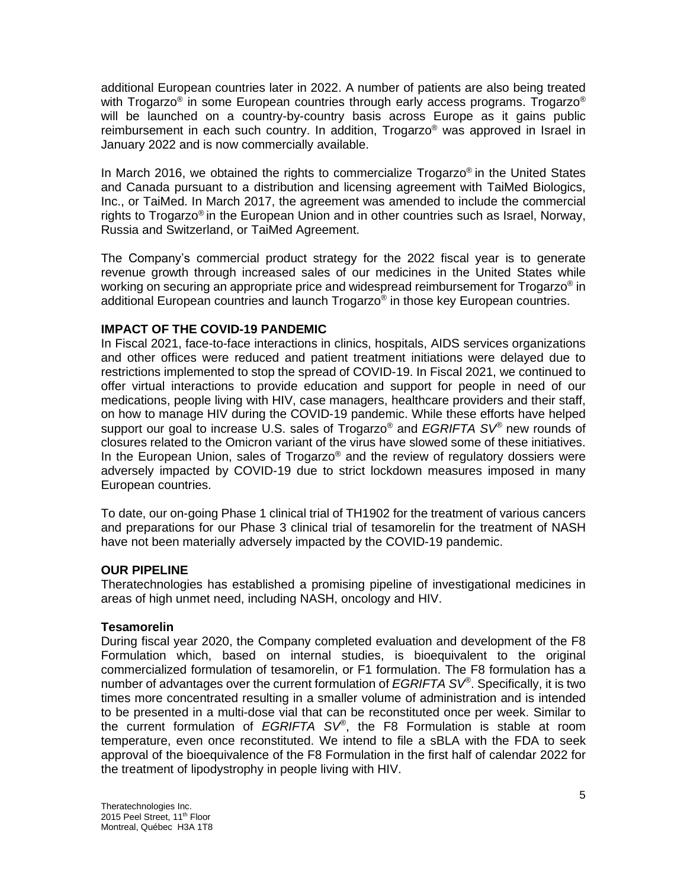additional European countries later in 2022. A number of patients are also being treated with Trogarzo® in some European countries through early access programs. Trogarzo® will be launched on a country-by-country basis across Europe as it gains public reimbursement in each such country. In addition, Trogarzo® was approved in Israel in January 2022 and is now commercially available.

In March 2016, we obtained the rights to commercialize Trogarzo® in the United States and Canada pursuant to a distribution and licensing agreement with TaiMed Biologics, Inc., or TaiMed. In March 2017, the agreement was amended to include the commercial rights to Trogarzo® in the European Union and in other countries such as Israel, Norway, Russia and Switzerland, or TaiMed Agreement.

The Company's commercial product strategy for the 2022 fiscal year is to generate revenue growth through increased sales of our medicines in the United States while working on securing an appropriate price and widespread reimbursement for Trogarzo® in additional European countries and launch Trogarzo® in those key European countries.

**IMPACT OF THE COVID-19 PANDEMIC**

In Fiscal 2021, face-to-face interactions in clinics, hospitals, AIDS services organizations and other offices were reduced and patient treatment initiations were delayed due to restrictions implemented to stop the spread of COVID-19. In Fiscal 2021, we continued to offer virtual interactions to provide education and support for people in need of our medications, people living with HIV, case managers, healthcare providers and their staff, on how to manage HIV during the COVID-19 pandemic. While these efforts have helped support our goal to increase U.S. sales of Trogarzo® and *EGRIFTA SV®* new rounds of closures related to the Omicron variant of the virus have slowed some of these initiatives. In the European Union, sales of Trogarzo® and the review of regulatory dossiers were adversely impacted by COVID-19 due to strict lockdown measures imposed in many European countries.

To date, our on-going Phase 1 clinical trial of TH1902 for the treatment of various cancers and preparations for our Phase 3 clinical trial of tesamorelin for the treatment of NASH have not been materially adversely impacted by the COVID-19 pandemic.

**OUR PIPELINE**

Theratechnologies has established a promising pipeline of investigational medicines in areas of high unmet need, including NASH, oncology and HIV.

**Tesamorelin**

During fiscal year 2020, the Company completed evaluation and development of the F8 Formulation which, based on internal studies, is bioequivalent to the original commercialized formulation of tesamorelin, or F1 formulation. The F8 formulation has a number of advantages over the current formulation of *EGRIFTA SV®*. Specifically, it is two times more concentrated resulting in a smaller volume of administration and is intended to be presented in a multi-dose vial that can be reconstituted once per week. Similar to the current formulation of *EGRIFTA SV®*, the F8 Formulation is stable at room temperature, even once reconstituted. We intend to file a sBLA with the FDA to seek approval of the bioequivalence of the F8 Formulation in the first half of calendar 2022 for the treatment of lipodystrophy in people living with HIV.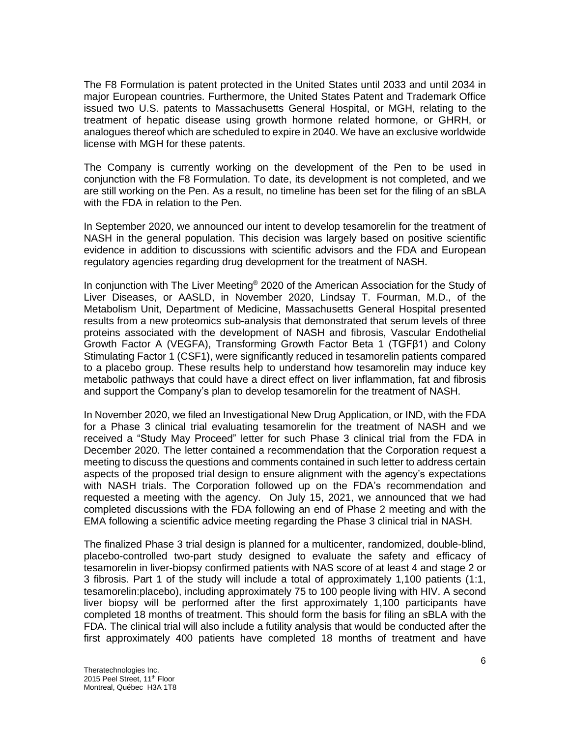The F8 Formulation is patent protected in the United States until 2033 and until 2034 in major European countries. Furthermore, the United States Patent and Trademark Office issued two U.S. patents to Massachusetts General Hospital, or MGH, relating to the treatment of hepatic disease using growth hormone related hormone, or GHRH, or analogues thereof which are scheduled to expire in 2040. We have an exclusive worldwide license with MGH for these patents.

The Company is currently working on the development of the Pen to be used in conjunction with the F8 Formulation. To date, its development is not completed, and we are still working on the Pen. As a result, no timeline has been set for the filing of an sBLA with the FDA in relation to the Pen.

In September 2020, we announced our intent to develop tesamorelin for the treatment of NASH in the general population. This decision was largely based on positive scientific evidence in addition to discussions with scientific advisors and the FDA and European regulatory agencies regarding drug development for the treatment of NASH.

In conjunction with The Liver Meeting® 2020 of the American Association for the Study of Liver Diseases, or AASLD, in November 2020, Lindsay T. Fourman, M.D., of the Metabolism Unit, Department of Medicine, Massachusetts General Hospital presented results from a new proteomics sub-analysis that demonstrated that serum levels of three proteins associated with the development of NASH and fibrosis, Vascular Endothelial Growth Factor A (VEGFA), Transforming Growth Factor Beta 1 (TGFβ1) and Colony Stimulating Factor 1 (CSF1), were significantly reduced in tesamorelin patients compared to a placebo group. These results help to understand how tesamorelin may induce key metabolic pathways that could have a direct effect on liver inflammation, fat and fibrosis and support the Company's plan to develop tesamorelin for the treatment of NASH.

In November 2020, we filed an Investigational New Drug Application, or IND, with the FDA for a Phase 3 clinical trial evaluating tesamorelin for the treatment of NASH and we received a "Study May Proceed" letter for such Phase 3 clinical trial from the FDA in December 2020. The letter contained a recommendation that the Corporation request a meeting to discuss the questions and comments contained in such letter to address certain aspects of the proposed trial design to ensure alignment with the agency's expectations with NASH trials. The Corporation followed up on the FDA's recommendation and requested a meeting with the agency. On July 15, 2021, we announced that we had completed discussions with the FDA following an end of Phase 2 meeting and with the EMA following a scientific advice meeting regarding the Phase 3 clinical trial in NASH.

The finalized Phase 3 trial design is planned for a multicenter, randomized, double-blind, placebo-controlled two-part study designed to evaluate the safety and efficacy of tesamorelin in liver-biopsy confirmed patients with NAS score of at least 4 and stage 2 or 3 fibrosis. Part 1 of the study will include a total of approximately 1,100 patients (1:1, tesamorelin:placebo), including approximately 75 to 100 people living with HIV. A second liver biopsy will be performed after the first approximately 1,100 participants have completed 18 months of treatment. This should form the basis for filing an sBLA with the FDA. The clinical trial will also include a futility analysis that would be conducted after the first approximately 400 patients have completed 18 months of treatment and have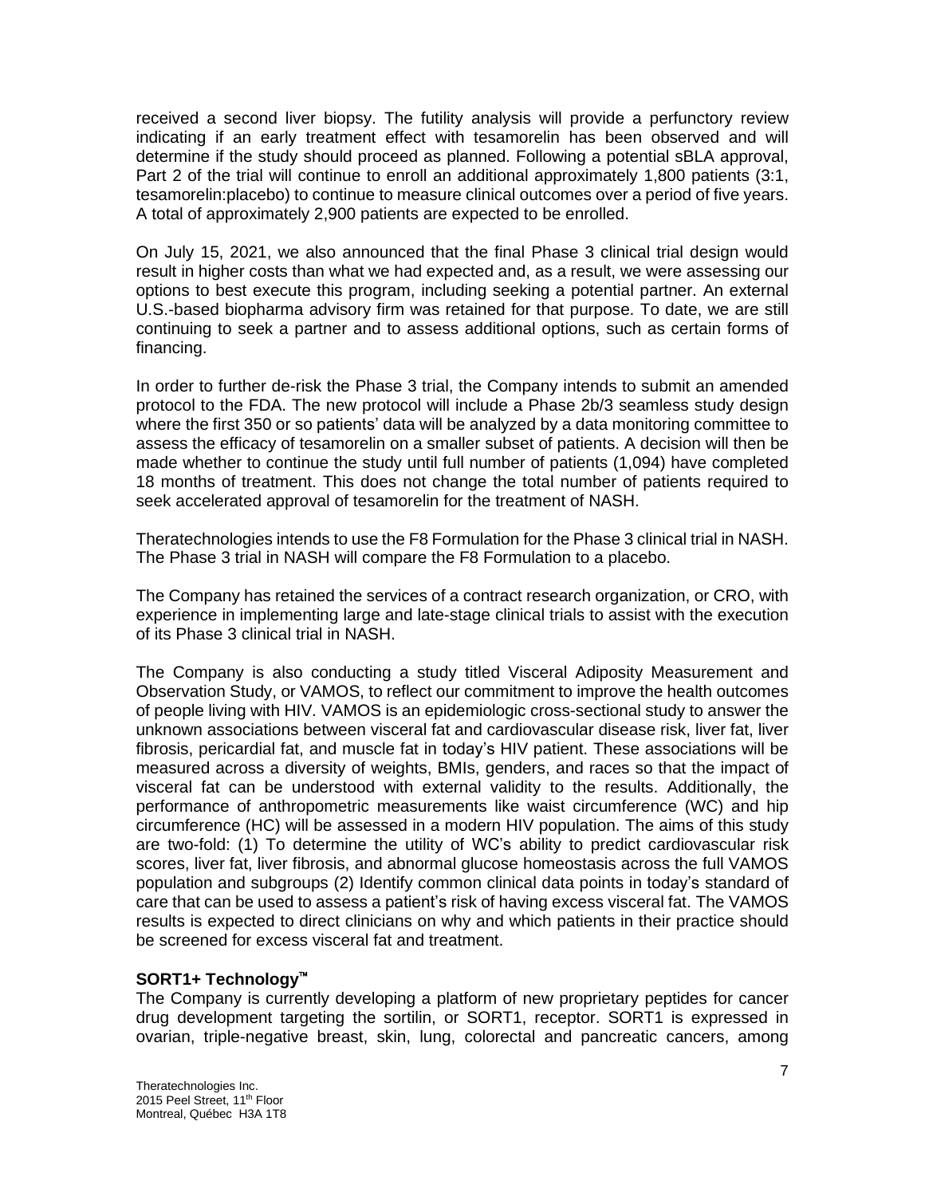received a second liver biopsy. The futility analysis will provide a perfunctory review indicating if an early treatment effect with tesamorelin has been observed and will determine if the study should proceed as planned. Following a potential sBLA approval, Part 2 of the trial will continue to enroll an additional approximately 1,800 patients (3:1, tesamorelin:placebo) to continue to measure clinical outcomes over a period of five years. A total of approximately 2,900 patients are expected to be enrolled.

On July 15, 2021, we also announced that the final Phase 3 clinical trial design would result in higher costs than what we had expected and, as a result, we were assessing our options to best execute this program, including seeking a potential partner. An external U.S.-based biopharma advisory firm was retained for that purpose. To date, we are still continuing to seek a partner and to assess additional options, such as certain forms of financing.

In order to further de-risk the Phase 3 trial, the Company intends to submit an amended protocol to the FDA. The new protocol will include a Phase 2b/3 seamless study design where the first 350 or so patients' data will be analyzed by a data monitoring committee to assess the efficacy of tesamorelin on a smaller subset of patients. A decision will then be made whether to continue the study until full number of patients (1,094) have completed 18 months of treatment. This does not change the total number of patients required to seek accelerated approval of tesamorelin for the treatment of NASH.

Theratechnologies intends to use the F8 Formulation for the Phase 3 clinical trial in NASH. The Phase 3 trial in NASH will compare the F8 Formulation to a placebo.

The Company has retained the services of a contract research organization, or CRO, with experience in implementing large and late-stage clinical trials to assist with the execution of its Phase 3 clinical trial in NASH.

The Company is also conducting a study titled Visceral Adiposity Measurement and Observation Study, or VAMOS, to reflect our commitment to improve the health outcomes of people living with HIV. VAMOS is an epidemiologic cross-sectional study to answer the unknown associations between visceral fat and cardiovascular disease risk, liver fat, liver fibrosis, pericardial fat, and muscle fat in today's HIV patient. These associations will be measured across a diversity of weights, BMIs, genders, and races so that the impact of visceral fat can be understood with external validity to the results. Additionally, the performance of anthropometric measurements like waist circumference (WC) and hip circumference (HC) will be assessed in a modern HIV population. The aims of this study are two-fold: (1) To determine the utility of WC's ability to predict cardiovascular risk scores, liver fat, liver fibrosis, and abnormal glucose homeostasis across the full VAMOS population and subgroups (2) Identify common clinical data points in today's standard of care that can be used to assess a patient's risk of having excess visceral fat. The VAMOS results is expected to direct clinicians on why and which patients in their practice should be screened for excess visceral fat and treatment.

**SORT1+ Technology™**

The Company is currently developing a platform of new proprietary peptides for cancer drug development targeting the sortilin, or SORT1, receptor. SORT1 is expressed in ovarian, triple-negative breast, skin, lung, colorectal and pancreatic cancers, among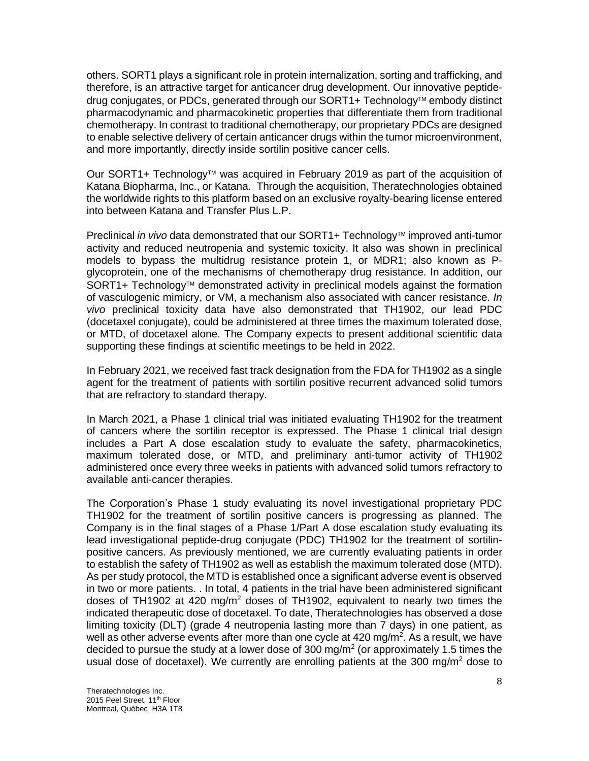others. SORT1 plays a significant role in protein internalization, sorting and trafficking, and therefore, is an attractive target for anticancer drug development. Our innovative peptide-drug conjugates, or PDCs, generated through our SORT1+ Technology™ embody distinct pharmacodynamic and pharmacokinetic properties that differentiate them from traditional chemotherapy. In contrast to traditional chemotherapy, our proprietary PDCs are designed to enable selective delivery of certain anticancer drugs within the tumor microenvironment, and more importantly, directly inside sortilin positive cancer cells.

Our SORT1+ Technology™ was acquired in February 2019 as part of the acquisition of Katana Biopharma, Inc., or Katana. Through the acquisition, Theratechnologies obtained the worldwide rights to this platform based on an exclusive royalty-bearing license entered into between Katana and Transfer Plus L.P.

Preclinical *in vivo* data demonstrated that our SORT1+ Technology™ improved anti-tumor activity and reduced neutropenia and systemic toxicity. It also was shown in preclinical models to bypass the multidrug resistance protein 1, or MDR1; also known as P-glycoprotein, one of the mechanisms of chemotherapy drug resistance. In addition, our SORT1+ Technology™ demonstrated activity in preclinical models against the formation of vasculogenic mimicry, or VM, a mechanism also associated with cancer resistance. *In vivo* preclinical toxicity data have also demonstrated that TH1902, our lead PDC (docetaxel conjugate), could be administered at three times the maximum tolerated dose, or MTD, of docetaxel alone. The Company expects to present additional scientific data supporting these findings at scientific meetings to be held in 2022.

In February 2021, we received fast track designation from the FDA for TH1902 as a single agent for the treatment of patients with sortilin positive recurrent advanced solid tumors that are refractory to standard therapy.

In March 2021, a Phase 1 clinical trial was initiated evaluating TH1902 for the treatment of cancers where the sortilin receptor is expressed. The Phase 1 clinical trial design includes a Part A dose escalation study to evaluate the safety, pharmacokinetics, maximum tolerated dose, or MTD, and preliminary anti-tumor activity of TH1902 administered once every three weeks in patients with advanced solid tumors refractory to available anti-cancer therapies.

The Corporation's Phase 1 study evaluating its novel investigational proprietary PDC TH1902 for the treatment of sortilin positive cancers is progressing as planned. The Company is in the final stages of a Phase 1/Part A dose escalation study evaluating its lead investigational peptide-drug conjugate (PDC) TH1902 for the treatment of sortilin-positive cancers. As previously mentioned, we are currently evaluating patients in order to establish the safety of TH1902 as well as establish the maximum tolerated dose (MTD). As per study protocol, the MTD is established once a significant adverse event is observed in two or more patients. . In total, 4 patients in the trial have been administered significant doses of TH1902 at 420 mg/m$^2$ doses of TH1902, equivalent to nearly two times the indicated therapeutic dose of docetaxel. To date, Theratechnologies has observed a dose limiting toxicity (DLT) (grade 4 neutropenia lasting more than 7 days) in one patient, as well as other adverse events after more than one cycle at 420 mg/m$^2$. As a result, we have decided to pursue the study at a lower dose of 300 mg/m$^2$ (or approximately 1.5 times the usual dose of docetaxel). We currently are enrolling patients at the 300 mg/m$^2$ dose to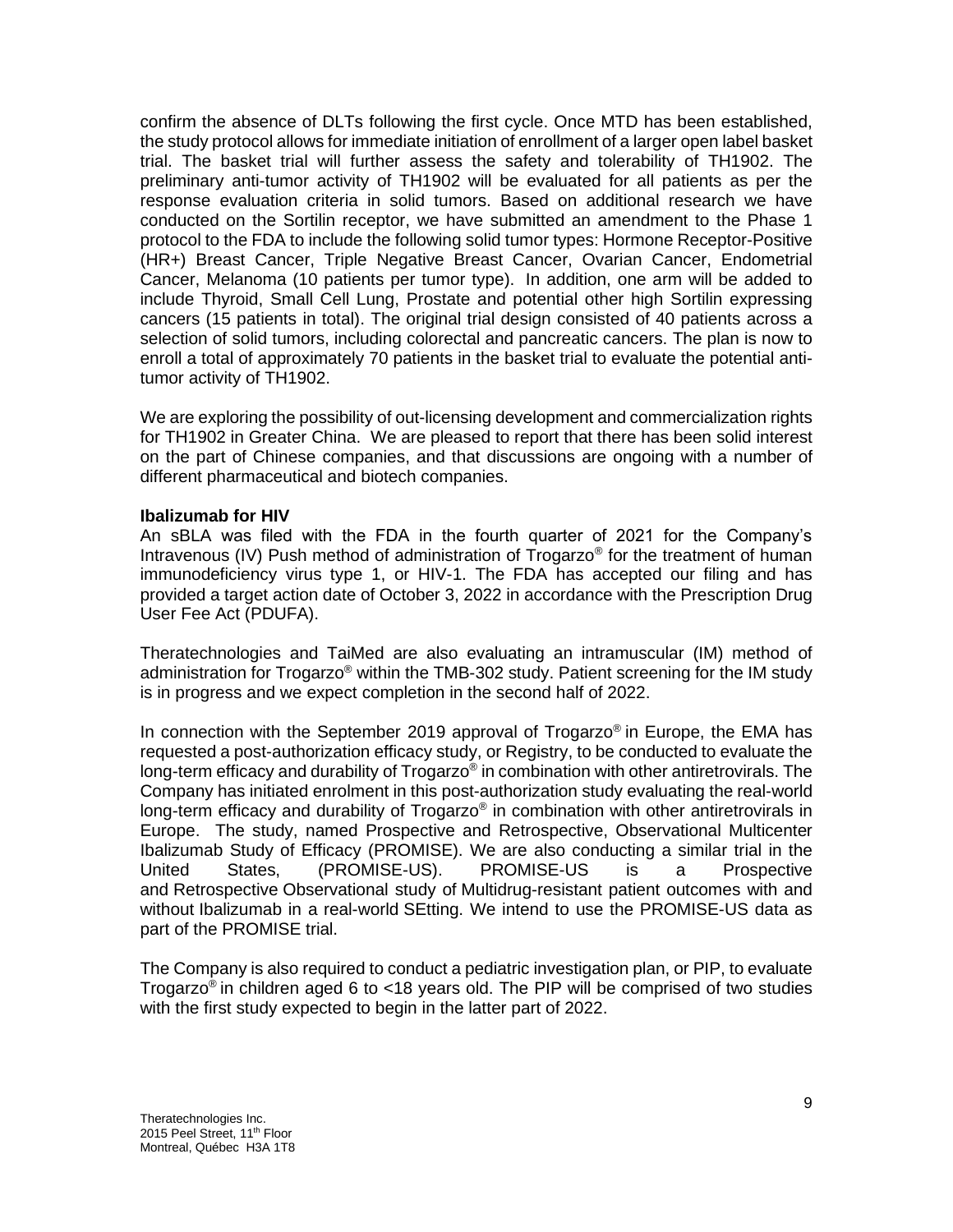confirm the absence of DLTs following the first cycle. Once MTD has been established, the study protocol allows for immediate initiation of enrollment of a larger open label basket trial. The basket trial will further assess the safety and tolerability of TH1902. The preliminary anti-tumor activity of TH1902 will be evaluated for all patients as per the response evaluation criteria in solid tumors. Based on additional research we have conducted on the Sortilin receptor, we have submitted an amendment to the Phase 1 protocol to the FDA to include the following solid tumor types: Hormone Receptor-Positive (HR+) Breast Cancer, Triple Negative Breast Cancer, Ovarian Cancer, Endometrial Cancer, Melanoma (10 patients per tumor type). In addition, one arm will be added to include Thyroid, Small Cell Lung, Prostate and potential other high Sortilin expressing cancers (15 patients in total). The original trial design consisted of 40 patients across a selection of solid tumors, including colorectal and pancreatic cancers. The plan is now to enroll a total of approximately 70 patients in the basket trial to evaluate the potential anti-tumor activity of TH1902.

We are exploring the possibility of out-licensing development and commercialization rights for TH1902 in Greater China. We are pleased to report that there has been solid interest on the part of Chinese companies, and that discussions are ongoing with a number of different pharmaceutical and biotech companies.

**Ibalizumab for HIV**

An sBLA was filed with the FDA in the fourth quarter of 2021 for the Company's Intravenous (IV) Push method of administration of Trogarzo® for the treatment of human immunodeficiency virus type 1, or HIV-1. The FDA has accepted our filing and has provided a target action date of October 3, 2022 in accordance with the Prescription Drug User Fee Act (PDUFA).

Theratechnologies and TaiMed are also evaluating an intramuscular (IM) method of administration for Trogarzo® within the TMB-302 study. Patient screening for the IM study is in progress and we expect completion in the second half of 2022.

In connection with the September 2019 approval of Trogarzo® in Europe, the EMA has requested a post-authorization efficacy study, or Registry, to be conducted to evaluate the long-term efficacy and durability of Trogarzo® in combination with other antiretrovirals. The Company has initiated enrolment in this post-authorization study evaluating the real-world long-term efficacy and durability of Trogarzo® in combination with other antiretrovirals in Europe. The study, named Prospective and Retrospective, Observational Multicenter Ibalizumab Study of Efficacy (PROMISE). We are also conducting a similar trial in the United States, (PROMISE-US). PROMISE-US is a Prospective and Retrospective Observational study of Multidrug-resistant patient outcomes with and without Ibalizumab in a real-world SEtting. We intend to use the PROMISE-US data as part of the PROMISE trial.

The Company is also required to conduct a pediatric investigation plan, or PIP, to evaluate Trogarzo® in children aged 6 to <18 years old. The PIP will be comprised of two studies with the first study expected to begin in the latter part of 2022.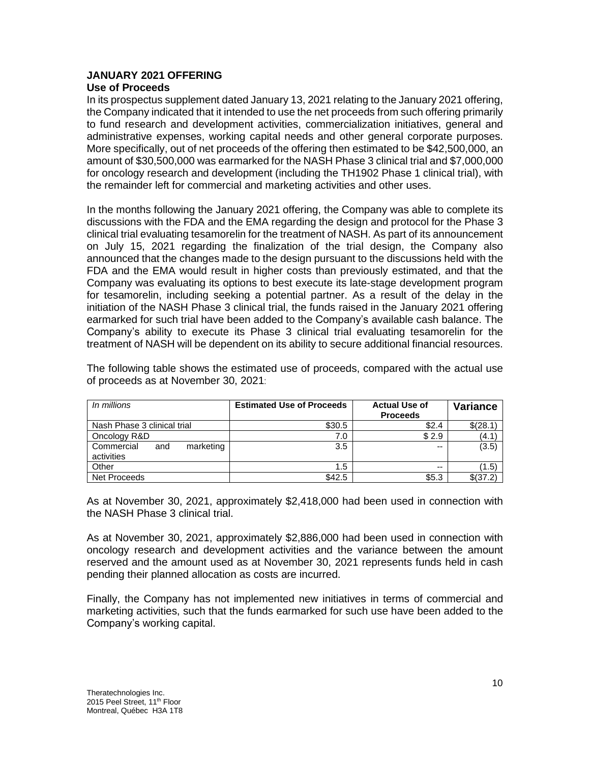## JANUARY 2021 OFFERING

### Use of Proceeds

In its prospectus supplement dated January 13, 2021 relating to the January 2021 offering, the Company indicated that it intended to use the net proceeds from such offering primarily to fund research and development activities, commercialization initiatives, general and administrative expenses, working capital needs and other general corporate purposes. More specifically, out of net proceeds of the offering then estimated to be $42,500,000, an amount of $30,500,000 was earmarked for the NASH Phase 3 clinical trial and $7,000,000 for oncology research and development (including the TH1902 Phase 1 clinical trial), with the remainder left for commercial and marketing activities and other uses.

In the months following the January 2021 offering, the Company was able to complete its discussions with the FDA and the EMA regarding the design and protocol for the Phase 3 clinical trial evaluating tesamorelin for the treatment of NASH. As part of its announcement on July 15, 2021 regarding the finalization of the trial design, the Company also announced that the changes made to the design pursuant to the discussions held with the FDA and the EMA would result in higher costs than previously estimated, and that the Company was evaluating its options to best execute its late-stage development program for tesamorelin, including seeking a potential partner. As a result of the delay in the initiation of the NASH Phase 3 clinical trial, the funds raised in the January 2021 offering earmarked for such trial have been added to the Company's available cash balance. The Company's ability to execute its Phase 3 clinical trial evaluating tesamorelin for the treatment of NASH will be dependent on its ability to secure additional financial resources.

The following table shows the estimated use of proceeds, compared with the actual use of proceeds as at November 30, 2021:

| *In millions* | **Estimated Use of Proceeds** | **Actual Use of Proceeds** | **Variance** |
|---|---|---|---|
| Nash Phase 3 clinical trial | $30.5 | $2.4 | $(28.1) |
| Oncology R&D | 7.0 | $ 2.9 | (4.1) |
| Commercial and marketing activities | 3.5 | -- | (3.5) |
| Other | 1.5 | -- | (1.5) |
| Net Proceeds | $42.5 | $5.3 | $(37.2) |

As at November 30, 2021, approximately $2,418,000 had been used in connection with the NASH Phase 3 clinical trial.

As at November 30, 2021, approximately $2,886,000 had been used in connection with oncology research and development activities and the variance between the amount reserved and the amount used as at November 30, 2021 represents funds held in cash pending their planned allocation as costs are incurred.

Finally, the Company has not implemented new initiatives in terms of commercial and marketing activities, such that the funds earmarked for such use have been added to the Company's working capital.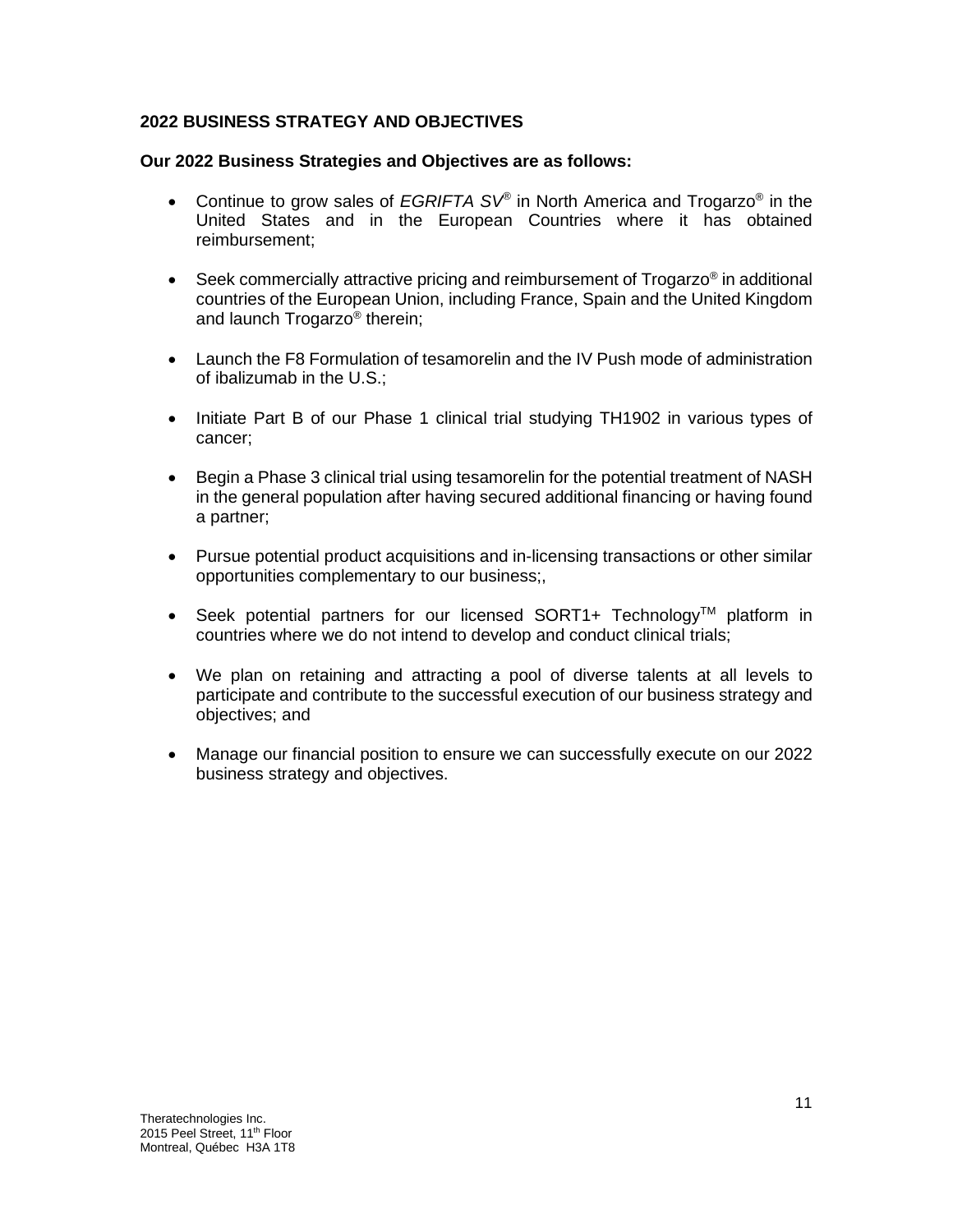## 2022 BUSINESS STRATEGY AND OBJECTIVES

**Our 2022 Business Strategies and Objectives are as follows:**

- Continue to grow sales of *EGRIFTA SV*® in North America and Trogarzo® in the United States and in the European Countries where it has obtained reimbursement;
- Seek commercially attractive pricing and reimbursement of Trogarzo® in additional countries of the European Union, including France, Spain and the United Kingdom and launch Trogarzo® therein;
- Launch the F8 Formulation of tesamorelin and the IV Push mode of administration of ibalizumab in the U.S.;
- Initiate Part B of our Phase 1 clinical trial studying TH1902 in various types of cancer;
- Begin a Phase 3 clinical trial using tesamorelin for the potential treatment of NASH in the general population after having secured additional financing or having found a partner;
- Pursue potential product acquisitions and in-licensing transactions or other similar opportunities complementary to our business;,
- Seek potential partners for our licensed SORT1+ Technology™ platform in countries where we do not intend to develop and conduct clinical trials;
- We plan on retaining and attracting a pool of diverse talents at all levels to participate and contribute to the successful execution of our business strategy and objectives; and
- Manage our financial position to ensure we can successfully execute on our 2022 business strategy and objectives.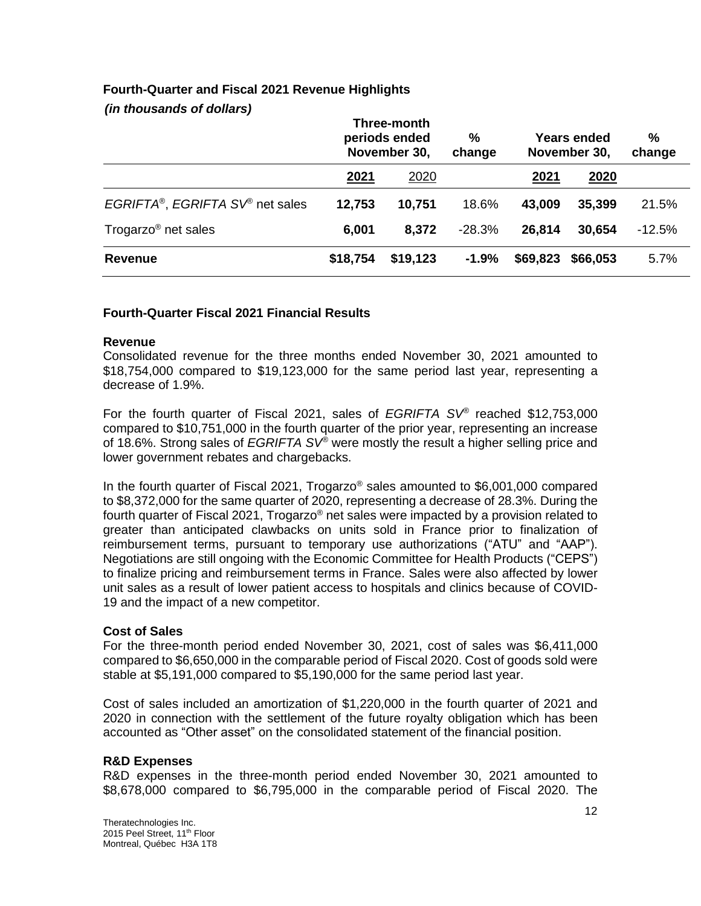**Fourth-Quarter and Fiscal 2021 Revenue Highlights**

***(in thousands of dollars)***

| | Three-month periods ended November 30, | | % change | Years ended November 30, | | % change |
|---|---|---|---|---|---|---|
| | **2021** | 2020 | | **2021** | **2020** | |
| *EGRIFTA*®, *EGRIFTA SV*® net sales | **12,753** | **10,751** | 18.6% | **43,009** | **35,399** | 21.5% |
| Trogarzo® net sales | **6,001** | **8,372** | -28.3% | **26,814** | **30,654** | -12.5% |
| **Revenue** | **$18,754** | **$19,123** | **-1.9%** | **$69,823** | **$66,053** | 5.7% |

**Fourth-Quarter Fiscal 2021 Financial Results**

**Revenue**

Consolidated revenue for the three months ended November 30, 2021 amounted to $18,754,000 compared to $19,123,000 for the same period last year, representing a decrease of 1.9%.

For the fourth quarter of Fiscal 2021, sales of *EGRIFTA SV*® reached $12,753,000 compared to $10,751,000 in the fourth quarter of the prior year, representing an increase of 18.6%. Strong sales of *EGRIFTA SV*® were mostly the result a higher selling price and lower government rebates and chargebacks.

In the fourth quarter of Fiscal 2021, Trogarzo® sales amounted to $6,001,000 compared to $8,372,000 for the same quarter of 2020, representing a decrease of 28.3%. During the fourth quarter of Fiscal 2021, Trogarzo® net sales were impacted by a provision related to greater than anticipated clawbacks on units sold in France prior to finalization of reimbursement terms, pursuant to temporary use authorizations ("ATU" and "AAP"). Negotiations are still ongoing with the Economic Committee for Health Products ("CEPS") to finalize pricing and reimbursement terms in France. Sales were also affected by lower unit sales as a result of lower patient access to hospitals and clinics because of COVID-19 and the impact of a new competitor.

**Cost of Sales**

For the three-month period ended November 30, 2021, cost of sales was $6,411,000 compared to $6,650,000 in the comparable period of Fiscal 2020. Cost of goods sold were stable at $5,191,000 compared to $5,190,000 for the same period last year.

Cost of sales included an amortization of $1,220,000 in the fourth quarter of 2021 and 2020 in connection with the settlement of the future royalty obligation which has been accounted as "Other asset" on the consolidated statement of the financial position.

**R&D Expenses**

R&D expenses in the three-month period ended November 30, 2021 amounted to $8,678,000 compared to $6,795,000 in the comparable period of Fiscal 2020. The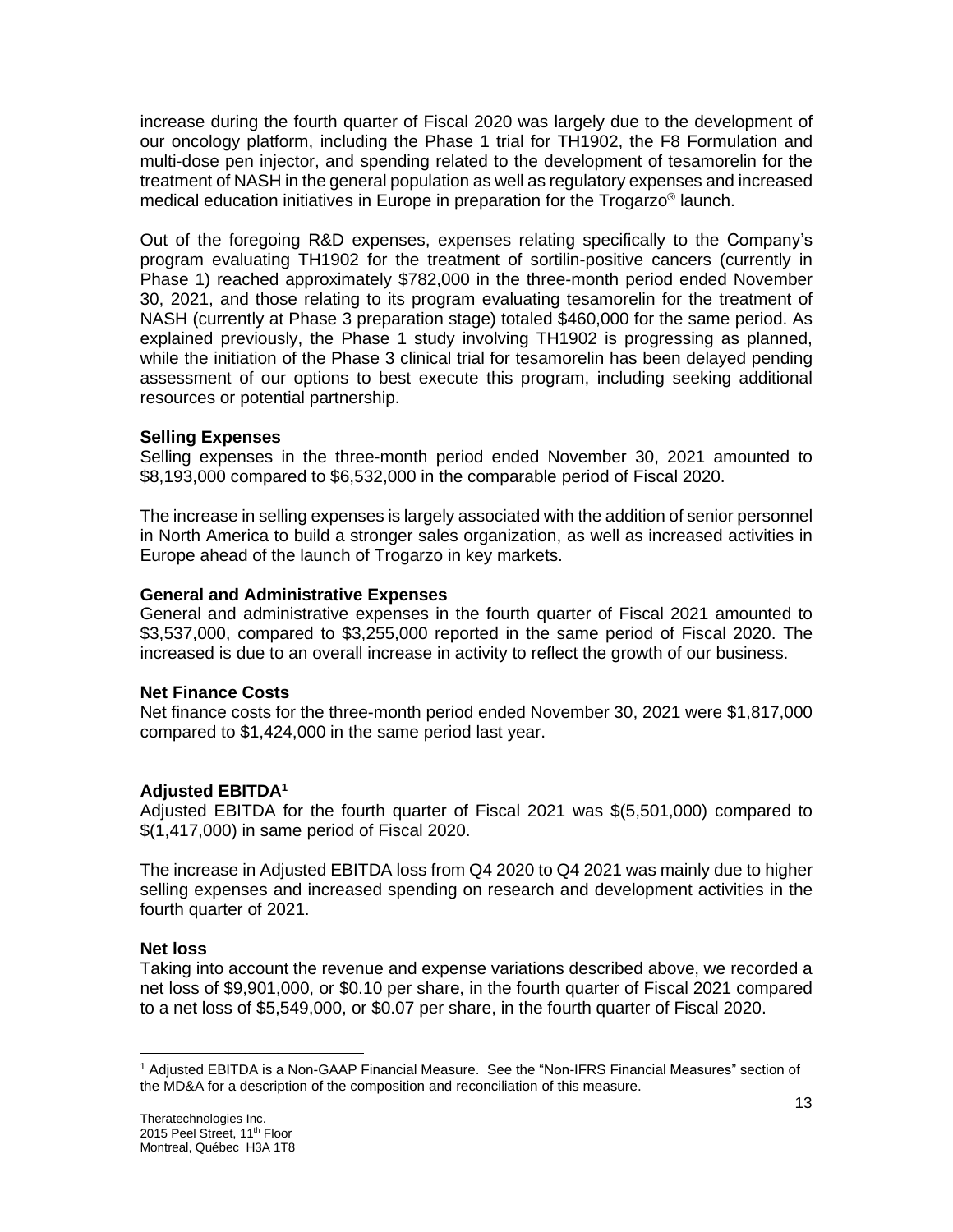increase during the fourth quarter of Fiscal 2020 was largely due to the development of our oncology platform, including the Phase 1 trial for TH1902, the F8 Formulation and multi-dose pen injector, and spending related to the development of tesamorelin for the treatment of NASH in the general population as well as regulatory expenses and increased medical education initiatives in Europe in preparation for the Trogarzo® launch.

Out of the foregoing R&D expenses, expenses relating specifically to the Company's program evaluating TH1902 for the treatment of sortilin-positive cancers (currently in Phase 1) reached approximately $782,000 in the three-month period ended November 30, 2021, and those relating to its program evaluating tesamorelin for the treatment of NASH (currently at Phase 3 preparation stage) totaled $460,000 for the same period. As explained previously, the Phase 1 study involving TH1902 is progressing as planned, while the initiation of the Phase 3 clinical trial for tesamorelin has been delayed pending assessment of our options to best execute this program, including seeking additional resources or potential partnership.

**Selling Expenses**

Selling expenses in the three-month period ended November 30, 2021 amounted to $8,193,000 compared to $6,532,000 in the comparable period of Fiscal 2020.

The increase in selling expenses is largely associated with the addition of senior personnel in North America to build a stronger sales organization, as well as increased activities in Europe ahead of the launch of Trogarzo in key markets.

**General and Administrative Expenses**

General and administrative expenses in the fourth quarter of Fiscal 2021 amounted to $3,537,000, compared to $3,255,000 reported in the same period of Fiscal 2020. The increased is due to an overall increase in activity to reflect the growth of our business.

**Net Finance Costs**

Net finance costs for the three-month period ended November 30, 2021 were $1,817,000 compared to $1,424,000 in the same period last year.

**Adjusted EBITDA[1]**

Adjusted EBITDA for the fourth quarter of Fiscal 2021 was $(5,501,000) compared to $(1,417,000) in same period of Fiscal 2020.

The increase in Adjusted EBITDA loss from Q4 2020 to Q4 2021 was mainly due to higher selling expenses and increased spending on research and development activities in the fourth quarter of 2021.

**Net loss**

Taking into account the revenue and expense variations described above, we recorded a net loss of $9,901,000, or $0.10 per share, in the fourth quarter of Fiscal 2021 compared to a net loss of $5,549,000, or $0.07 per share, in the fourth quarter of Fiscal 2020.

---

[1] Adjusted EBITDA is a Non-GAAP Financial Measure. See the "Non-IFRS Financial Measures" section of the MD&A for a description of the composition and reconciliation of this measure.

Theratechnologies Inc.
2015 Peel Street, 11th Floor
Montreal, Québec H3A 1T8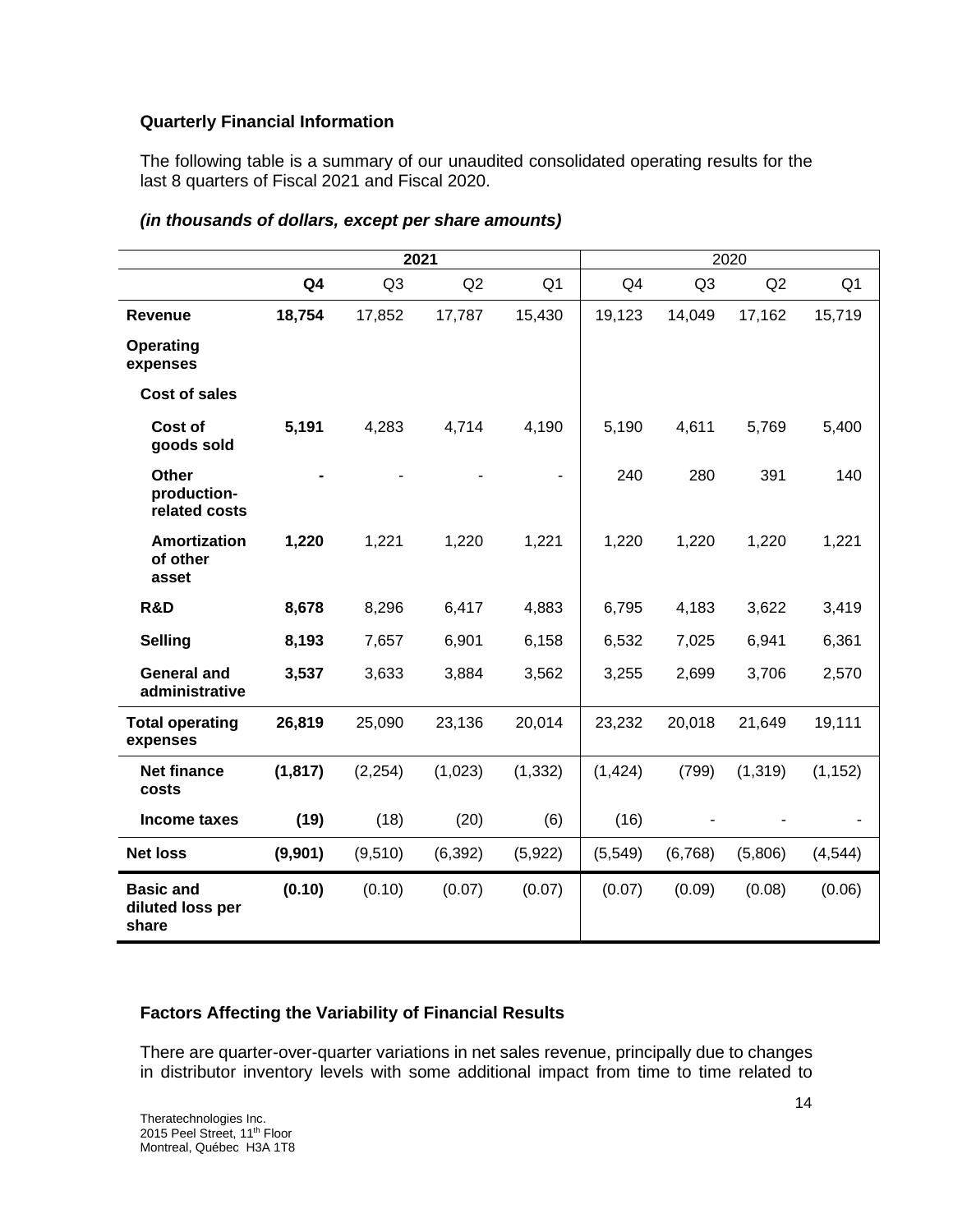**Quarterly Financial Information**

The following table is a summary of our unaudited consolidated operating results for the last 8 quarters of Fiscal 2021 and Fiscal 2020.

***(in thousands of dollars, except per share amounts)***

| | **2021** | | | | 2020 | | | |
|---|---|---|---|---|---|---|---|---|
| | **Q4** | Q3 | Q2 | Q1 | Q4 | Q3 | Q2 | Q1 |
| **Revenue** | **18,754** | 17,852 | 17,787 | 15,430 | 19,123 | 14,049 | 17,162 | 15,719 |
| **Operating expenses** | | | | | | | | |
| **Cost of sales** | | | | | | | | |
| **Cost of goods sold** | **5,191** | 4,283 | 4,714 | 4,190 | 5,190 | 4,611 | 5,769 | 5,400 |
| **Other production-related costs** | **-** | - | - | - | 240 | 280 | 391 | 140 |
| **Amortization of other asset** | **1,220** | 1,221 | 1,220 | 1,221 | 1,220 | 1,220 | 1,220 | 1,221 |
| **R&D** | **8,678** | 8,296 | 6,417 | 4,883 | 6,795 | 4,183 | 3,622 | 3,419 |
| **Selling** | **8,193** | 7,657 | 6,901 | 6,158 | 6,532 | 7,025 | 6,941 | 6,361 |
| **General and administrative** | **3,537** | 3,633 | 3,884 | 3,562 | 3,255 | 2,699 | 3,706 | 2,570 |
| **Total operating expenses** | **26,819** | 25,090 | 23,136 | 20,014 | 23,232 | 20,018 | 21,649 | 19,111 |
| **Net finance costs** | **(1,817)** | (2,254) | (1,023) | (1,332) | (1,424) | (799) | (1,319) | (1,152) |
| **Income taxes** | **(19)** | (18) | (20) | (6) | (16) | - | - | - |
| **Net loss** | **(9,901)** | (9,510) | (6,392) | (5,922) | (5,549) | (6,768) | (5,806) | (4,544) |
| **Basic and diluted loss per share** | **(0.10)** | (0.10) | (0.07) | (0.07) | (0.07) | (0.09) | (0.08) | (0.06) |

**Factors Affecting the Variability of Financial Results**

There are quarter-over-quarter variations in net sales revenue, principally due to changes in distributor inventory levels with some additional impact from time to time related to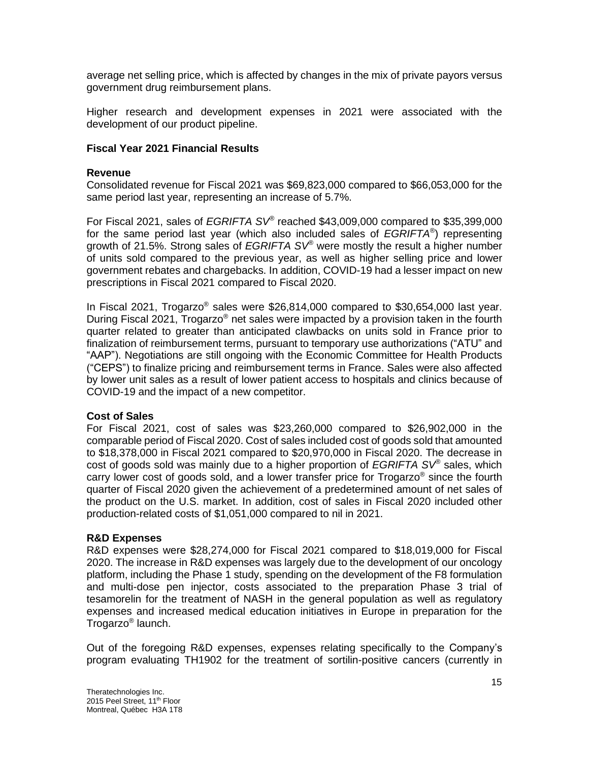average net selling price, which is affected by changes in the mix of private payors versus government drug reimbursement plans.

Higher research and development expenses in 2021 were associated with the development of our product pipeline.

**Fiscal Year 2021 Financial Results**

**Revenue**

Consolidated revenue for Fiscal 2021 was $69,823,000 compared to $66,053,000 for the same period last year, representing an increase of 5.7%.

For Fiscal 2021, sales of *EGRIFTA SV*® reached $43,009,000 compared to $35,399,000 for the same period last year (which also included sales of *EGRIFTA*®) representing growth of 21.5%. Strong sales of *EGRIFTA SV*® were mostly the result a higher number of units sold compared to the previous year, as well as higher selling price and lower government rebates and chargebacks. In addition, COVID-19 had a lesser impact on new prescriptions in Fiscal 2021 compared to Fiscal 2020.

In Fiscal 2021, Trogarzo® sales were $26,814,000 compared to $30,654,000 last year. During Fiscal 2021, Trogarzo® net sales were impacted by a provision taken in the fourth quarter related to greater than anticipated clawbacks on units sold in France prior to finalization of reimbursement terms, pursuant to temporary use authorizations ("ATU" and "AAP"). Negotiations are still ongoing with the Economic Committee for Health Products ("CEPS") to finalize pricing and reimbursement terms in France. Sales were also affected by lower unit sales as a result of lower patient access to hospitals and clinics because of COVID-19 and the impact of a new competitor.

**Cost of Sales**

For Fiscal 2021, cost of sales was $23,260,000 compared to $26,902,000 in the comparable period of Fiscal 2020. Cost of sales included cost of goods sold that amounted to $18,378,000 in Fiscal 2021 compared to $20,970,000 in Fiscal 2020. The decrease in cost of goods sold was mainly due to a higher proportion of *EGRIFTA SV*® sales, which carry lower cost of goods sold, and a lower transfer price for Trogarzo® since the fourth quarter of Fiscal 2020 given the achievement of a predetermined amount of net sales of the product on the U.S. market. In addition, cost of sales in Fiscal 2020 included other production-related costs of $1,051,000 compared to nil in 2021.

**R&D Expenses**

R&D expenses were $28,274,000 for Fiscal 2021 compared to $18,019,000 for Fiscal 2020. The increase in R&D expenses was largely due to the development of our oncology platform, including the Phase 1 study, spending on the development of the F8 formulation and multi-dose pen injector, costs associated to the preparation Phase 3 trial of tesamorelin for the treatment of NASH in the general population as well as regulatory expenses and increased medical education initiatives in Europe in preparation for the Trogarzo® launch.

Out of the foregoing R&D expenses, expenses relating specifically to the Company's program evaluating TH1902 for the treatment of sortilin-positive cancers (currently in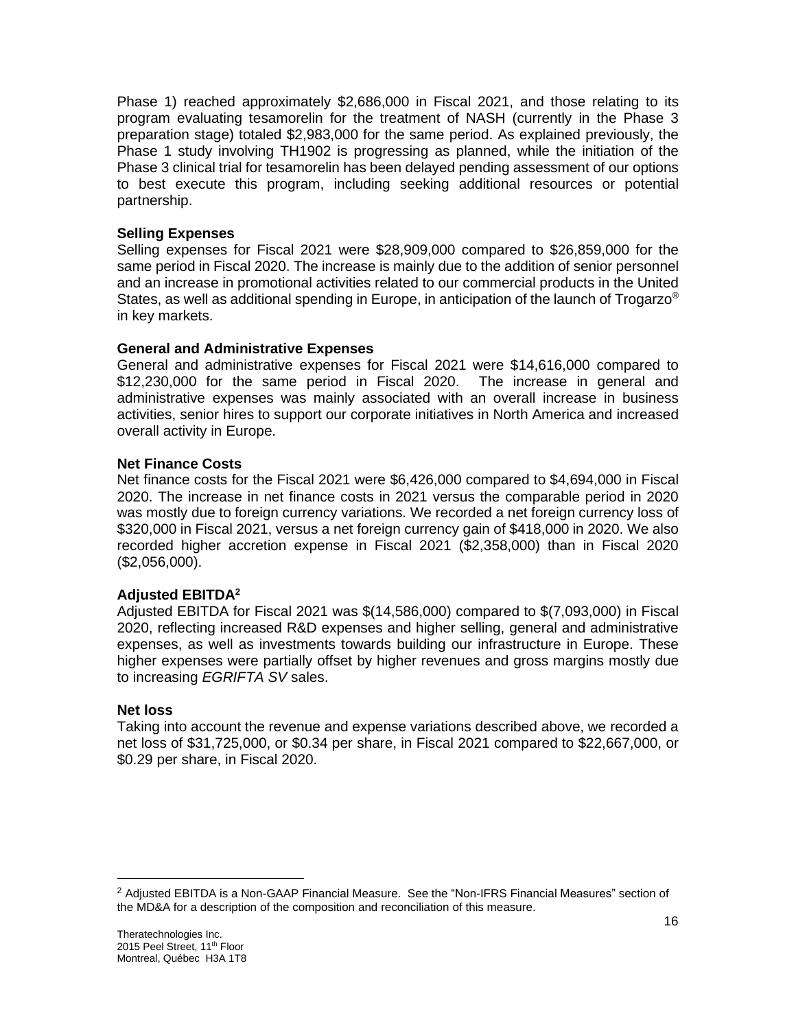Phase 1) reached approximately $2,686,000 in Fiscal 2021, and those relating to its program evaluating tesamorelin for the treatment of NASH (currently in the Phase 3 preparation stage) totaled $2,983,000 for the same period. As explained previously, the Phase 1 study involving TH1902 is progressing as planned, while the initiation of the Phase 3 clinical trial for tesamorelin has been delayed pending assessment of our options to best execute this program, including seeking additional resources or potential partnership.

**Selling Expenses**

Selling expenses for Fiscal 2021 were $28,909,000 compared to $26,859,000 for the same period in Fiscal 2020. The increase is mainly due to the addition of senior personnel and an increase in promotional activities related to our commercial products in the United States, as well as additional spending in Europe, in anticipation of the launch of Trogarzo® in key markets.

**General and Administrative Expenses**

General and administrative expenses for Fiscal 2021 were $14,616,000 compared to $12,230,000 for the same period in Fiscal 2020. The increase in general and administrative expenses was mainly associated with an overall increase in business activities, senior hires to support our corporate initiatives in North America and increased overall activity in Europe.

**Net Finance Costs**

Net finance costs for the Fiscal 2021 were $6,426,000 compared to $4,694,000 in Fiscal 2020. The increase in net finance costs in 2021 versus the comparable period in 2020 was mostly due to foreign currency variations. We recorded a net foreign currency loss of $320,000 in Fiscal 2021, versus a net foreign currency gain of $418,000 in 2020. We also recorded higher accretion expense in Fiscal 2021 ($2,358,000) than in Fiscal 2020 ($2,056,000).

**Adjusted EBITDA[2]**

Adjusted EBITDA for Fiscal 2021 was $(14,586,000) compared to $(7,093,000) in Fiscal 2020, reflecting increased R&D expenses and higher selling, general and administrative expenses, as well as investments towards building our infrastructure in Europe. These higher expenses were partially offset by higher revenues and gross margins mostly due to increasing *EGRIFTA SV* sales.

**Net loss**

Taking into account the revenue and expense variations described above, we recorded a net loss of $31,725,000, or $0.34 per share, in Fiscal 2021 compared to $22,667,000, or $0.29 per share, in Fiscal 2020.

---

[2] Adjusted EBITDA is a Non-GAAP Financial Measure. See the "Non-IFRS Financial Measures" section of the MD&A for a description of the composition and reconciliation of this measure.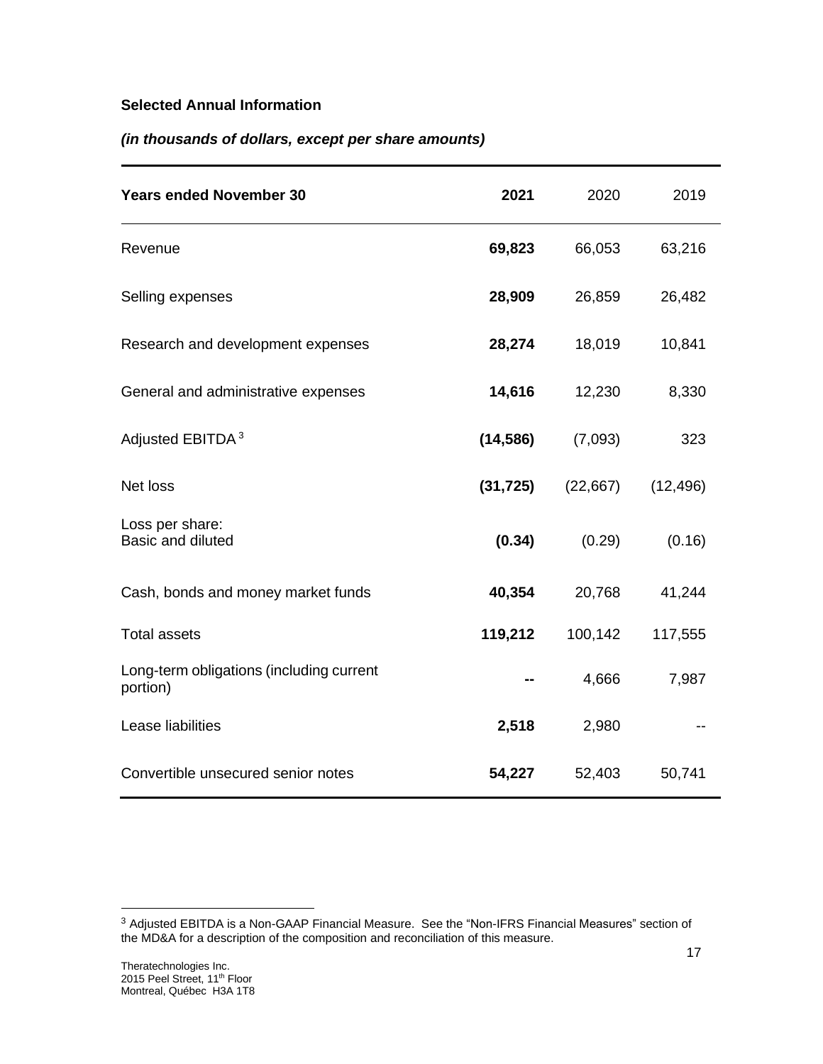**Selected Annual Information**

***(in thousands of dollars, except per share amounts)***

| **Years ended November 30** | **2021** | 2020 | 2019 |
|---|---|---|---|
| Revenue | **69,823** | 66,053 | 63,216 |
| Selling expenses | **28,909** | 26,859 | 26,482 |
| Research and development expenses | **28,274** | 18,019 | 10,841 |
| General and administrative expenses | **14,616** | 12,230 | 8,330 |
| Adjusted EBITDA [3] | **(14,586)** | (7,093) | 323 |
| Net loss | **(31,725)** | (22,667) | (12,496) |
| Loss per share: Basic and diluted | **(0.34)** | (0.29) | (0.16) |
| Cash, bonds and money market funds | **40,354** | 20,768 | 41,244 |
| Total assets | **119,212** | 100,142 | 117,555 |
| Long-term obligations (including current portion) | **--** | 4,666 | 7,987 |
| Lease liabilities | **2,518** | 2,980 | -- |
| Convertible unsecured senior notes | **54,227** | 52,403 | 50,741 |

[3] Adjusted EBITDA is a Non-GAAP Financial Measure. See the "Non-IFRS Financial Measures" section of the MD&A for a description of the composition and reconciliation of this measure.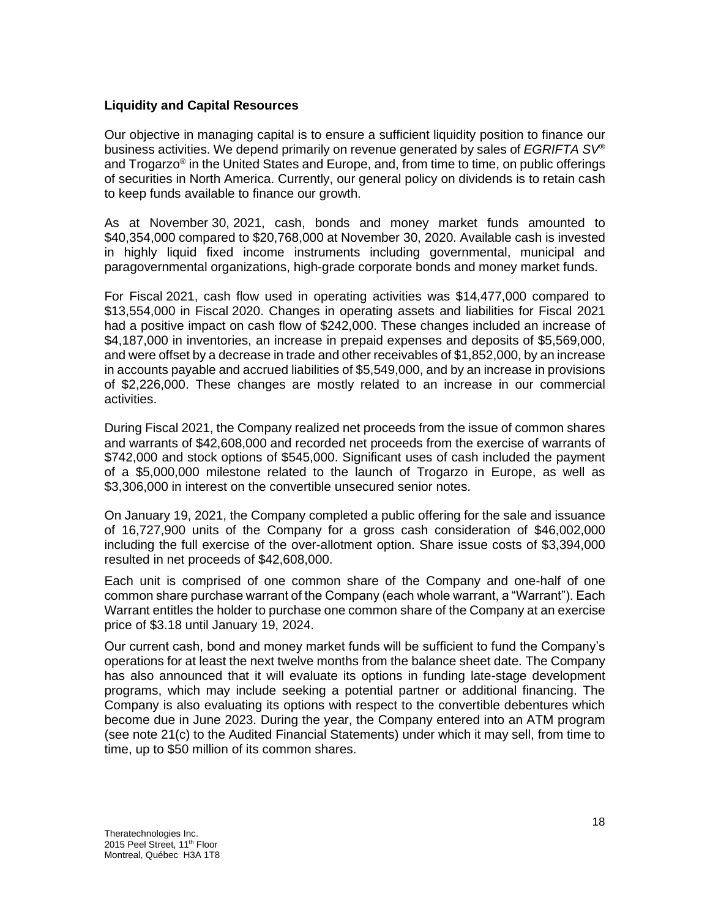**Liquidity and Capital Resources**

Our objective in managing capital is to ensure a sufficient liquidity position to finance our business activities. We depend primarily on revenue generated by sales of *EGRIFTA SV*® and Trogarzo® in the United States and Europe, and, from time to time, on public offerings of securities in North America. Currently, our general policy on dividends is to retain cash to keep funds available to finance our growth.

As at November 30, 2021, cash, bonds and money market funds amounted to $40,354,000 compared to $20,768,000 at November 30, 2020. Available cash is invested in highly liquid fixed income instruments including governmental, municipal and paragovernmental organizations, high-grade corporate bonds and money market funds.

For Fiscal 2021, cash flow used in operating activities was $14,477,000 compared to $13,554,000 in Fiscal 2020. Changes in operating assets and liabilities for Fiscal 2021 had a positive impact on cash flow of $242,000. These changes included an increase of $4,187,000 in inventories, an increase in prepaid expenses and deposits of $5,569,000, and were offset by a decrease in trade and other receivables of $1,852,000, by an increase in accounts payable and accrued liabilities of $5,549,000, and by an increase in provisions of $2,226,000. These changes are mostly related to an increase in our commercial activities.

During Fiscal 2021, the Company realized net proceeds from the issue of common shares and warrants of $42,608,000 and recorded net proceeds from the exercise of warrants of $742,000 and stock options of $545,000. Significant uses of cash included the payment of a $5,000,000 milestone related to the launch of Trogarzo in Europe, as well as $3,306,000 in interest on the convertible unsecured senior notes.

On January 19, 2021, the Company completed a public offering for the sale and issuance of 16,727,900 units of the Company for a gross cash consideration of $46,002,000 including the full exercise of the over-allotment option. Share issue costs of $3,394,000 resulted in net proceeds of $42,608,000.

Each unit is comprised of one common share of the Company and one-half of one common share purchase warrant of the Company (each whole warrant, a "Warrant"). Each Warrant entitles the holder to purchase one common share of the Company at an exercise price of $3.18 until January 19, 2024.

Our current cash, bond and money market funds will be sufficient to fund the Company's operations for at least the next twelve months from the balance sheet date. The Company has also announced that it will evaluate its options in funding late-stage development programs, which may include seeking a potential partner or additional financing. The Company is also evaluating its options with respect to the convertible debentures which become due in June 2023. During the year, the Company entered into an ATM program (see note 21(c) to the Audited Financial Statements) under which it may sell, from time to time, up to $50 million of its common shares.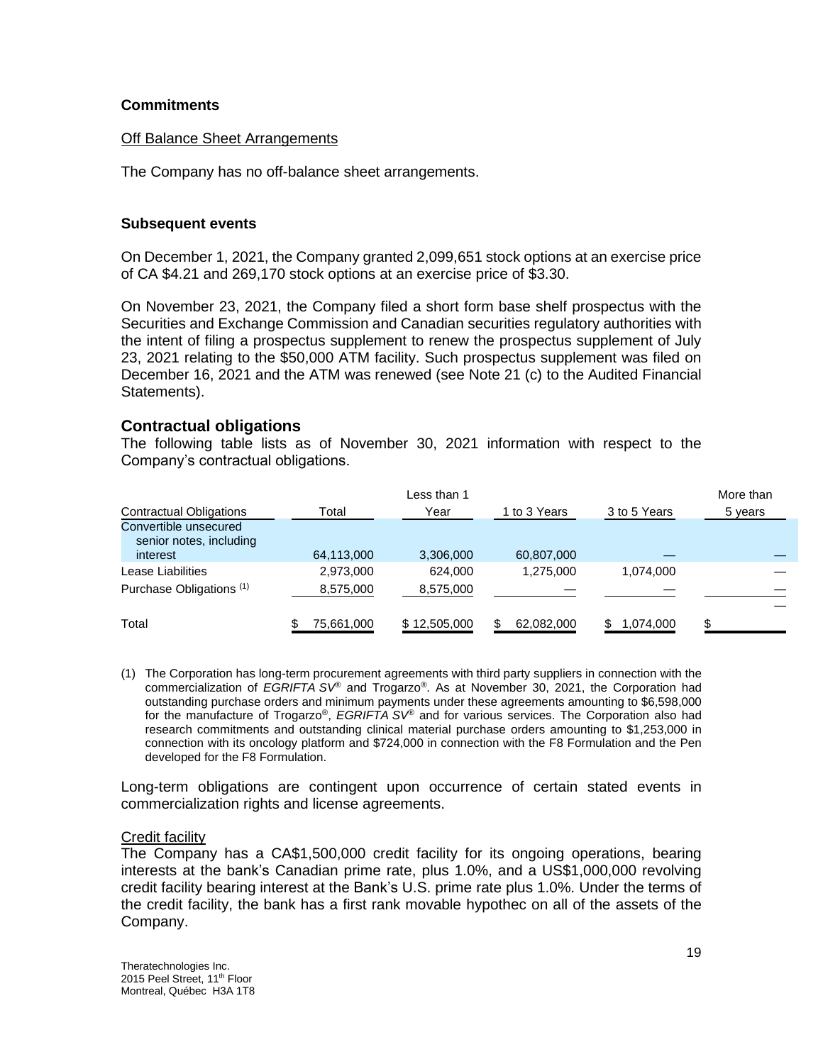### Commitments

Off Balance Sheet Arrangements

The Company has no off-balance sheet arrangements.

### Subsequent events

On December 1, 2021, the Company granted 2,099,651 stock options at an exercise price of CA $4.21 and 269,170 stock options at an exercise price of $3.30.

On November 23, 2021, the Company filed a short form base shelf prospectus with the Securities and Exchange Commission and Canadian securities regulatory authorities with the intent of filing a prospectus supplement to renew the prospectus supplement of July 23, 2021 relating to the $50,000 ATM facility. Such prospectus supplement was filed on December 16, 2021 and the ATM was renewed (see Note 21 (c) to the Audited Financial Statements).

## Contractual obligations

The following table lists as of November 30, 2021 information with respect to the Company's contractual obligations.

| Contractual Obligations | Total | Less than 1 Year | 1 to 3 Years | 3 to 5 Years | More than 5 years |
|---|---|---|---|---|---|
| Convertible unsecured senior notes, including interest | 64,113,000 | 3,306,000 | 60,807,000 | — | — |
| Lease Liabilities | 2,973,000 | 624,000 | 1,275,000 | 1,074,000 | — |
| Purchase Obligations (1) | 8,575,000 | 8,575,000 | — | — | — |
| Total | $ 75,661,000 | $ 12,505,000 | $ 62,082,000 | $ 1,074,000 | $ — |

(1) The Corporation has long-term procurement agreements with third party suppliers in connection with the commercialization of *EGRIFTA SV*® and Trogarzo®. As at November 30, 2021, the Corporation had outstanding purchase orders and minimum payments under these agreements amounting to $6,598,000 for the manufacture of Trogarzo®, *EGRIFTA SV*® and for various services. The Corporation also had research commitments and outstanding clinical material purchase orders amounting to $1,253,000 in connection with its oncology platform and $724,000 in connection with the F8 Formulation and the Pen developed for the F8 Formulation.

Long-term obligations are contingent upon occurrence of certain stated events in commercialization rights and license agreements.

Credit facility

The Company has a CA$1,500,000 credit facility for its ongoing operations, bearing interests at the bank's Canadian prime rate, plus 1.0%, and a US$1,000,000 revolving credit facility bearing interest at the Bank's U.S. prime rate plus 1.0%. Under the terms of the credit facility, the bank has a first rank movable hypothec on all of the assets of the Company.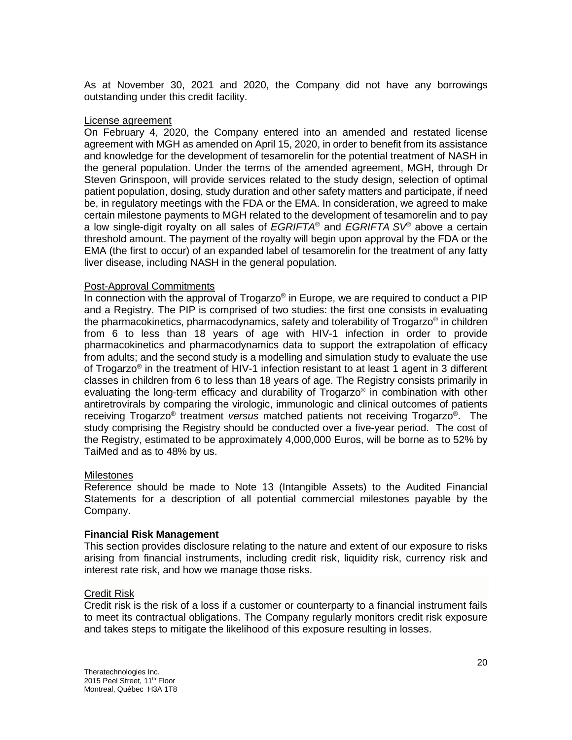As at November 30, 2021 and 2020, the Company did not have any borrowings outstanding under this credit facility.

License agreement

On February 4, 2020, the Company entered into an amended and restated license agreement with MGH as amended on April 15, 2020, in order to benefit from its assistance and knowledge for the development of tesamorelin for the potential treatment of NASH in the general population. Under the terms of the amended agreement, MGH, through Dr Steven Grinspoon, will provide services related to the study design, selection of optimal patient population, dosing, study duration and other safety matters and participate, if need be, in regulatory meetings with the FDA or the EMA. In consideration, we agreed to make certain milestone payments to MGH related to the development of tesamorelin and to pay a low single-digit royalty on all sales of *EGRIFTA*® and *EGRIFTA SV*® above a certain threshold amount. The payment of the royalty will begin upon approval by the FDA or the EMA (the first to occur) of an expanded label of tesamorelin for the treatment of any fatty liver disease, including NASH in the general population.

Post-Approval Commitments

In connection with the approval of Trogarzo® in Europe, we are required to conduct a PIP and a Registry. The PIP is comprised of two studies: the first one consists in evaluating the pharmacokinetics, pharmacodynamics, safety and tolerability of Trogarzo® in children from 6 to less than 18 years of age with HIV-1 infection in order to provide pharmacokinetics and pharmacodynamics data to support the extrapolation of efficacy from adults; and the second study is a modelling and simulation study to evaluate the use of Trogarzo® in the treatment of HIV-1 infection resistant to at least 1 agent in 3 different classes in children from 6 to less than 18 years of age. The Registry consists primarily in evaluating the long-term efficacy and durability of Trogarzo® in combination with other antiretrovirals by comparing the virologic, immunologic and clinical outcomes of patients receiving Trogarzo® treatment *versus* matched patients not receiving Trogarzo®. The study comprising the Registry should be conducted over a five-year period. The cost of the Registry, estimated to be approximately 4,000,000 Euros, will be borne as to 52% by TaiMed and as to 48% by us.

Milestones

Reference should be made to Note 13 (Intangible Assets) to the Audited Financial Statements for a description of all potential commercial milestones payable by the Company.

**Financial Risk Management**

This section provides disclosure relating to the nature and extent of our exposure to risks arising from financial instruments, including credit risk, liquidity risk, currency risk and interest rate risk, and how we manage those risks.

Credit Risk

Credit risk is the risk of a loss if a customer or counterparty to a financial instrument fails to meet its contractual obligations. The Company regularly monitors credit risk exposure and takes steps to mitigate the likelihood of this exposure resulting in losses.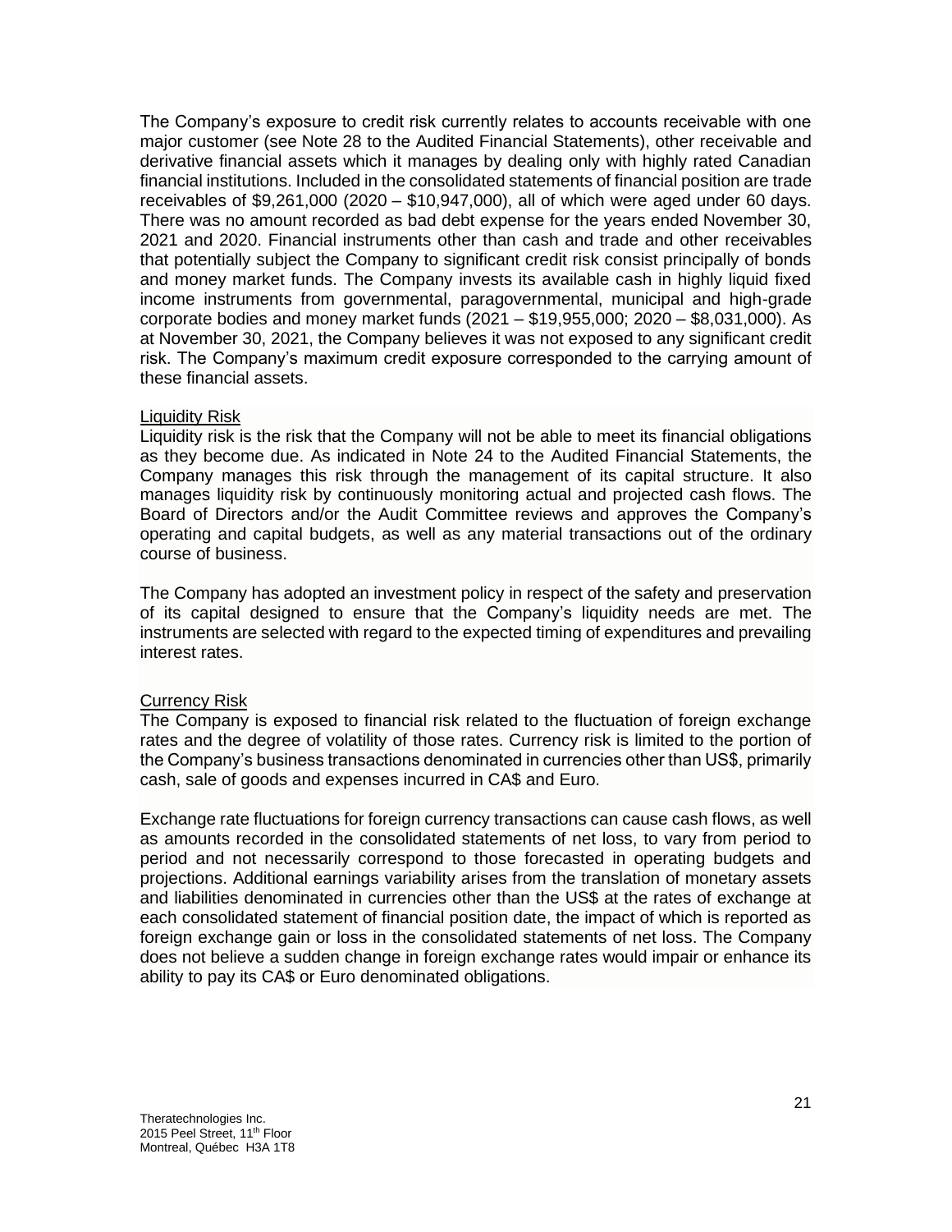The Company's exposure to credit risk currently relates to accounts receivable with one major customer (see Note 28 to the Audited Financial Statements), other receivable and derivative financial assets which it manages by dealing only with highly rated Canadian financial institutions. Included in the consolidated statements of financial position are trade receivables of $9,261,000 (2020 – $10,947,000), all of which were aged under 60 days. There was no amount recorded as bad debt expense for the years ended November 30, 2021 and 2020. Financial instruments other than cash and trade and other receivables that potentially subject the Company to significant credit risk consist principally of bonds and money market funds. The Company invests its available cash in highly liquid fixed income instruments from governmental, paragovernmental, municipal and high-grade corporate bodies and money market funds (2021 – $19,955,000; 2020 – $8,031,000). As at November 30, 2021, the Company believes it was not exposed to any significant credit risk. The Company's maximum credit exposure corresponded to the carrying amount of these financial assets.

Liquidity Risk

Liquidity risk is the risk that the Company will not be able to meet its financial obligations as they become due. As indicated in Note 24 to the Audited Financial Statements, the Company manages this risk through the management of its capital structure. It also manages liquidity risk by continuously monitoring actual and projected cash flows. The Board of Directors and/or the Audit Committee reviews and approves the Company's operating and capital budgets, as well as any material transactions out of the ordinary course of business.

The Company has adopted an investment policy in respect of the safety and preservation of its capital designed to ensure that the Company's liquidity needs are met. The instruments are selected with regard to the expected timing of expenditures and prevailing interest rates.

Currency Risk

The Company is exposed to financial risk related to the fluctuation of foreign exchange rates and the degree of volatility of those rates. Currency risk is limited to the portion of the Company's business transactions denominated in currencies other than US$, primarily cash, sale of goods and expenses incurred in CA$ and Euro.

Exchange rate fluctuations for foreign currency transactions can cause cash flows, as well as amounts recorded in the consolidated statements of net loss, to vary from period to period and not necessarily correspond to those forecasted in operating budgets and projections. Additional earnings variability arises from the translation of monetary assets and liabilities denominated in currencies other than the US$ at the rates of exchange at each consolidated statement of financial position date, the impact of which is reported as foreign exchange gain or loss in the consolidated statements of net loss. The Company does not believe a sudden change in foreign exchange rates would impair or enhance its ability to pay its CA$ or Euro denominated obligations.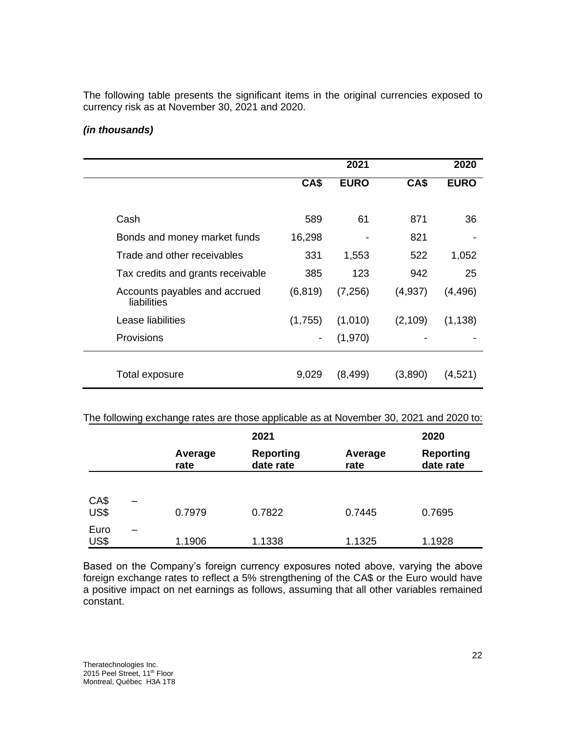The following table presents the significant items in the original currencies exposed to currency risk as at November 30, 2021 and 2020.

***(in thousands)***

| | 2021 | | 2020 | |
|---|---|---|---|---|
| | **CA$** | **EURO** | **CA$** | **EURO** |
| Cash | 589 | 61 | 871 | 36 |
| Bonds and money market funds | 16,298 | - | 821 | - |
| Trade and other receivables | 331 | 1,553 | 522 | 1,052 |
| Tax credits and grants receivable | 385 | 123 | 942 | 25 |
| Accounts payables and accrued liabilities | (6,819) | (7,256) | (4,937) | (4,496) |
| Lease liabilities | (1,755) | (1,010) | (2,109) | (1,138) |
| Provisions | - | (1,970) | - | - |
| Total exposure | 9,029 | (8,499) | (3,890) | (4,521) |

The following exchange rates are those applicable as at November 30, 2021 and 2020 to:

| | 2021 | | 2020 | |
|---|---|---|---|---|
| | **Average rate** | **Reporting date rate** | **Average rate** | **Reporting date rate** |
| CA$ – US$ | 0.7979 | 0.7822 | 0.7445 | 0.7695 |
| Euro – US$ | 1.1906 | 1.1338 | 1.1325 | 1.1928 |

Based on the Company's foreign currency exposures noted above, varying the above foreign exchange rates to reflect a 5% strengthening of the CA$ or the Euro would have a positive impact on net earnings as follows, assuming that all other variables remained constant.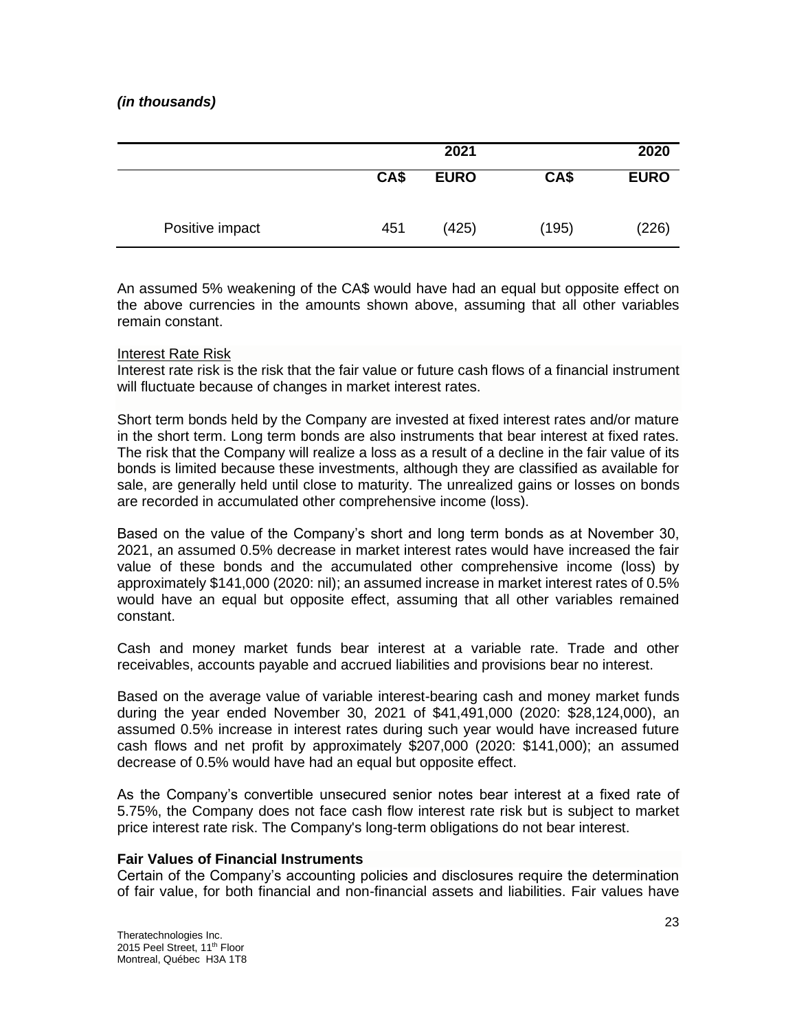*(in thousands)*

| | 2021 | | 2020 | |
|---|---|---|---|---|
| | CA$ | EURO | CA$ | EURO |
| Positive impact | 451 | (425) | (195) | (226) |

An assumed 5% weakening of the CA$ would have had an equal but opposite effect on the above currencies in the amounts shown above, assuming that all other variables remain constant.

Interest Rate Risk

Interest rate risk is the risk that the fair value or future cash flows of a financial instrument will fluctuate because of changes in market interest rates.

Short term bonds held by the Company are invested at fixed interest rates and/or mature in the short term. Long term bonds are also instruments that bear interest at fixed rates. The risk that the Company will realize a loss as a result of a decline in the fair value of its bonds is limited because these investments, although they are classified as available for sale, are generally held until close to maturity. The unrealized gains or losses on bonds are recorded in accumulated other comprehensive income (loss).

Based on the value of the Company's short and long term bonds as at November 30, 2021, an assumed 0.5% decrease in market interest rates would have increased the fair value of these bonds and the accumulated other comprehensive income (loss) by approximately $141,000 (2020: nil); an assumed increase in market interest rates of 0.5% would have an equal but opposite effect, assuming that all other variables remained constant.

Cash and money market funds bear interest at a variable rate. Trade and other receivables, accounts payable and accrued liabilities and provisions bear no interest.

Based on the average value of variable interest-bearing cash and money market funds during the year ended November 30, 2021 of $41,491,000 (2020: $28,124,000), an assumed 0.5% increase in interest rates during such year would have increased future cash flows and net profit by approximately $207,000 (2020: $141,000); an assumed decrease of 0.5% would have had an equal but opposite effect.

As the Company's convertible unsecured senior notes bear interest at a fixed rate of 5.75%, the Company does not face cash flow interest rate risk but is subject to market price interest rate risk. The Company's long-term obligations do not bear interest.

**Fair Values of Financial Instruments**

Certain of the Company's accounting policies and disclosures require the determination of fair value, for both financial and non-financial assets and liabilities. Fair values have

Theratechnologies Inc.
2015 Peel Street, 11th Floor
Montreal, Québec H3A 1T8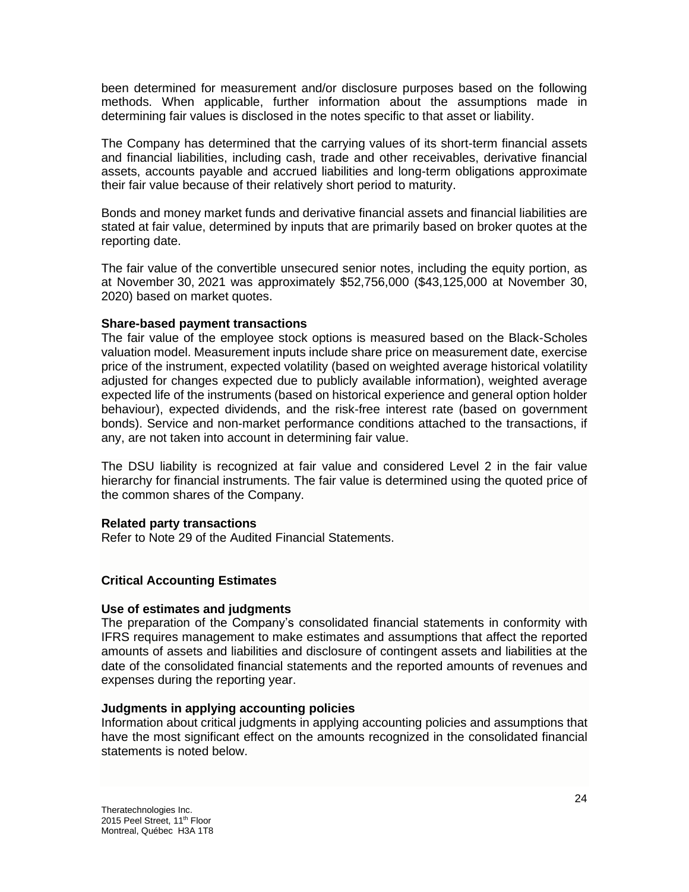been determined for measurement and/or disclosure purposes based on the following methods. When applicable, further information about the assumptions made in determining fair values is disclosed in the notes specific to that asset or liability.

The Company has determined that the carrying values of its short-term financial assets and financial liabilities, including cash, trade and other receivables, derivative financial assets, accounts payable and accrued liabilities and long-term obligations approximate their fair value because of their relatively short period to maturity.

Bonds and money market funds and derivative financial assets and financial liabilities are stated at fair value, determined by inputs that are primarily based on broker quotes at the reporting date.

The fair value of the convertible unsecured senior notes, including the equity portion, as at November 30, 2021 was approximately $52,756,000 ($43,125,000 at November 30, 2020) based on market quotes.

**Share-based payment transactions**

The fair value of the employee stock options is measured based on the Black-Scholes valuation model. Measurement inputs include share price on measurement date, exercise price of the instrument, expected volatility (based on weighted average historical volatility adjusted for changes expected due to publicly available information), weighted average expected life of the instruments (based on historical experience and general option holder behaviour), expected dividends, and the risk-free interest rate (based on government bonds). Service and non-market performance conditions attached to the transactions, if any, are not taken into account in determining fair value.

The DSU liability is recognized at fair value and considered Level 2 in the fair value hierarchy for financial instruments. The fair value is determined using the quoted price of the common shares of the Company.

**Related party transactions**

Refer to Note 29 of the Audited Financial Statements.

## Critical Accounting Estimates

**Use of estimates and judgments**

The preparation of the Company's consolidated financial statements in conformity with IFRS requires management to make estimates and assumptions that affect the reported amounts of assets and liabilities and disclosure of contingent assets and liabilities at the date of the consolidated financial statements and the reported amounts of revenues and expenses during the reporting year.

**Judgments in applying accounting policies**

Information about critical judgments in applying accounting policies and assumptions that have the most significant effect on the amounts recognized in the consolidated financial statements is noted below.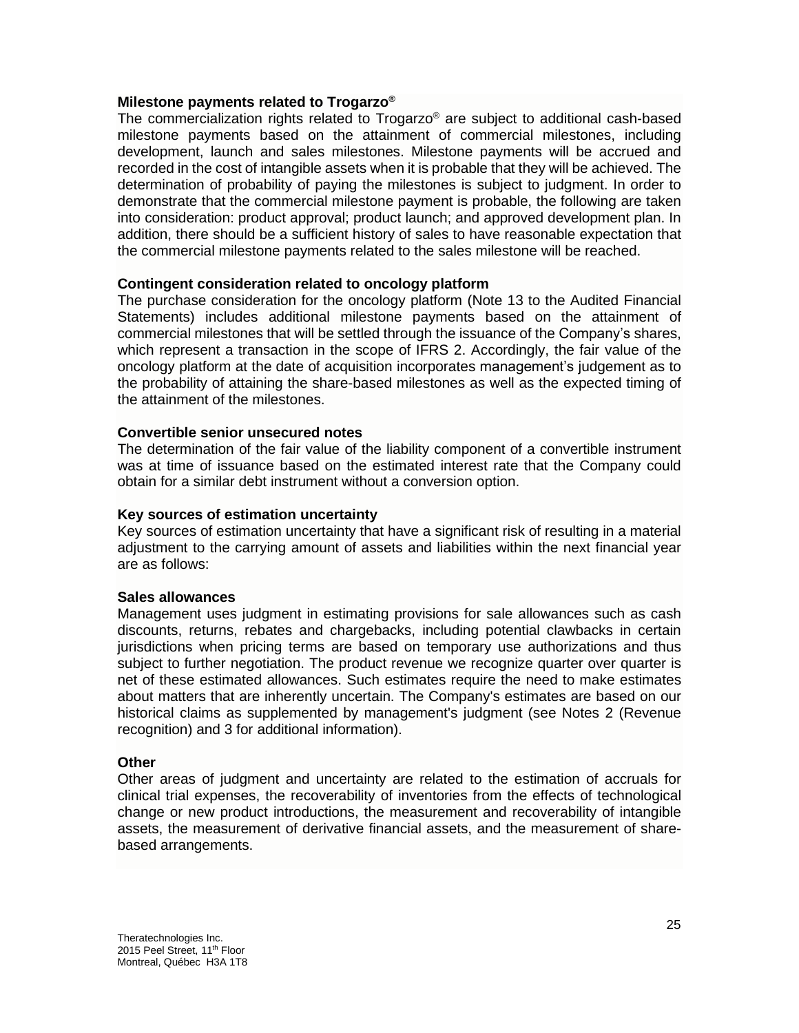**Milestone payments related to Trogarzo®**

The commercialization rights related to Trogarzo® are subject to additional cash-based milestone payments based on the attainment of commercial milestones, including development, launch and sales milestones. Milestone payments will be accrued and recorded in the cost of intangible assets when it is probable that they will be achieved. The determination of probability of paying the milestones is subject to judgment. In order to demonstrate that the commercial milestone payment is probable, the following are taken into consideration: product approval; product launch; and approved development plan. In addition, there should be a sufficient history of sales to have reasonable expectation that the commercial milestone payments related to the sales milestone will be reached.

**Contingent consideration related to oncology platform**

The purchase consideration for the oncology platform (Note 13 to the Audited Financial Statements) includes additional milestone payments based on the attainment of commercial milestones that will be settled through the issuance of the Company's shares, which represent a transaction in the scope of IFRS 2. Accordingly, the fair value of the oncology platform at the date of acquisition incorporates management's judgement as to the probability of attaining the share-based milestones as well as the expected timing of the attainment of the milestones.

**Convertible senior unsecured notes**

The determination of the fair value of the liability component of a convertible instrument was at time of issuance based on the estimated interest rate that the Company could obtain for a similar debt instrument without a conversion option.

**Key sources of estimation uncertainty**

Key sources of estimation uncertainty that have a significant risk of resulting in a material adjustment to the carrying amount of assets and liabilities within the next financial year are as follows:

**Sales allowances**

Management uses judgment in estimating provisions for sale allowances such as cash discounts, returns, rebates and chargebacks, including potential clawbacks in certain jurisdictions when pricing terms are based on temporary use authorizations and thus subject to further negotiation. The product revenue we recognize quarter over quarter is net of these estimated allowances. Such estimates require the need to make estimates about matters that are inherently uncertain. The Company's estimates are based on our historical claims as supplemented by management's judgment (see Notes 2 (Revenue recognition) and 3 for additional information).

**Other**

Other areas of judgment and uncertainty are related to the estimation of accruals for clinical trial expenses, the recoverability of inventories from the effects of technological change or new product introductions, the measurement and recoverability of intangible assets, the measurement of derivative financial assets, and the measurement of share-based arrangements.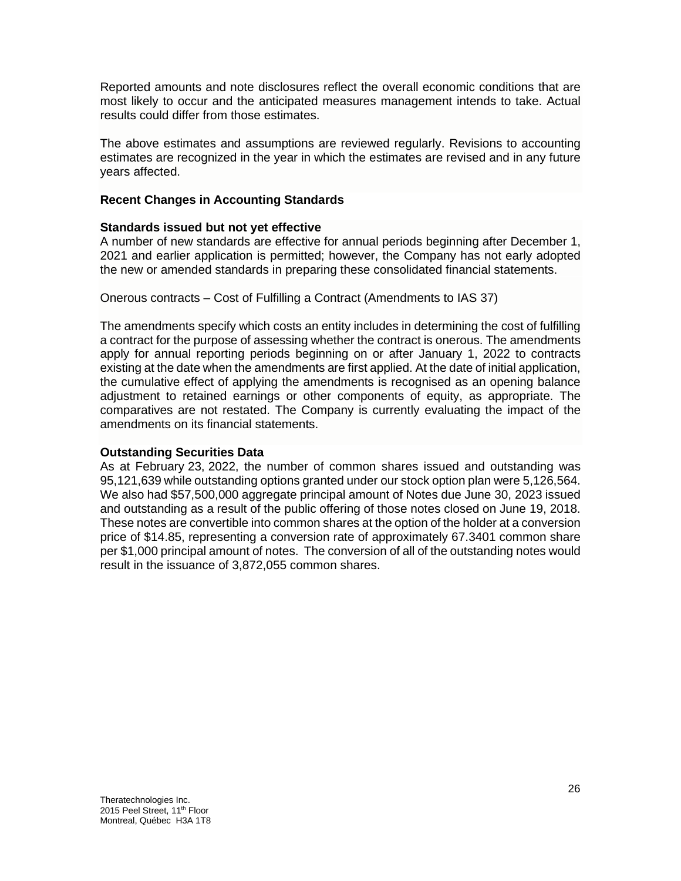Reported amounts and note disclosures reflect the overall economic conditions that are most likely to occur and the anticipated measures management intends to take. Actual results could differ from those estimates.

The above estimates and assumptions are reviewed regularly. Revisions to accounting estimates are recognized in the year in which the estimates are revised and in any future years affected.

**Recent Changes in Accounting Standards**

**Standards issued but not yet effective**

A number of new standards are effective for annual periods beginning after December 1, 2021 and earlier application is permitted; however, the Company has not early adopted the new or amended standards in preparing these consolidated financial statements.

Onerous contracts – Cost of Fulfilling a Contract (Amendments to IAS 37)

The amendments specify which costs an entity includes in determining the cost of fulfilling a contract for the purpose of assessing whether the contract is onerous. The amendments apply for annual reporting periods beginning on or after January 1, 2022 to contracts existing at the date when the amendments are first applied. At the date of initial application, the cumulative effect of applying the amendments is recognised as an opening balance adjustment to retained earnings or other components of equity, as appropriate. The comparatives are not restated. The Company is currently evaluating the impact of the amendments on its financial statements.

**Outstanding Securities Data**

As at February 23, 2022, the number of common shares issued and outstanding was 95,121,639 while outstanding options granted under our stock option plan were 5,126,564. We also had $57,500,000 aggregate principal amount of Notes due June 30, 2023 issued and outstanding as a result of the public offering of those notes closed on June 19, 2018. These notes are convertible into common shares at the option of the holder at a conversion price of $14.85, representing a conversion rate of approximately 67.3401 common share per $1,000 principal amount of notes. The conversion of all of the outstanding notes would result in the issuance of 3,872,055 common shares.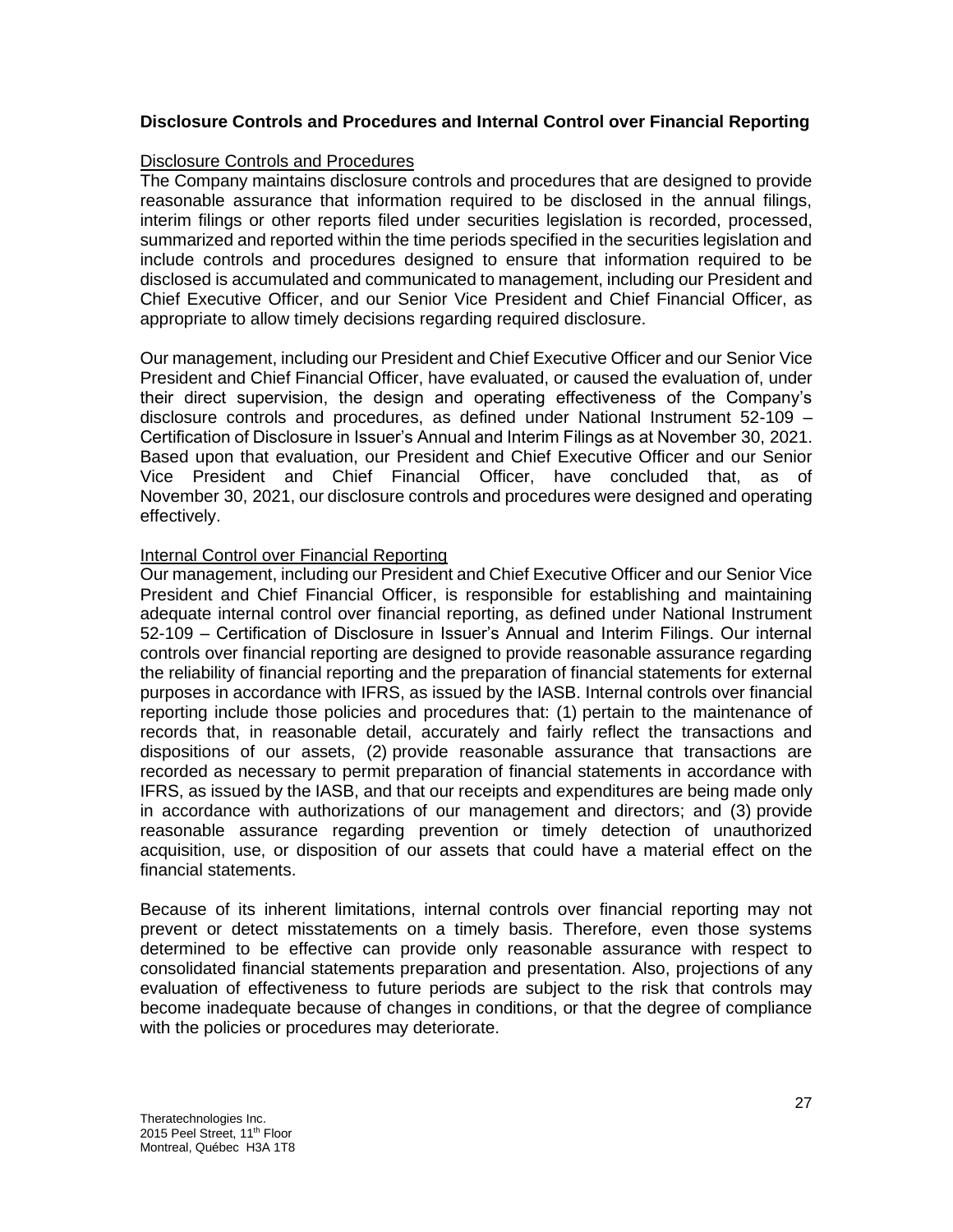## Disclosure Controls and Procedures and Internal Control over Financial Reporting

### Disclosure Controls and Procedures

The Company maintains disclosure controls and procedures that are designed to provide reasonable assurance that information required to be disclosed in the annual filings, interim filings or other reports filed under securities legislation is recorded, processed, summarized and reported within the time periods specified in the securities legislation and include controls and procedures designed to ensure that information required to be disclosed is accumulated and communicated to management, including our President and Chief Executive Officer, and our Senior Vice President and Chief Financial Officer, as appropriate to allow timely decisions regarding required disclosure.

Our management, including our President and Chief Executive Officer and our Senior Vice President and Chief Financial Officer, have evaluated, or caused the evaluation of, under their direct supervision, the design and operating effectiveness of the Company's disclosure controls and procedures, as defined under National Instrument 52-109 – Certification of Disclosure in Issuer's Annual and Interim Filings as at November 30, 2021. Based upon that evaluation, our President and Chief Executive Officer and our Senior Vice President and Chief Financial Officer, have concluded that, as of November 30, 2021, our disclosure controls and procedures were designed and operating effectively.

### Internal Control over Financial Reporting

Our management, including our President and Chief Executive Officer and our Senior Vice President and Chief Financial Officer, is responsible for establishing and maintaining adequate internal control over financial reporting, as defined under National Instrument 52-109 – Certification of Disclosure in Issuer's Annual and Interim Filings. Our internal controls over financial reporting are designed to provide reasonable assurance regarding the reliability of financial reporting and the preparation of financial statements for external purposes in accordance with IFRS, as issued by the IASB. Internal controls over financial reporting include those policies and procedures that: (1) pertain to the maintenance of records that, in reasonable detail, accurately and fairly reflect the transactions and dispositions of our assets, (2) provide reasonable assurance that transactions are recorded as necessary to permit preparation of financial statements in accordance with IFRS, as issued by the IASB, and that our receipts and expenditures are being made only in accordance with authorizations of our management and directors; and (3) provide reasonable assurance regarding prevention or timely detection of unauthorized acquisition, use, or disposition of our assets that could have a material effect on the financial statements.

Because of its inherent limitations, internal controls over financial reporting may not prevent or detect misstatements on a timely basis. Therefore, even those systems determined to be effective can provide only reasonable assurance with respect to consolidated financial statements preparation and presentation. Also, projections of any evaluation of effectiveness to future periods are subject to the risk that controls may become inadequate because of changes in conditions, or that the degree of compliance with the policies or procedures may deteriorate.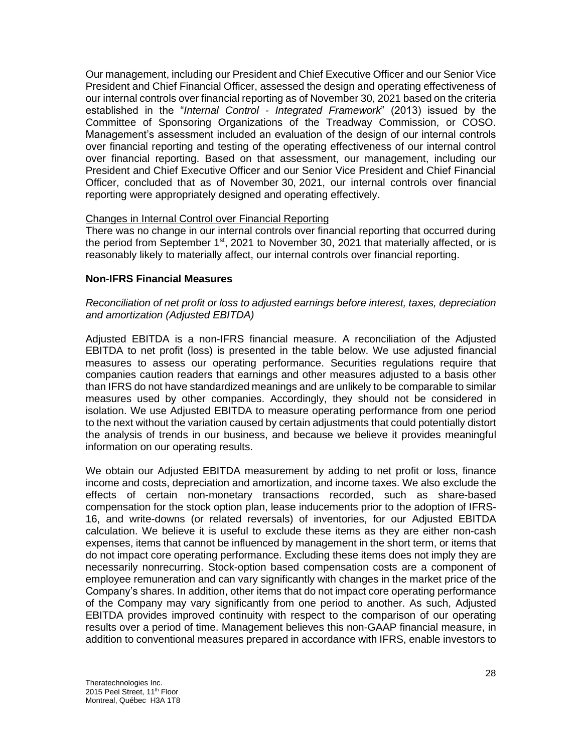Our management, including our President and Chief Executive Officer and our Senior Vice President and Chief Financial Officer, assessed the design and operating effectiveness of our internal controls over financial reporting as of November 30, 2021 based on the criteria established in the "*Internal Control - Integrated Framework*" (2013) issued by the Committee of Sponsoring Organizations of the Treadway Commission, or COSO. Management's assessment included an evaluation of the design of our internal controls over financial reporting and testing of the operating effectiveness of our internal control over financial reporting. Based on that assessment, our management, including our President and Chief Executive Officer and our Senior Vice President and Chief Financial Officer, concluded that as of November 30, 2021, our internal controls over financial reporting were appropriately designed and operating effectively.

Changes in Internal Control over Financial Reporting

There was no change in our internal controls over financial reporting that occurred during the period from September 1st, 2021 to November 30, 2021 that materially affected, or is reasonably likely to materially affect, our internal controls over financial reporting.

**Non-IFRS Financial Measures**

*Reconciliation of net profit or loss to adjusted earnings before interest, taxes, depreciation and amortization (Adjusted EBITDA)*

Adjusted EBITDA is a non-IFRS financial measure. A reconciliation of the Adjusted EBITDA to net profit (loss) is presented in the table below. We use adjusted financial measures to assess our operating performance. Securities regulations require that companies caution readers that earnings and other measures adjusted to a basis other than IFRS do not have standardized meanings and are unlikely to be comparable to similar measures used by other companies. Accordingly, they should not be considered in isolation. We use Adjusted EBITDA to measure operating performance from one period to the next without the variation caused by certain adjustments that could potentially distort the analysis of trends in our business, and because we believe it provides meaningful information on our operating results.

We obtain our Adjusted EBITDA measurement by adding to net profit or loss, finance income and costs, depreciation and amortization, and income taxes. We also exclude the effects of certain non-monetary transactions recorded, such as share-based compensation for the stock option plan, lease inducements prior to the adoption of IFRS-16, and write-downs (or related reversals) of inventories, for our Adjusted EBITDA calculation. We believe it is useful to exclude these items as they are either non-cash expenses, items that cannot be influenced by management in the short term, or items that do not impact core operating performance. Excluding these items does not imply they are necessarily nonrecurring. Stock-option based compensation costs are a component of employee remuneration and can vary significantly with changes in the market price of the Company's shares. In addition, other items that do not impact core operating performance of the Company may vary significantly from one period to another. As such, Adjusted EBITDA provides improved continuity with respect to the comparison of our operating results over a period of time. Management believes this non-GAAP financial measure, in addition to conventional measures prepared in accordance with IFRS, enable investors to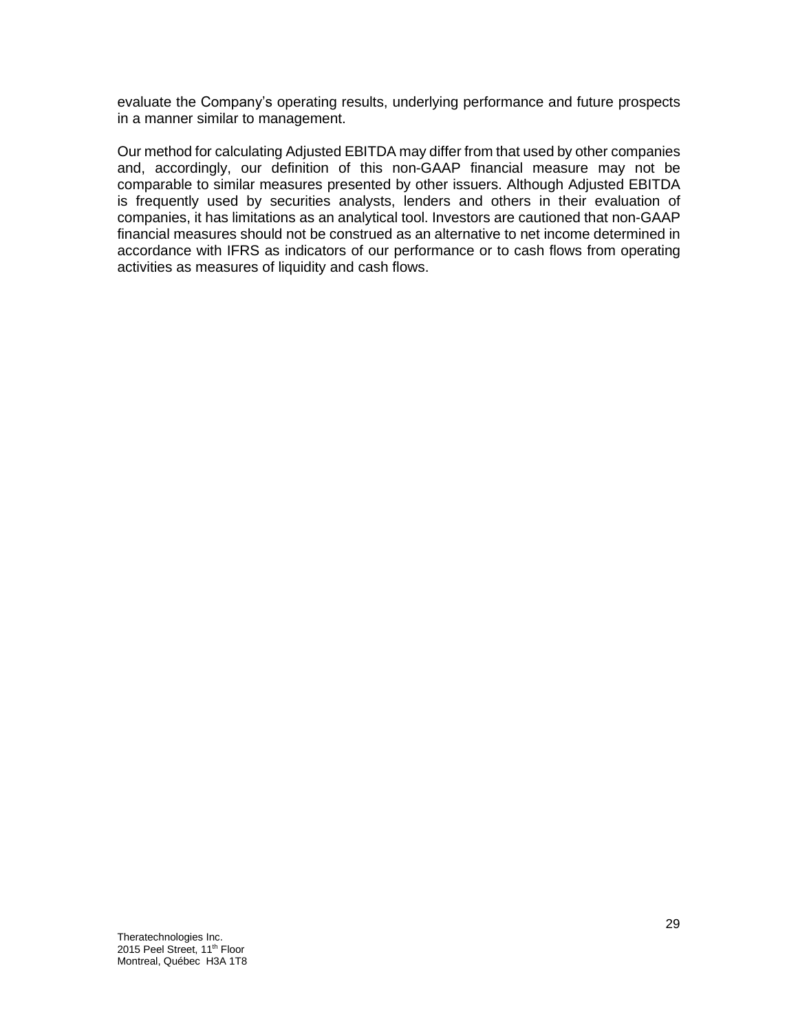evaluate the Company's operating results, underlying performance and future prospects in a manner similar to management.

Our method for calculating Adjusted EBITDA may differ from that used by other companies and, accordingly, our definition of this non-GAAP financial measure may not be comparable to similar measures presented by other issuers. Although Adjusted EBITDA is frequently used by securities analysts, lenders and others in their evaluation of companies, it has limitations as an analytical tool. Investors are cautioned that non-GAAP financial measures should not be construed as an alternative to net income determined in accordance with IFRS as indicators of our performance or to cash flows from operating activities as measures of liquidity and cash flows.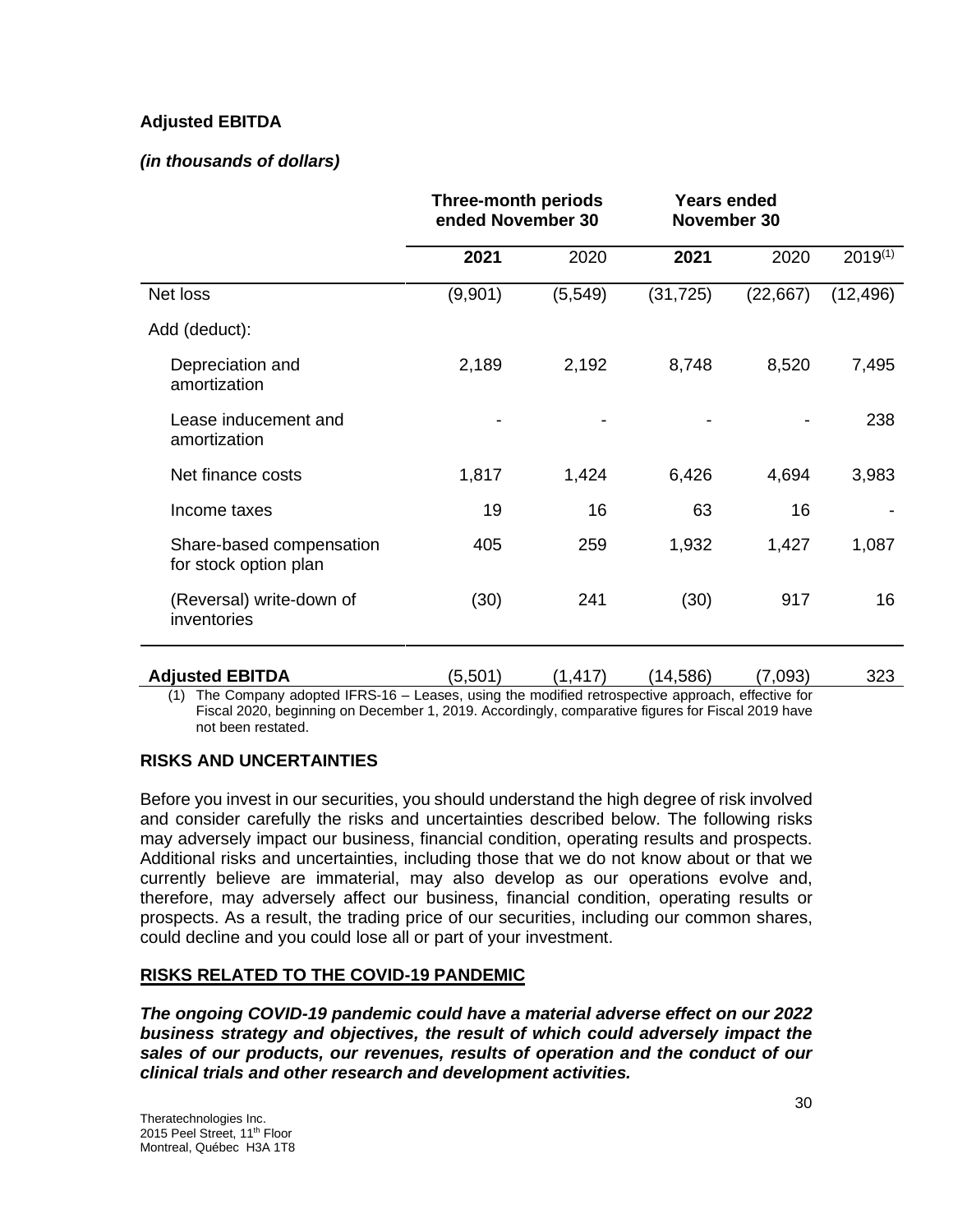**Adjusted EBITDA**

***(in thousands of dollars)***

| | Three-month periods ended November 30 | | Years ended November 30 | | |
|---|---|---|---|---|---|
| | **2021** | 2020 | **2021** | 2020 | 2019[(1)] |
| Net loss | (9,901) | (5,549) | (31,725) | (22,667) | (12,496) |
| Add (deduct): | | | | | |
| Depreciation and amortization | 2,189 | 2,192 | 8,748 | 8,520 | 7,495 |
| Lease inducement and amortization | - | - | - | - | 238 |
| Net finance costs | 1,817 | 1,424 | 6,426 | 4,694 | 3,983 |
| Income taxes | 19 | 16 | 63 | 16 | - |
| Share-based compensation for stock option plan | 405 | 259 | 1,932 | 1,427 | 1,087 |
| (Reversal) write-down of inventories | (30) | 241 | (30) | 917 | 16 |
| **Adjusted EBITDA** | (5,501) | (1,417) | (14,586) | (7,093) | 323 |

(1) The Company adopted IFRS-16 – Leases, using the modified retrospective approach, effective for Fiscal 2020, beginning on December 1, 2019. Accordingly, comparative figures for Fiscal 2019 have not been restated.

## RISKS AND UNCERTAINTIES

Before you invest in our securities, you should understand the high degree of risk involved and consider carefully the risks and uncertainties described below. The following risks may adversely impact our business, financial condition, operating results and prospects. Additional risks and uncertainties, including those that we do not know about or that we currently believe are immaterial, may also develop as our operations evolve and, therefore, may adversely affect our business, financial condition, operating results or prospects. As a result, the trading price of our securities, including our common shares, could decline and you could lose all or part of your investment.

### RISKS RELATED TO THE COVID-19 PANDEMIC

***The ongoing COVID-19 pandemic could have a material adverse effect on our 2022 business strategy and objectives, the result of which could adversely impact the sales of our products, our revenues, results of operation and the conduct of our clinical trials and other research and development activities.***

Theratechnologies Inc.
2015 Peel Street, 11th Floor
Montreal, Québec H3A 1T8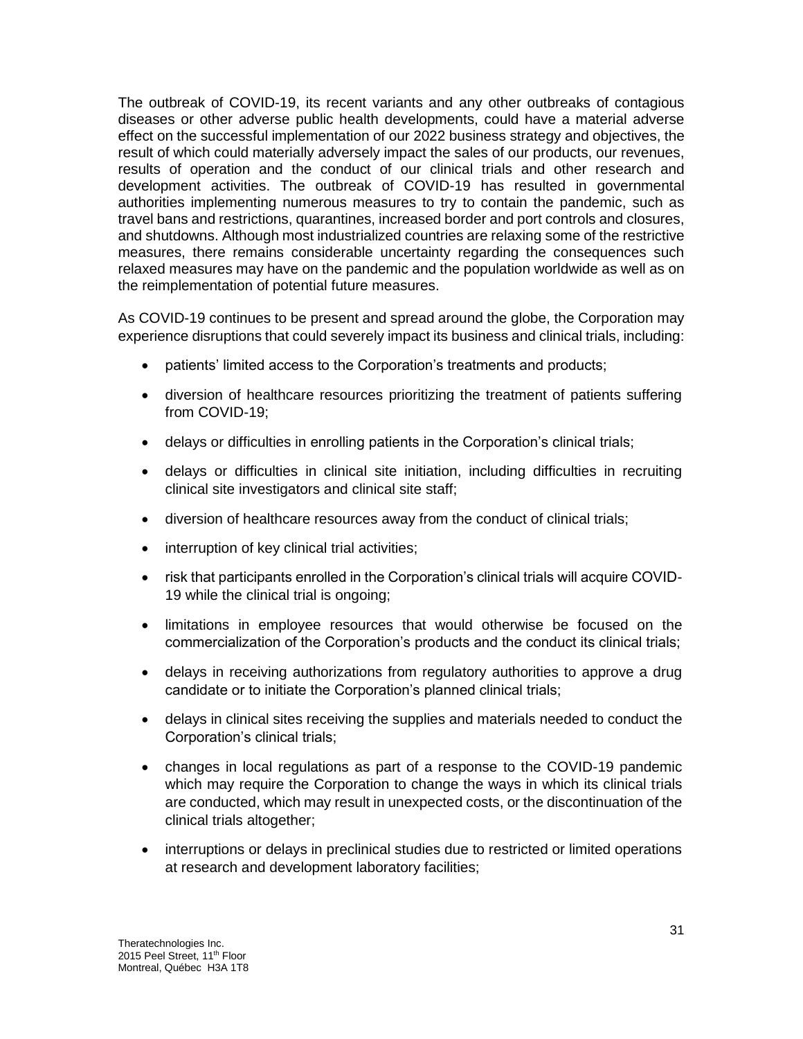The outbreak of COVID-19, its recent variants and any other outbreaks of contagious diseases or other adverse public health developments, could have a material adverse effect on the successful implementation of our 2022 business strategy and objectives, the result of which could materially adversely impact the sales of our products, our revenues, results of operation and the conduct of our clinical trials and other research and development activities. The outbreak of COVID-19 has resulted in governmental authorities implementing numerous measures to try to contain the pandemic, such as travel bans and restrictions, quarantines, increased border and port controls and closures, and shutdowns. Although most industrialized countries are relaxing some of the restrictive measures, there remains considerable uncertainty regarding the consequences such relaxed measures may have on the pandemic and the population worldwide as well as on the reimplementation of potential future measures.

As COVID-19 continues to be present and spread around the globe, the Corporation may experience disruptions that could severely impact its business and clinical trials, including:

- patients' limited access to the Corporation's treatments and products;
- diversion of healthcare resources prioritizing the treatment of patients suffering from COVID-19;
- delays or difficulties in enrolling patients in the Corporation's clinical trials;
- delays or difficulties in clinical site initiation, including difficulties in recruiting clinical site investigators and clinical site staff;
- diversion of healthcare resources away from the conduct of clinical trials;
- interruption of key clinical trial activities;
- risk that participants enrolled in the Corporation's clinical trials will acquire COVID-19 while the clinical trial is ongoing;
- limitations in employee resources that would otherwise be focused on the commercialization of the Corporation's products and the conduct its clinical trials;
- delays in receiving authorizations from regulatory authorities to approve a drug candidate or to initiate the Corporation's planned clinical trials;
- delays in clinical sites receiving the supplies and materials needed to conduct the Corporation's clinical trials;
- changes in local regulations as part of a response to the COVID-19 pandemic which may require the Corporation to change the ways in which its clinical trials are conducted, which may result in unexpected costs, or the discontinuation of the clinical trials altogether;
- interruptions or delays in preclinical studies due to restricted or limited operations at research and development laboratory facilities;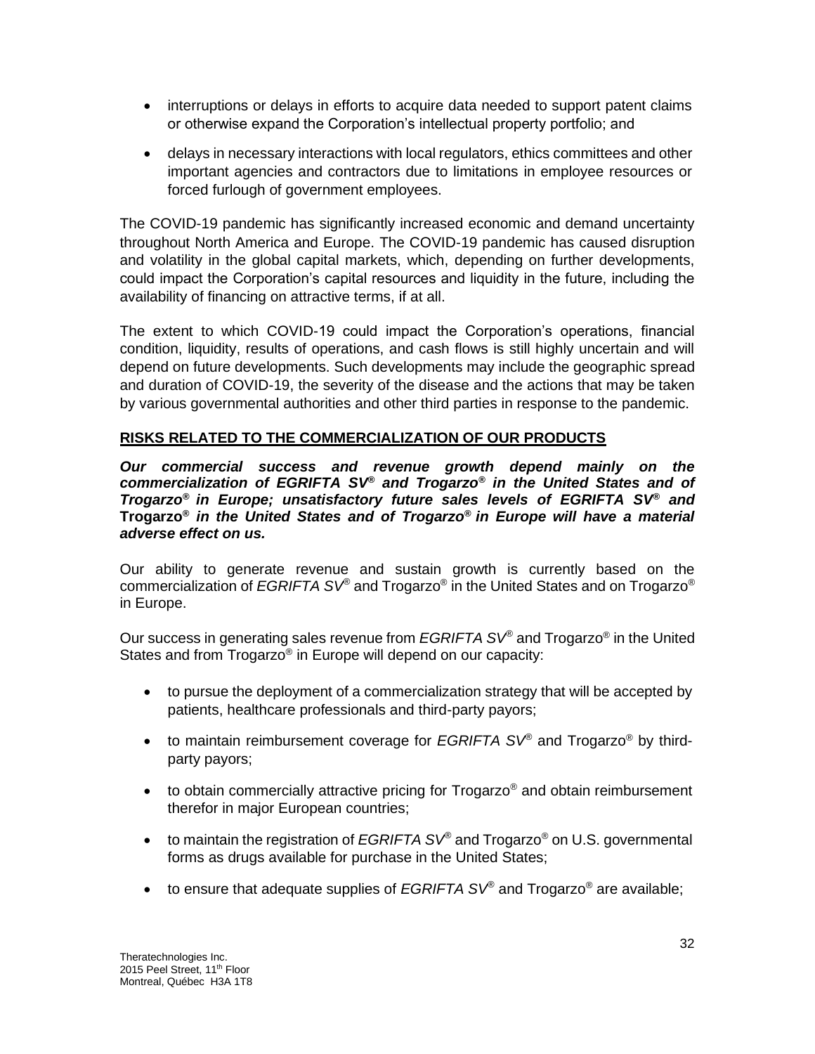- interruptions or delays in efforts to acquire data needed to support patent claims or otherwise expand the Corporation's intellectual property portfolio; and
- delays in necessary interactions with local regulators, ethics committees and other important agencies and contractors due to limitations in employee resources or forced furlough of government employees.

The COVID-19 pandemic has significantly increased economic and demand uncertainty throughout North America and Europe. The COVID-19 pandemic has caused disruption and volatility in the global capital markets, which, depending on further developments, could impact the Corporation's capital resources and liquidity in the future, including the availability of financing on attractive terms, if at all.

The extent to which COVID-19 could impact the Corporation's operations, financial condition, liquidity, results of operations, and cash flows is still highly uncertain and will depend on future developments. Such developments may include the geographic spread and duration of COVID-19, the severity of the disease and the actions that may be taken by various governmental authorities and other third parties in response to the pandemic.

## RISKS RELATED TO THE COMMERCIALIZATION OF OUR PRODUCTS

***Our commercial success and revenue growth depend mainly on the commercialization of EGRIFTA SV® and Trogarzo® in the United States and of Trogarzo® in Europe; unsatisfactory future sales levels of EGRIFTA SV® and* Trogarzo® *in the United States and of Trogarzo® in Europe will have a material adverse effect on us.***

Our ability to generate revenue and sustain growth is currently based on the commercialization of *EGRIFTA SV®* and Trogarzo® in the United States and on Trogarzo® in Europe.

Our success in generating sales revenue from *EGRIFTA SV®* and Trogarzo® in the United States and from Trogarzo® in Europe will depend on our capacity:

- to pursue the deployment of a commercialization strategy that will be accepted by patients, healthcare professionals and third-party payors;
- to maintain reimbursement coverage for *EGRIFTA SV®* and Trogarzo® by third-party payors;
- to obtain commercially attractive pricing for Trogarzo® and obtain reimbursement therefor in major European countries;
- to maintain the registration of *EGRIFTA SV®* and Trogarzo® on U.S. governmental forms as drugs available for purchase in the United States;
- to ensure that adequate supplies of *EGRIFTA SV®* and Trogarzo® are available;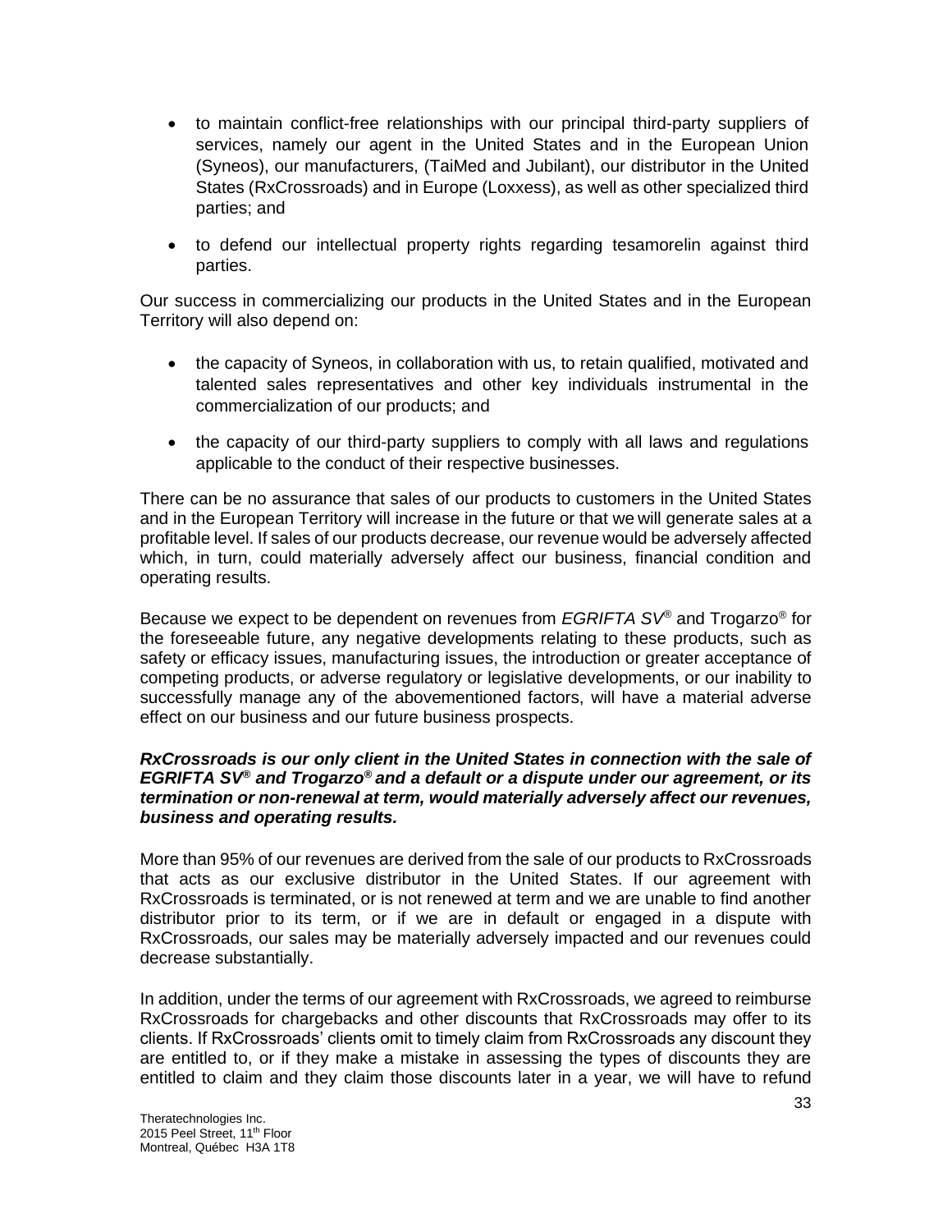- to maintain conflict-free relationships with our principal third-party suppliers of services, namely our agent in the United States and in the European Union (Syneos), our manufacturers, (TaiMed and Jubilant), our distributor in the United States (RxCrossroads) and in Europe (Loxxess), as well as other specialized third parties; and
- to defend our intellectual property rights regarding tesamorelin against third parties.

Our success in commercializing our products in the United States and in the European Territory will also depend on:

- the capacity of Syneos, in collaboration with us, to retain qualified, motivated and talented sales representatives and other key individuals instrumental in the commercialization of our products; and
- the capacity of our third-party suppliers to comply with all laws and regulations applicable to the conduct of their respective businesses.

There can be no assurance that sales of our products to customers in the United States and in the European Territory will increase in the future or that we will generate sales at a profitable level. If sales of our products decrease, our revenue would be adversely affected which, in turn, could materially adversely affect our business, financial condition and operating results.

Because we expect to be dependent on revenues from *EGRIFTA SV®* and Trogarzo® for the foreseeable future, any negative developments relating to these products, such as safety or efficacy issues, manufacturing issues, the introduction or greater acceptance of competing products, or adverse regulatory or legislative developments, or our inability to successfully manage any of the abovementioned factors, will have a material adverse effect on our business and our future business prospects.

***RxCrossroads is our only client in the United States in connection with the sale of EGRIFTA SV® and Trogarzo® and a default or a dispute under our agreement, or its termination or non-renewal at term, would materially adversely affect our revenues, business and operating results.***

More than 95% of our revenues are derived from the sale of our products to RxCrossroads that acts as our exclusive distributor in the United States. If our agreement with RxCrossroads is terminated, or is not renewed at term and we are unable to find another distributor prior to its term, or if we are in default or engaged in a dispute with RxCrossroads, our sales may be materially adversely impacted and our revenues could decrease substantially.

In addition, under the terms of our agreement with RxCrossroads, we agreed to reimburse RxCrossroads for chargebacks and other discounts that RxCrossroads may offer to its clients. If RxCrossroads' clients omit to timely claim from RxCrossroads any discount they are entitled to, or if they make a mistake in assessing the types of discounts they are entitled to claim and they claim those discounts later in a year, we will have to refund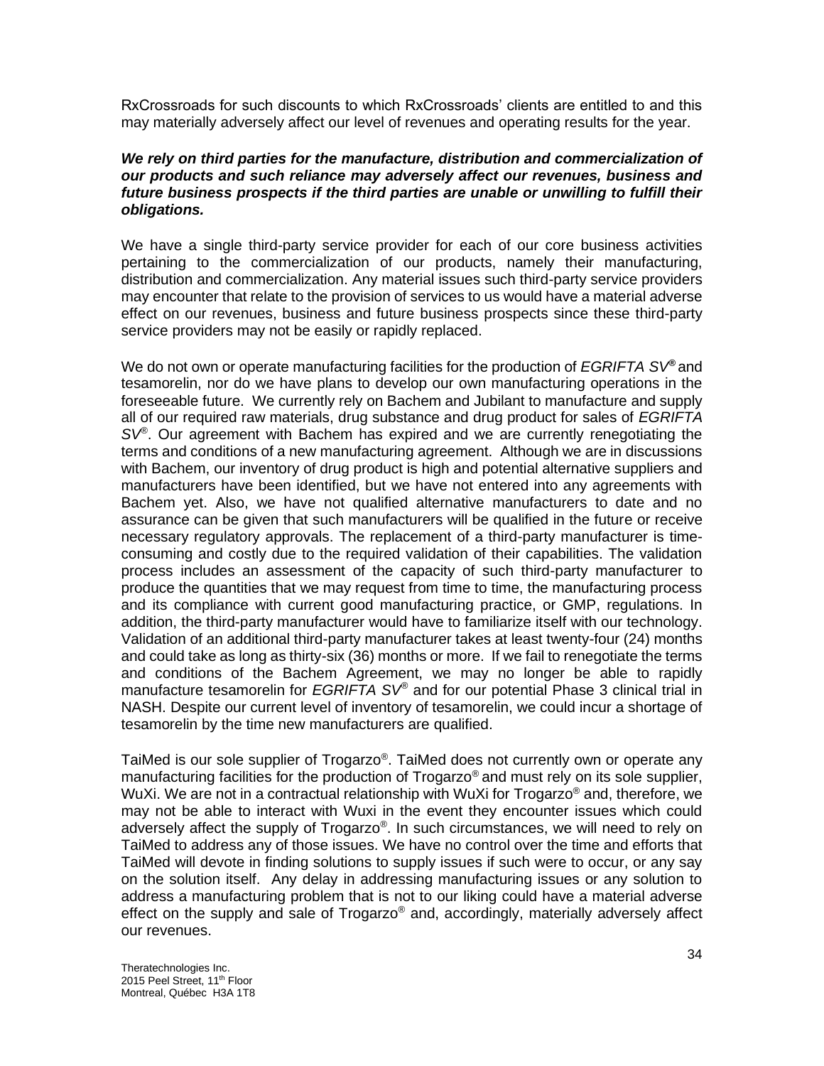RxCrossroads for such discounts to which RxCrossroads' clients are entitled to and this may materially adversely affect our level of revenues and operating results for the year.

***We rely on third parties for the manufacture, distribution and commercialization of our products and such reliance may adversely affect our revenues, business and future business prospects if the third parties are unable or unwilling to fulfill their obligations.***

We have a single third-party service provider for each of our core business activities pertaining to the commercialization of our products, namely their manufacturing, distribution and commercialization. Any material issues such third-party service providers may encounter that relate to the provision of services to us would have a material adverse effect on our revenues, business and future business prospects since these third-party service providers may not be easily or rapidly replaced.

We do not own or operate manufacturing facilities for the production of *EGRIFTA SV®* and tesamorelin, nor do we have plans to develop our own manufacturing operations in the foreseeable future. We currently rely on Bachem and Jubilant to manufacture and supply all of our required raw materials, drug substance and drug product for sales of *EGRIFTA SV®*. Our agreement with Bachem has expired and we are currently renegotiating the terms and conditions of a new manufacturing agreement. Although we are in discussions with Bachem, our inventory of drug product is high and potential alternative suppliers and manufacturers have been identified, but we have not entered into any agreements with Bachem yet. Also, we have not qualified alternative manufacturers to date and no assurance can be given that such manufacturers will be qualified in the future or receive necessary regulatory approvals. The replacement of a third-party manufacturer is time-consuming and costly due to the required validation of their capabilities. The validation process includes an assessment of the capacity of such third-party manufacturer to produce the quantities that we may request from time to time, the manufacturing process and its compliance with current good manufacturing practice, or GMP, regulations. In addition, the third-party manufacturer would have to familiarize itself with our technology. Validation of an additional third-party manufacturer takes at least twenty-four (24) months and could take as long as thirty-six (36) months or more. If we fail to renegotiate the terms and conditions of the Bachem Agreement, we may no longer be able to rapidly manufacture tesamorelin for *EGRIFTA SV®* and for our potential Phase 3 clinical trial in NASH. Despite our current level of inventory of tesamorelin, we could incur a shortage of tesamorelin by the time new manufacturers are qualified.

TaiMed is our sole supplier of Trogarzo®. TaiMed does not currently own or operate any manufacturing facilities for the production of Trogarzo® and must rely on its sole supplier, WuXi. We are not in a contractual relationship with WuXi for Trogarzo® and, therefore, we may not be able to interact with Wuxi in the event they encounter issues which could adversely affect the supply of Trogarzo®. In such circumstances, we will need to rely on TaiMed to address any of those issues. We have no control over the time and efforts that TaiMed will devote in finding solutions to supply issues if such were to occur, or any say on the solution itself. Any delay in addressing manufacturing issues or any solution to address a manufacturing problem that is not to our liking could have a material adverse effect on the supply and sale of Trogarzo® and, accordingly, materially adversely affect our revenues.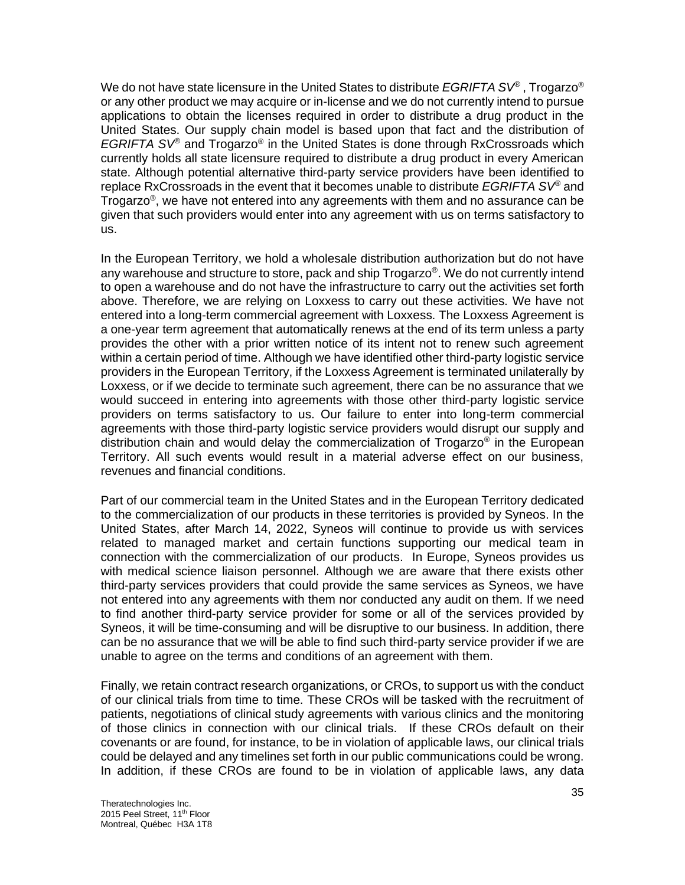We do not have state licensure in the United States to distribute *EGRIFTA SV*® , Trogarzo® or any other product we may acquire or in-license and we do not currently intend to pursue applications to obtain the licenses required in order to distribute a drug product in the United States. Our supply chain model is based upon that fact and the distribution of *EGRIFTA SV*® and Trogarzo® in the United States is done through RxCrossroads which currently holds all state licensure required to distribute a drug product in every American state. Although potential alternative third-party service providers have been identified to replace RxCrossroads in the event that it becomes unable to distribute *EGRIFTA SV*® and Trogarzo®, we have not entered into any agreements with them and no assurance can be given that such providers would enter into any agreement with us on terms satisfactory to us.

In the European Territory, we hold a wholesale distribution authorization but do not have any warehouse and structure to store, pack and ship Trogarzo®. We do not currently intend to open a warehouse and do not have the infrastructure to carry out the activities set forth above. Therefore, we are relying on Loxxess to carry out these activities. We have not entered into a long-term commercial agreement with Loxxess. The Loxxess Agreement is a one-year term agreement that automatically renews at the end of its term unless a party provides the other with a prior written notice of its intent not to renew such agreement within a certain period of time. Although we have identified other third-party logistic service providers in the European Territory, if the Loxxess Agreement is terminated unilaterally by Loxxess, or if we decide to terminate such agreement, there can be no assurance that we would succeed in entering into agreements with those other third-party logistic service providers on terms satisfactory to us. Our failure to enter into long-term commercial agreements with those third-party logistic service providers would disrupt our supply and distribution chain and would delay the commercialization of Trogarzo® in the European Territory. All such events would result in a material adverse effect on our business, revenues and financial conditions.

Part of our commercial team in the United States and in the European Territory dedicated to the commercialization of our products in these territories is provided by Syneos. In the United States, after March 14, 2022, Syneos will continue to provide us with services related to managed market and certain functions supporting our medical team in connection with the commercialization of our products. In Europe, Syneos provides us with medical science liaison personnel. Although we are aware that there exists other third-party services providers that could provide the same services as Syneos, we have not entered into any agreements with them nor conducted any audit on them. If we need to find another third-party service provider for some or all of the services provided by Syneos, it will be time-consuming and will be disruptive to our business. In addition, there can be no assurance that we will be able to find such third-party service provider if we are unable to agree on the terms and conditions of an agreement with them.

Finally, we retain contract research organizations, or CROs, to support us with the conduct of our clinical trials from time to time. These CROs will be tasked with the recruitment of patients, negotiations of clinical study agreements with various clinics and the monitoring of those clinics in connection with our clinical trials. If these CROs default on their covenants or are found, for instance, to be in violation of applicable laws, our clinical trials could be delayed and any timelines set forth in our public communications could be wrong. In addition, if these CROs are found to be in violation of applicable laws, any data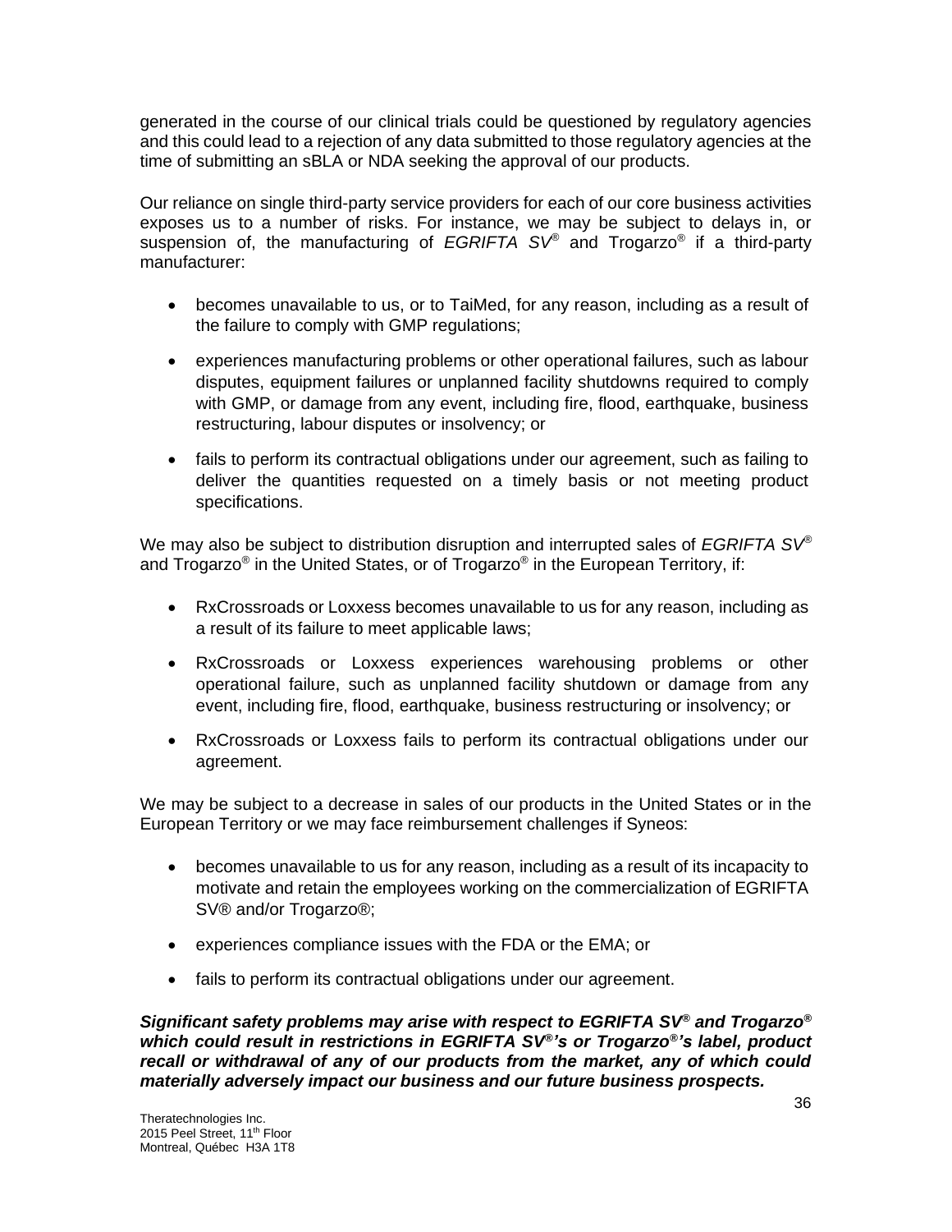generated in the course of our clinical trials could be questioned by regulatory agencies and this could lead to a rejection of any data submitted to those regulatory agencies at the time of submitting an sBLA or NDA seeking the approval of our products.

Our reliance on single third-party service providers for each of our core business activities exposes us to a number of risks. For instance, we may be subject to delays in, or suspension of, the manufacturing of *EGRIFTA SV®* and Trogarzo® if a third-party manufacturer:

- becomes unavailable to us, or to TaiMed, for any reason, including as a result of the failure to comply with GMP regulations;
- experiences manufacturing problems or other operational failures, such as labour disputes, equipment failures or unplanned facility shutdowns required to comply with GMP, or damage from any event, including fire, flood, earthquake, business restructuring, labour disputes or insolvency; or
- fails to perform its contractual obligations under our agreement, such as failing to deliver the quantities requested on a timely basis or not meeting product specifications.

We may also be subject to distribution disruption and interrupted sales of *EGRIFTA SV®* and Trogarzo® in the United States, or of Trogarzo® in the European Territory, if:

- RxCrossroads or Loxxess becomes unavailable to us for any reason, including as a result of its failure to meet applicable laws;
- RxCrossroads or Loxxess experiences warehousing problems or other operational failure, such as unplanned facility shutdown or damage from any event, including fire, flood, earthquake, business restructuring or insolvency; or
- RxCrossroads or Loxxess fails to perform its contractual obligations under our agreement.

We may be subject to a decrease in sales of our products in the United States or in the European Territory or we may face reimbursement challenges if Syneos:

- becomes unavailable to us for any reason, including as a result of its incapacity to motivate and retain the employees working on the commercialization of EGRIFTA SV® and/or Trogarzo®;
- experiences compliance issues with the FDA or the EMA; or
- fails to perform its contractual obligations under our agreement.

***Significant safety problems may arise with respect to EGRIFTA SV® and Trogarzo® which could result in restrictions in EGRIFTA SV®'s or Trogarzo®'s label, product recall or withdrawal of any of our products from the market, any of which could materially adversely impact our business and our future business prospects.***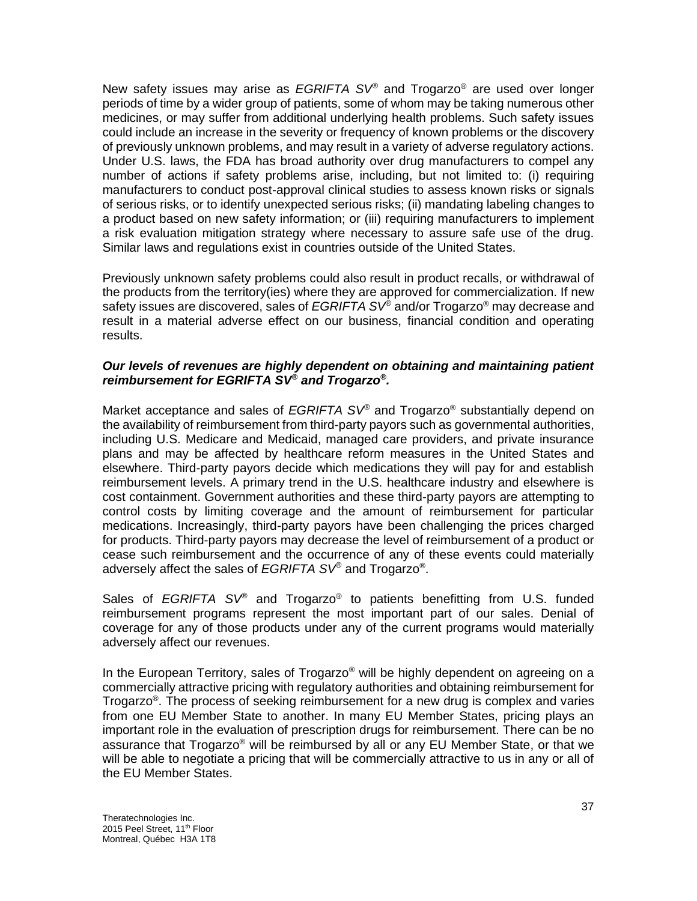New safety issues may arise as *EGRIFTA SV*® and Trogarzo® are used over longer periods of time by a wider group of patients, some of whom may be taking numerous other medicines, or may suffer from additional underlying health problems. Such safety issues could include an increase in the severity or frequency of known problems or the discovery of previously unknown problems, and may result in a variety of adverse regulatory actions. Under U.S. laws, the FDA has broad authority over drug manufacturers to compel any number of actions if safety problems arise, including, but not limited to: (i) requiring manufacturers to conduct post-approval clinical studies to assess known risks or signals of serious risks, or to identify unexpected serious risks; (ii) mandating labeling changes to a product based on new safety information; or (iii) requiring manufacturers to implement a risk evaluation mitigation strategy where necessary to assure safe use of the drug. Similar laws and regulations exist in countries outside of the United States.

Previously unknown safety problems could also result in product recalls, or withdrawal of the products from the territory(ies) where they are approved for commercialization. If new safety issues are discovered, sales of *EGRIFTA SV*® and/or Trogarzo® may decrease and result in a material adverse effect on our business, financial condition and operating results.

***Our levels of revenues are highly dependent on obtaining and maintaining patient reimbursement for EGRIFTA SV® and Trogarzo®.***

Market acceptance and sales of *EGRIFTA SV*® and Trogarzo® substantially depend on the availability of reimbursement from third-party payors such as governmental authorities, including U.S. Medicare and Medicaid, managed care providers, and private insurance plans and may be affected by healthcare reform measures in the United States and elsewhere. Third-party payors decide which medications they will pay for and establish reimbursement levels. A primary trend in the U.S. healthcare industry and elsewhere is cost containment. Government authorities and these third-party payors are attempting to control costs by limiting coverage and the amount of reimbursement for particular medications. Increasingly, third-party payors have been challenging the prices charged for products. Third-party payors may decrease the level of reimbursement of a product or cease such reimbursement and the occurrence of any of these events could materially adversely affect the sales of *EGRIFTA SV*® and Trogarzo®.

Sales of *EGRIFTA SV*® and Trogarzo® to patients benefitting from U.S. funded reimbursement programs represent the most important part of our sales. Denial of coverage for any of those products under any of the current programs would materially adversely affect our revenues.

In the European Territory, sales of Trogarzo® will be highly dependent on agreeing on a commercially attractive pricing with regulatory authorities and obtaining reimbursement for Trogarzo®. The process of seeking reimbursement for a new drug is complex and varies from one EU Member State to another. In many EU Member States, pricing plays an important role in the evaluation of prescription drugs for reimbursement. There can be no assurance that Trogarzo® will be reimbursed by all or any EU Member State, or that we will be able to negotiate a pricing that will be commercially attractive to us in any or all of the EU Member States.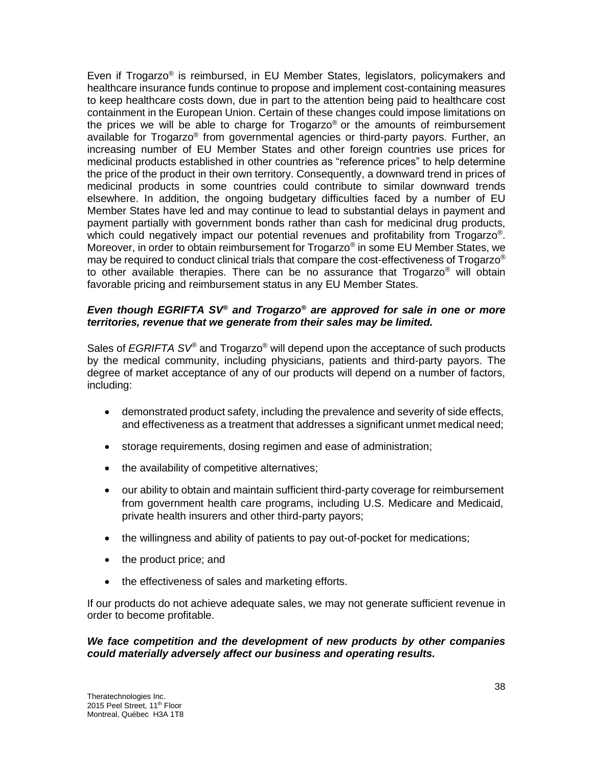Even if Trogarzo® is reimbursed, in EU Member States, legislators, policymakers and healthcare insurance funds continue to propose and implement cost-containing measures to keep healthcare costs down, due in part to the attention being paid to healthcare cost containment in the European Union. Certain of these changes could impose limitations on the prices we will be able to charge for Trogarzo® or the amounts of reimbursement available for Trogarzo® from governmental agencies or third-party payors. Further, an increasing number of EU Member States and other foreign countries use prices for medicinal products established in other countries as "reference prices" to help determine the price of the product in their own territory. Consequently, a downward trend in prices of medicinal products in some countries could contribute to similar downward trends elsewhere. In addition, the ongoing budgetary difficulties faced by a number of EU Member States have led and may continue to lead to substantial delays in payment and payment partially with government bonds rather than cash for medicinal drug products, which could negatively impact our potential revenues and profitability from Trogarzo®. Moreover, in order to obtain reimbursement for Trogarzo® in some EU Member States, we may be required to conduct clinical trials that compare the cost-effectiveness of Trogarzo® to other available therapies. There can be no assurance that Trogarzo® will obtain favorable pricing and reimbursement status in any EU Member States.

***Even though EGRIFTA SV® and Trogarzo® are approved for sale in one or more territories, revenue that we generate from their sales may be limited.***

Sales of *EGRIFTA SV®* and Trogarzo® will depend upon the acceptance of such products by the medical community, including physicians, patients and third-party payors. The degree of market acceptance of any of our products will depend on a number of factors, including:

- demonstrated product safety, including the prevalence and severity of side effects, and effectiveness as a treatment that addresses a significant unmet medical need;
- storage requirements, dosing regimen and ease of administration;
- the availability of competitive alternatives;
- our ability to obtain and maintain sufficient third-party coverage for reimbursement from government health care programs, including U.S. Medicare and Medicaid, private health insurers and other third-party payors;
- the willingness and ability of patients to pay out-of-pocket for medications;
- the product price; and
- the effectiveness of sales and marketing efforts.

If our products do not achieve adequate sales, we may not generate sufficient revenue in order to become profitable.

***We face competition and the development of new products by other companies could materially adversely affect our business and operating results.***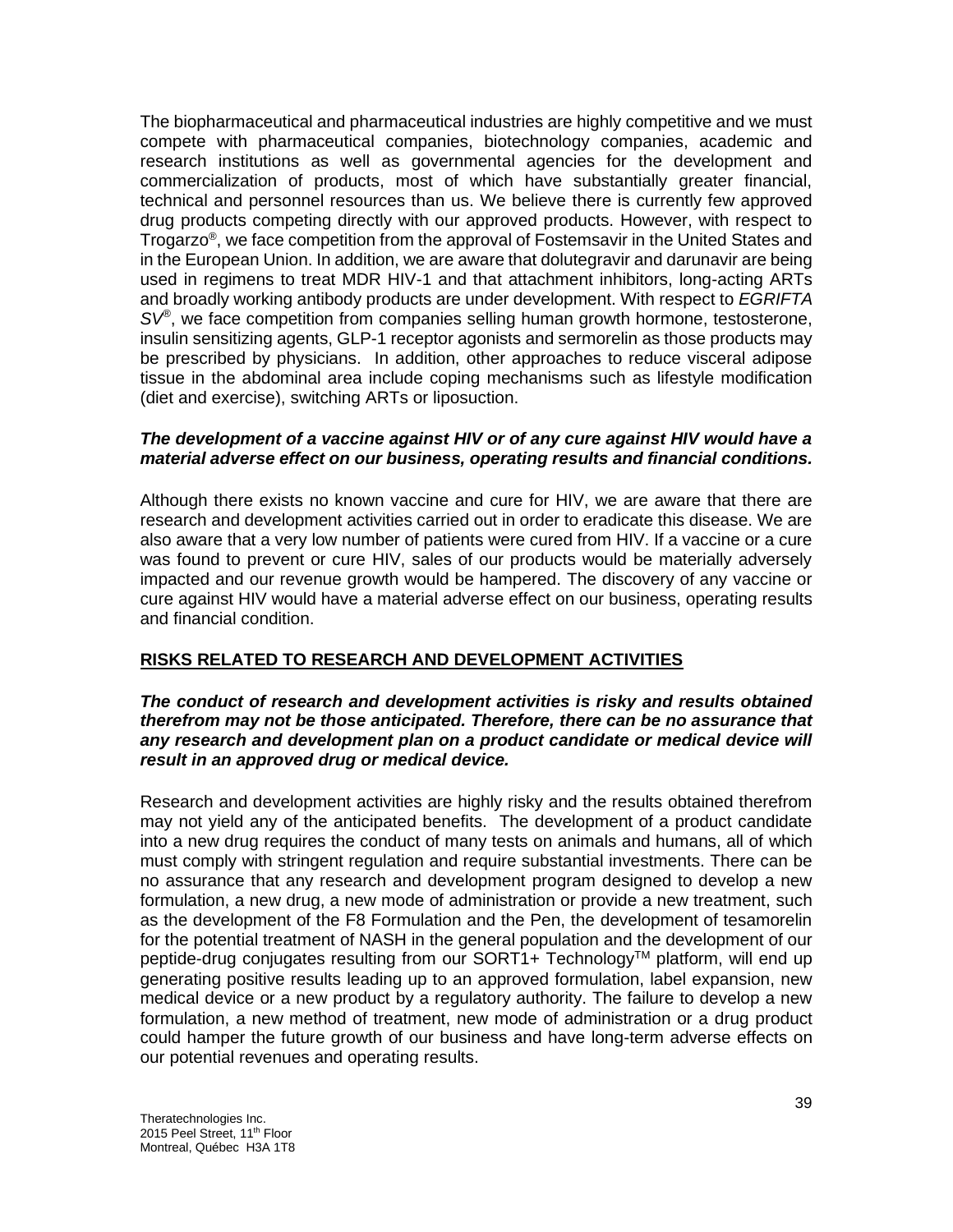The biopharmaceutical and pharmaceutical industries are highly competitive and we must compete with pharmaceutical companies, biotechnology companies, academic and research institutions as well as governmental agencies for the development and commercialization of products, most of which have substantially greater financial, technical and personnel resources than us. We believe there is currently few approved drug products competing directly with our approved products. However, with respect to Trogarzo®, we face competition from the approval of Fostemsavir in the United States and in the European Union. In addition, we are aware that dolutegravir and darunavir are being used in regimens to treat MDR HIV-1 and that attachment inhibitors, long-acting ARTs and broadly working antibody products are under development. With respect to *EGRIFTA SV®*, we face competition from companies selling human growth hormone, testosterone, insulin sensitizing agents, GLP-1 receptor agonists and sermorelin as those products may be prescribed by physicians. In addition, other approaches to reduce visceral adipose tissue in the abdominal area include coping mechanisms such as lifestyle modification (diet and exercise), switching ARTs or liposuction.

***The development of a vaccine against HIV or of any cure against HIV would have a material adverse effect on our business, operating results and financial conditions.***

Although there exists no known vaccine and cure for HIV, we are aware that there are research and development activities carried out in order to eradicate this disease. We are also aware that a very low number of patients were cured from HIV. If a vaccine or a cure was found to prevent or cure HIV, sales of our products would be materially adversely impacted and our revenue growth would be hampered. The discovery of any vaccine or cure against HIV would have a material adverse effect on our business, operating results and financial condition.

## RISKS RELATED TO RESEARCH AND DEVELOPMENT ACTIVITIES

***The conduct of research and development activities is risky and results obtained therefrom may not be those anticipated. Therefore, there can be no assurance that any research and development plan on a product candidate or medical device will result in an approved drug or medical device.***

Research and development activities are highly risky and the results obtained therefrom may not yield any of the anticipated benefits. The development of a product candidate into a new drug requires the conduct of many tests on animals and humans, all of which must comply with stringent regulation and require substantial investments. There can be no assurance that any research and development program designed to develop a new formulation, a new drug, a new mode of administration or provide a new treatment, such as the development of the F8 Formulation and the Pen, the development of tesamorelin for the potential treatment of NASH in the general population and the development of our peptide-drug conjugates resulting from our SORT1+ Technology™ platform, will end up generating positive results leading up to an approved formulation, label expansion, new medical device or a new product by a regulatory authority. The failure to develop a new formulation, a new method of treatment, new mode of administration or a drug product could hamper the future growth of our business and have long-term adverse effects on our potential revenues and operating results.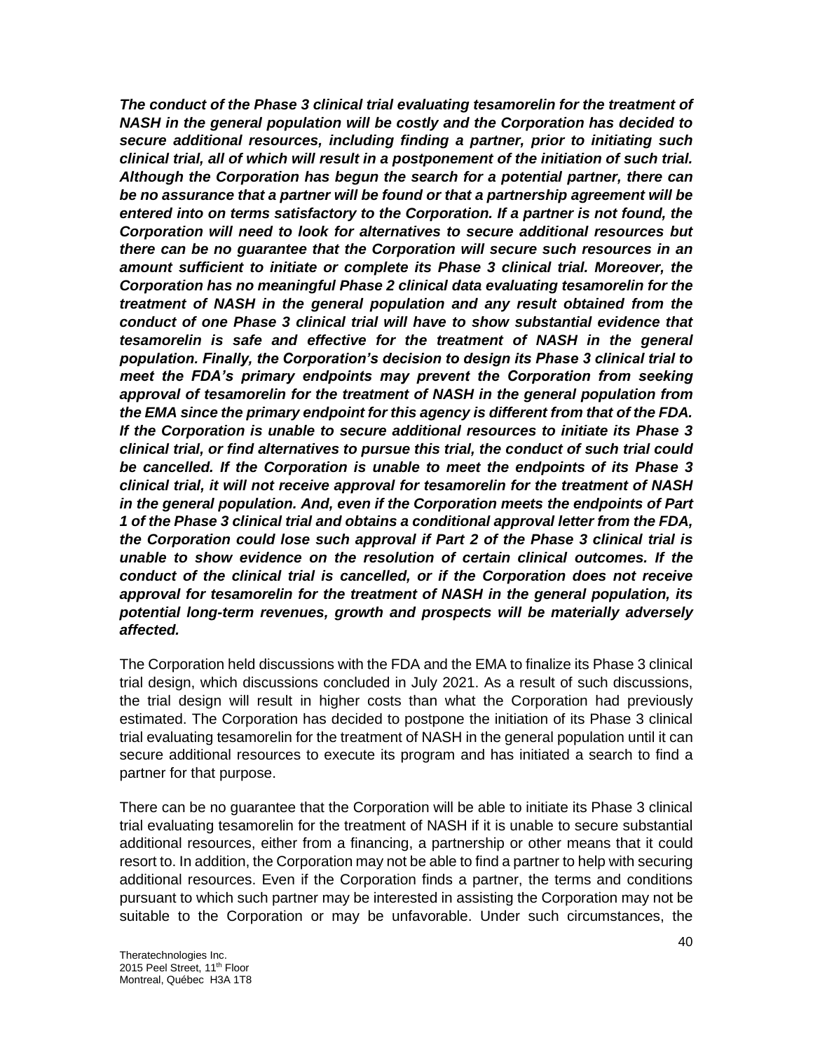***The conduct of the Phase 3 clinical trial evaluating tesamorelin for the treatment of NASH in the general population will be costly and the Corporation has decided to secure additional resources, including finding a partner, prior to initiating such clinical trial, all of which will result in a postponement of the initiation of such trial. Although the Corporation has begun the search for a potential partner, there can be no assurance that a partner will be found or that a partnership agreement will be entered into on terms satisfactory to the Corporation. If a partner is not found, the Corporation will need to look for alternatives to secure additional resources but there can be no guarantee that the Corporation will secure such resources in an amount sufficient to initiate or complete its Phase 3 clinical trial. Moreover, the Corporation has no meaningful Phase 2 clinical data evaluating tesamorelin for the treatment of NASH in the general population and any result obtained from the conduct of one Phase 3 clinical trial will have to show substantial evidence that tesamorelin is safe and effective for the treatment of NASH in the general population. Finally, the Corporation's decision to design its Phase 3 clinical trial to meet the FDA's primary endpoints may prevent the Corporation from seeking approval of tesamorelin for the treatment of NASH in the general population from the EMA since the primary endpoint for this agency is different from that of the FDA. If the Corporation is unable to secure additional resources to initiate its Phase 3 clinical trial, or find alternatives to pursue this trial, the conduct of such trial could be cancelled. If the Corporation is unable to meet the endpoints of its Phase 3 clinical trial, it will not receive approval for tesamorelin for the treatment of NASH in the general population. And, even if the Corporation meets the endpoints of Part 1 of the Phase 3 clinical trial and obtains a conditional approval letter from the FDA, the Corporation could lose such approval if Part 2 of the Phase 3 clinical trial is unable to show evidence on the resolution of certain clinical outcomes. If the conduct of the clinical trial is cancelled, or if the Corporation does not receive approval for tesamorelin for the treatment of NASH in the general population, its potential long-term revenues, growth and prospects will be materially adversely affected.***

The Corporation held discussions with the FDA and the EMA to finalize its Phase 3 clinical trial design, which discussions concluded in July 2021. As a result of such discussions, the trial design will result in higher costs than what the Corporation had previously estimated. The Corporation has decided to postpone the initiation of its Phase 3 clinical trial evaluating tesamorelin for the treatment of NASH in the general population until it can secure additional resources to execute its program and has initiated a search to find a partner for that purpose.

There can be no guarantee that the Corporation will be able to initiate its Phase 3 clinical trial evaluating tesamorelin for the treatment of NASH if it is unable to secure substantial additional resources, either from a financing, a partnership or other means that it could resort to. In addition, the Corporation may not be able to find a partner to help with securing additional resources. Even if the Corporation finds a partner, the terms and conditions pursuant to which such partner may be interested in assisting the Corporation may not be suitable to the Corporation or may be unfavorable. Under such circumstances, the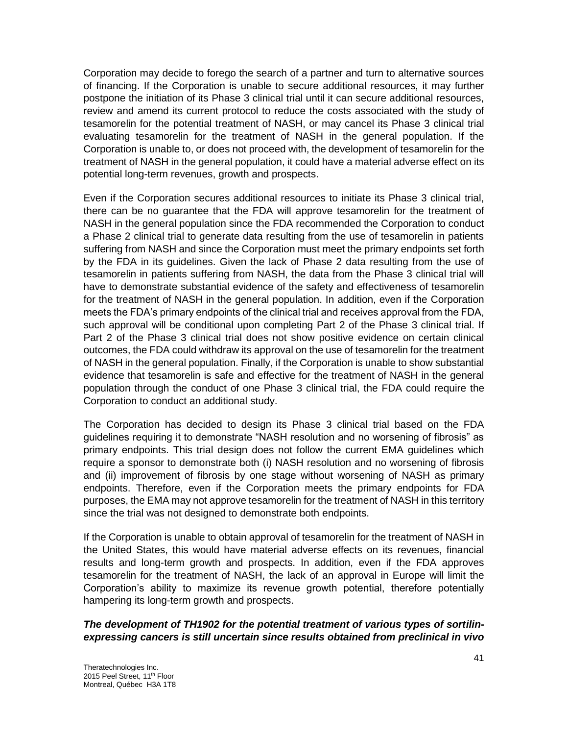Corporation may decide to forego the search of a partner and turn to alternative sources of financing. If the Corporation is unable to secure additional resources, it may further postpone the initiation of its Phase 3 clinical trial until it can secure additional resources, review and amend its current protocol to reduce the costs associated with the study of tesamorelin for the potential treatment of NASH, or may cancel its Phase 3 clinical trial evaluating tesamorelin for the treatment of NASH in the general population. If the Corporation is unable to, or does not proceed with, the development of tesamorelin for the treatment of NASH in the general population, it could have a material adverse effect on its potential long-term revenues, growth and prospects.

Even if the Corporation secures additional resources to initiate its Phase 3 clinical trial, there can be no guarantee that the FDA will approve tesamorelin for the treatment of NASH in the general population since the FDA recommended the Corporation to conduct a Phase 2 clinical trial to generate data resulting from the use of tesamorelin in patients suffering from NASH and since the Corporation must meet the primary endpoints set forth by the FDA in its guidelines. Given the lack of Phase 2 data resulting from the use of tesamorelin in patients suffering from NASH, the data from the Phase 3 clinical trial will have to demonstrate substantial evidence of the safety and effectiveness of tesamorelin for the treatment of NASH in the general population. In addition, even if the Corporation meets the FDA's primary endpoints of the clinical trial and receives approval from the FDA, such approval will be conditional upon completing Part 2 of the Phase 3 clinical trial. If Part 2 of the Phase 3 clinical trial does not show positive evidence on certain clinical outcomes, the FDA could withdraw its approval on the use of tesamorelin for the treatment of NASH in the general population. Finally, if the Corporation is unable to show substantial evidence that tesamorelin is safe and effective for the treatment of NASH in the general population through the conduct of one Phase 3 clinical trial, the FDA could require the Corporation to conduct an additional study.

The Corporation has decided to design its Phase 3 clinical trial based on the FDA guidelines requiring it to demonstrate "NASH resolution and no worsening of fibrosis" as primary endpoints. This trial design does not follow the current EMA guidelines which require a sponsor to demonstrate both (i) NASH resolution and no worsening of fibrosis and (ii) improvement of fibrosis by one stage without worsening of NASH as primary endpoints. Therefore, even if the Corporation meets the primary endpoints for FDA purposes, the EMA may not approve tesamorelin for the treatment of NASH in this territory since the trial was not designed to demonstrate both endpoints.

If the Corporation is unable to obtain approval of tesamorelin for the treatment of NASH in the United States, this would have material adverse effects on its revenues, financial results and long-term growth and prospects. In addition, even if the FDA approves tesamorelin for the treatment of NASH, the lack of an approval in Europe will limit the Corporation's ability to maximize its revenue growth potential, therefore potentially hampering its long-term growth and prospects.

***The development of TH1902 for the potential treatment of various types of sortilin-expressing cancers is still uncertain since results obtained from preclinical in vivo***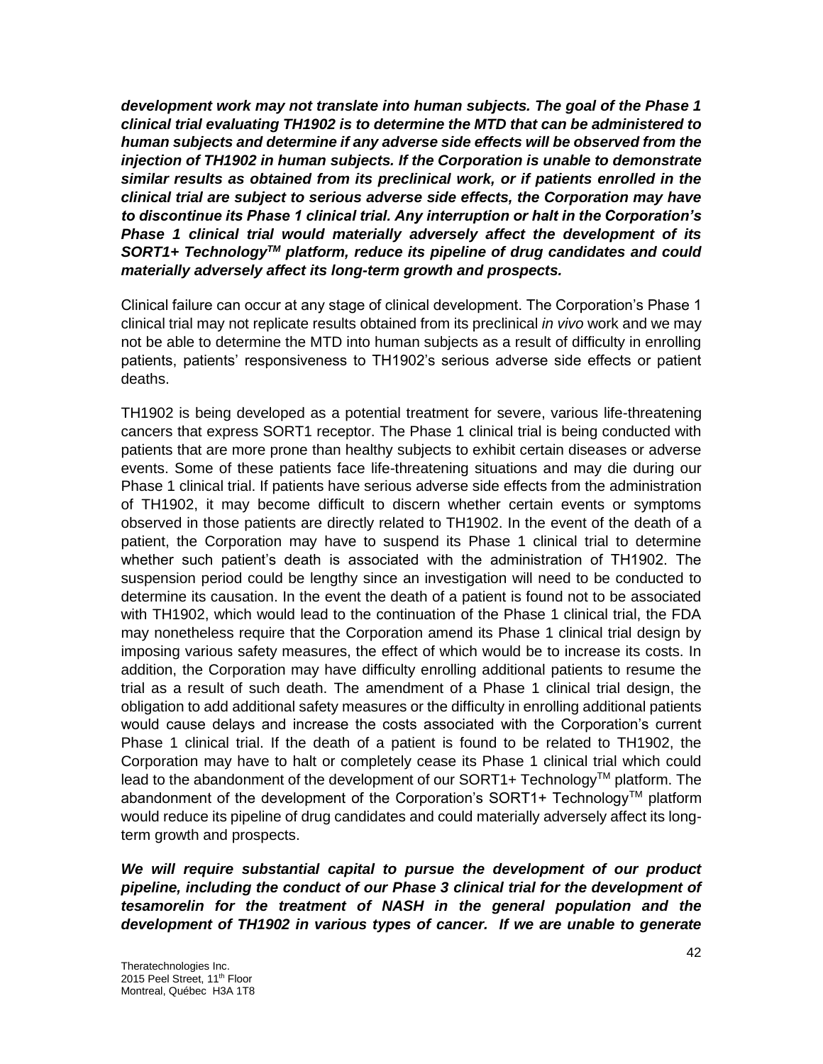***development work may not translate into human subjects. The goal of the Phase 1 clinical trial evaluating TH1902 is to determine the MTD that can be administered to human subjects and determine if any adverse side effects will be observed from the injection of TH1902 in human subjects. If the Corporation is unable to demonstrate similar results as obtained from its preclinical work, or if patients enrolled in the clinical trial are subject to serious adverse side effects, the Corporation may have to discontinue its Phase 1 clinical trial. Any interruption or halt in the Corporation's Phase 1 clinical trial would materially adversely affect the development of its SORT1+ Technology™ platform, reduce its pipeline of drug candidates and could materially adversely affect its long-term growth and prospects.***

Clinical failure can occur at any stage of clinical development. The Corporation's Phase 1 clinical trial may not replicate results obtained from its preclinical *in vivo* work and we may not be able to determine the MTD into human subjects as a result of difficulty in enrolling patients, patients' responsiveness to TH1902's serious adverse side effects or patient deaths.

TH1902 is being developed as a potential treatment for severe, various life-threatening cancers that express SORT1 receptor. The Phase 1 clinical trial is being conducted with patients that are more prone than healthy subjects to exhibit certain diseases or adverse events. Some of these patients face life-threatening situations and may die during our Phase 1 clinical trial. If patients have serious adverse side effects from the administration of TH1902, it may become difficult to discern whether certain events or symptoms observed in those patients are directly related to TH1902. In the event of the death of a patient, the Corporation may have to suspend its Phase 1 clinical trial to determine whether such patient's death is associated with the administration of TH1902. The suspension period could be lengthy since an investigation will need to be conducted to determine its causation. In the event the death of a patient is found not to be associated with TH1902, which would lead to the continuation of the Phase 1 clinical trial, the FDA may nonetheless require that the Corporation amend its Phase 1 clinical trial design by imposing various safety measures, the effect of which would be to increase its costs. In addition, the Corporation may have difficulty enrolling additional patients to resume the trial as a result of such death. The amendment of a Phase 1 clinical trial design, the obligation to add additional safety measures or the difficulty in enrolling additional patients would cause delays and increase the costs associated with the Corporation's current Phase 1 clinical trial. If the death of a patient is found to be related to TH1902, the Corporation may have to halt or completely cease its Phase 1 clinical trial which could lead to the abandonment of the development of our SORT1+ Technology™ platform. The abandonment of the development of the Corporation's SORT1+ Technology™ platform would reduce its pipeline of drug candidates and could materially adversely affect its long-term growth and prospects.

***We will require substantial capital to pursue the development of our product pipeline, including the conduct of our Phase 3 clinical trial for the development of tesamorelin for the treatment of NASH in the general population and the development of TH1902 in various types of cancer. If we are unable to generate***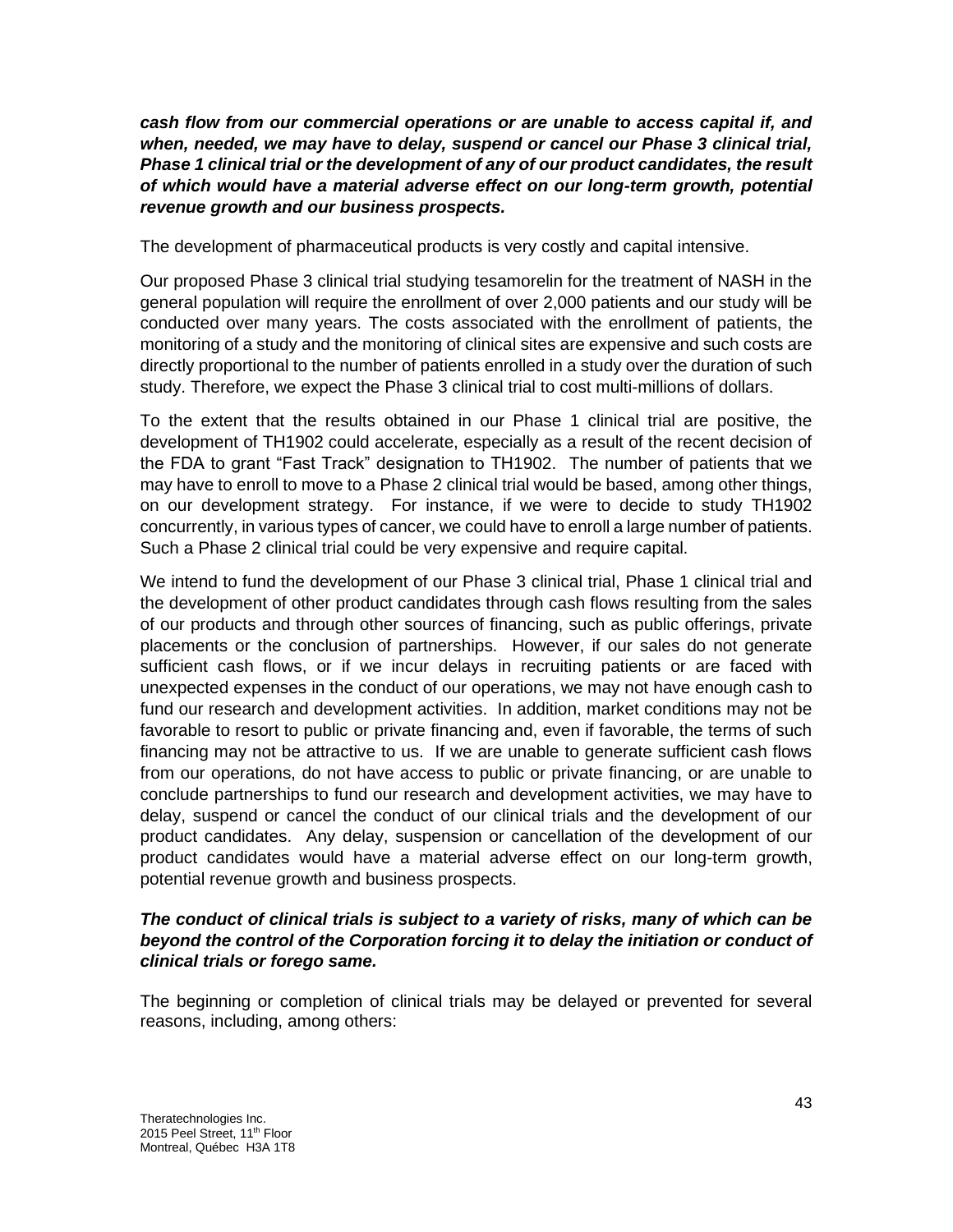***cash flow from our commercial operations or are unable to access capital if, and when, needed, we may have to delay, suspend or cancel our Phase 3 clinical trial, Phase 1 clinical trial or the development of any of our product candidates, the result of which would have a material adverse effect on our long-term growth, potential revenue growth and our business prospects.***

The development of pharmaceutical products is very costly and capital intensive.

Our proposed Phase 3 clinical trial studying tesamorelin for the treatment of NASH in the general population will require the enrollment of over 2,000 patients and our study will be conducted over many years. The costs associated with the enrollment of patients, the monitoring of a study and the monitoring of clinical sites are expensive and such costs are directly proportional to the number of patients enrolled in a study over the duration of such study. Therefore, we expect the Phase 3 clinical trial to cost multi-millions of dollars.

To the extent that the results obtained in our Phase 1 clinical trial are positive, the development of TH1902 could accelerate, especially as a result of the recent decision of the FDA to grant "Fast Track" designation to TH1902. The number of patients that we may have to enroll to move to a Phase 2 clinical trial would be based, among other things, on our development strategy. For instance, if we were to decide to study TH1902 concurrently, in various types of cancer, we could have to enroll a large number of patients. Such a Phase 2 clinical trial could be very expensive and require capital.

We intend to fund the development of our Phase 3 clinical trial, Phase 1 clinical trial and the development of other product candidates through cash flows resulting from the sales of our products and through other sources of financing, such as public offerings, private placements or the conclusion of partnerships. However, if our sales do not generate sufficient cash flows, or if we incur delays in recruiting patients or are faced with unexpected expenses in the conduct of our operations, we may not have enough cash to fund our research and development activities. In addition, market conditions may not be favorable to resort to public or private financing and, even if favorable, the terms of such financing may not be attractive to us. If we are unable to generate sufficient cash flows from our operations, do not have access to public or private financing, or are unable to conclude partnerships to fund our research and development activities, we may have to delay, suspend or cancel the conduct of our clinical trials and the development of our product candidates. Any delay, suspension or cancellation of the development of our product candidates would have a material adverse effect on our long-term growth, potential revenue growth and business prospects.

***The conduct of clinical trials is subject to a variety of risks, many of which can be beyond the control of the Corporation forcing it to delay the initiation or conduct of clinical trials or forego same.***

The beginning or completion of clinical trials may be delayed or prevented for several reasons, including, among others: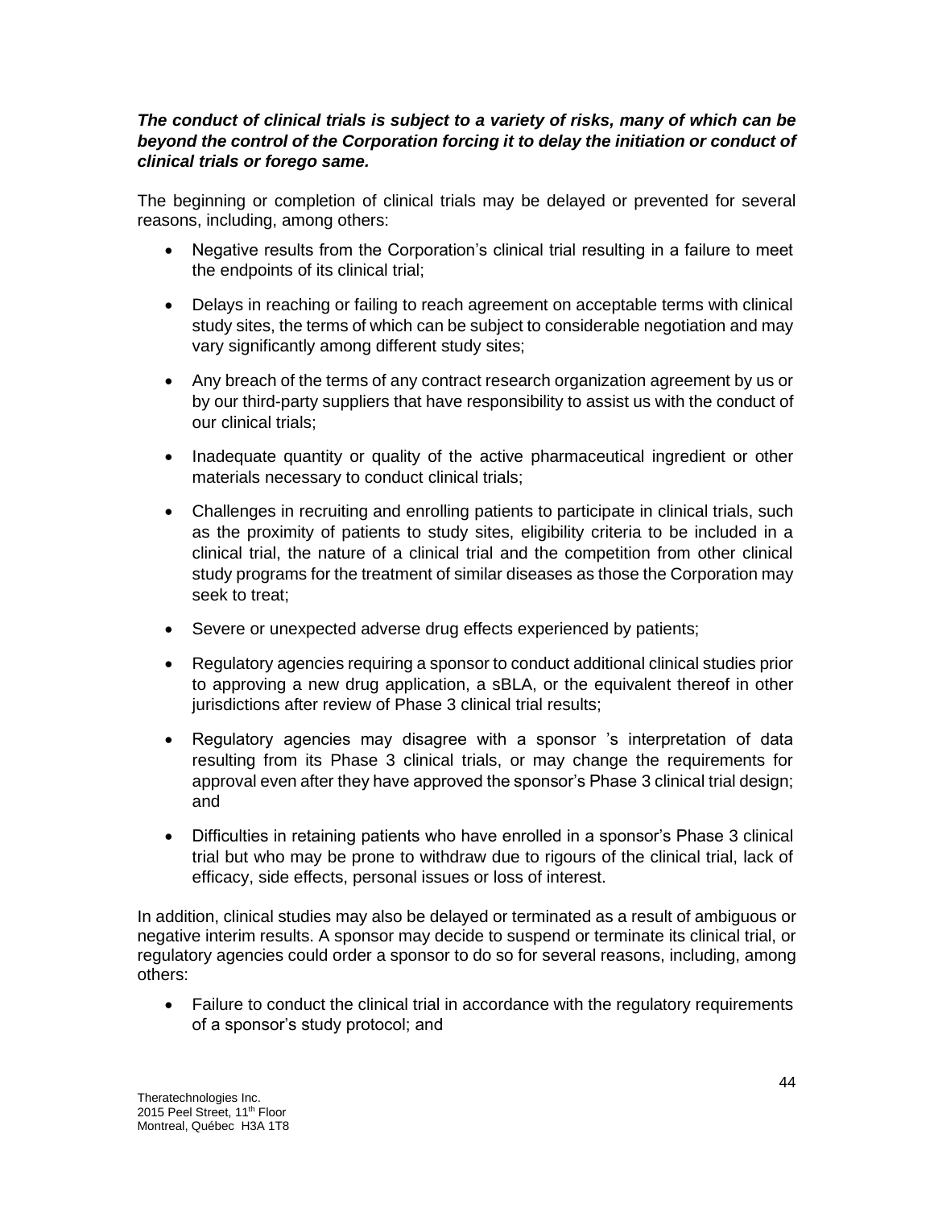***The conduct of clinical trials is subject to a variety of risks, many of which can be beyond the control of the Corporation forcing it to delay the initiation or conduct of clinical trials or forego same.***

The beginning or completion of clinical trials may be delayed or prevented for several reasons, including, among others:

- Negative results from the Corporation's clinical trial resulting in a failure to meet the endpoints of its clinical trial;
- Delays in reaching or failing to reach agreement on acceptable terms with clinical study sites, the terms of which can be subject to considerable negotiation and may vary significantly among different study sites;
- Any breach of the terms of any contract research organization agreement by us or by our third-party suppliers that have responsibility to assist us with the conduct of our clinical trials;
- Inadequate quantity or quality of the active pharmaceutical ingredient or other materials necessary to conduct clinical trials;
- Challenges in recruiting and enrolling patients to participate in clinical trials, such as the proximity of patients to study sites, eligibility criteria to be included in a clinical trial, the nature of a clinical trial and the competition from other clinical study programs for the treatment of similar diseases as those the Corporation may seek to treat;
- Severe or unexpected adverse drug effects experienced by patients;
- Regulatory agencies requiring a sponsor to conduct additional clinical studies prior to approving a new drug application, a sBLA, or the equivalent thereof in other jurisdictions after review of Phase 3 clinical trial results;
- Regulatory agencies may disagree with a sponsor 's interpretation of data resulting from its Phase 3 clinical trials, or may change the requirements for approval even after they have approved the sponsor's Phase 3 clinical trial design; and
- Difficulties in retaining patients who have enrolled in a sponsor's Phase 3 clinical trial but who may be prone to withdraw due to rigours of the clinical trial, lack of efficacy, side effects, personal issues or loss of interest.

In addition, clinical studies may also be delayed or terminated as a result of ambiguous or negative interim results. A sponsor may decide to suspend or terminate its clinical trial, or regulatory agencies could order a sponsor to do so for several reasons, including, among others:

- Failure to conduct the clinical trial in accordance with the regulatory requirements of a sponsor's study protocol; and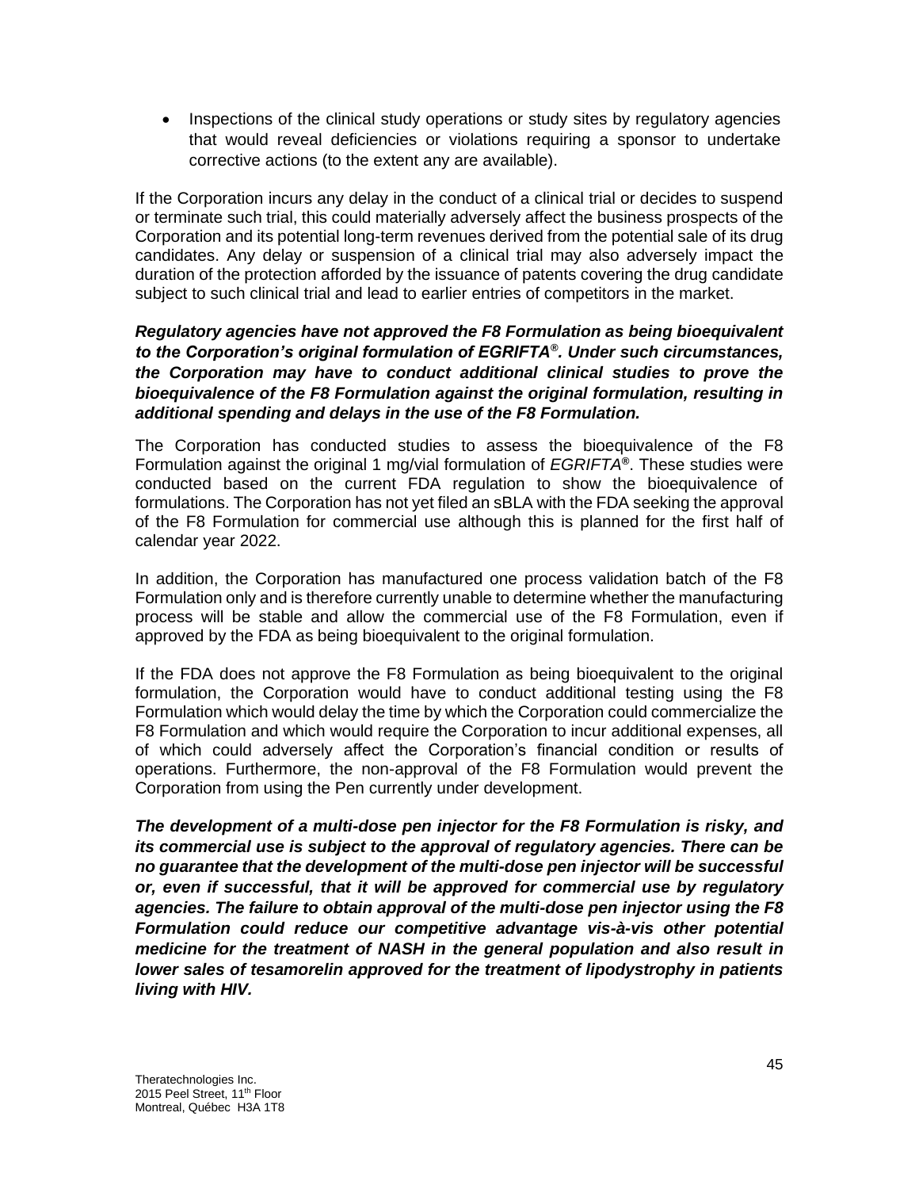- Inspections of the clinical study operations or study sites by regulatory agencies that would reveal deficiencies or violations requiring a sponsor to undertake corrective actions (to the extent any are available).

If the Corporation incurs any delay in the conduct of a clinical trial or decides to suspend or terminate such trial, this could materially adversely affect the business prospects of the Corporation and its potential long-term revenues derived from the potential sale of its drug candidates. Any delay or suspension of a clinical trial may also adversely impact the duration of the protection afforded by the issuance of patents covering the drug candidate subject to such clinical trial and lead to earlier entries of competitors in the market.

***Regulatory agencies have not approved the F8 Formulation as being bioequivalent to the Corporation's original formulation of EGRIFTA®. Under such circumstances, the Corporation may have to conduct additional clinical studies to prove the bioequivalence of the F8 Formulation against the original formulation, resulting in additional spending and delays in the use of the F8 Formulation.***

The Corporation has conducted studies to assess the bioequivalence of the F8 Formulation against the original 1 mg/vial formulation of *EGRIFTA®*. These studies were conducted based on the current FDA regulation to show the bioequivalence of formulations. The Corporation has not yet filed an sBLA with the FDA seeking the approval of the F8 Formulation for commercial use although this is planned for the first half of calendar year 2022.

In addition, the Corporation has manufactured one process validation batch of the F8 Formulation only and is therefore currently unable to determine whether the manufacturing process will be stable and allow the commercial use of the F8 Formulation, even if approved by the FDA as being bioequivalent to the original formulation.

If the FDA does not approve the F8 Formulation as being bioequivalent to the original formulation, the Corporation would have to conduct additional testing using the F8 Formulation which would delay the time by which the Corporation could commercialize the F8 Formulation and which would require the Corporation to incur additional expenses, all of which could adversely affect the Corporation's financial condition or results of operations. Furthermore, the non-approval of the F8 Formulation would prevent the Corporation from using the Pen currently under development.

***The development of a multi-dose pen injector for the F8 Formulation is risky, and its commercial use is subject to the approval of regulatory agencies. There can be no guarantee that the development of the multi-dose pen injector will be successful or, even if successful, that it will be approved for commercial use by regulatory agencies. The failure to obtain approval of the multi-dose pen injector using the F8 Formulation could reduce our competitive advantage vis-à-vis other potential medicine for the treatment of NASH in the general population and also result in lower sales of tesamorelin approved for the treatment of lipodystrophy in patients living with HIV.***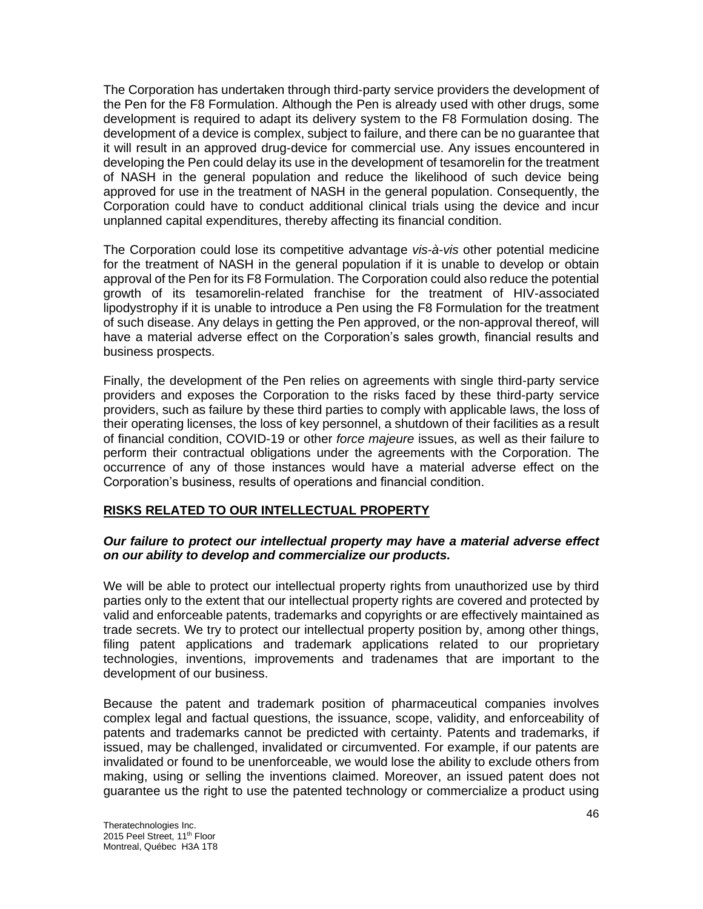The Corporation has undertaken through third-party service providers the development of the Pen for the F8 Formulation. Although the Pen is already used with other drugs, some development is required to adapt its delivery system to the F8 Formulation dosing. The development of a device is complex, subject to failure, and there can be no guarantee that it will result in an approved drug-device for commercial use. Any issues encountered in developing the Pen could delay its use in the development of tesamorelin for the treatment of NASH in the general population and reduce the likelihood of such device being approved for use in the treatment of NASH in the general population. Consequently, the Corporation could have to conduct additional clinical trials using the device and incur unplanned capital expenditures, thereby affecting its financial condition.

The Corporation could lose its competitive advantage *vis-à-vis* other potential medicine for the treatment of NASH in the general population if it is unable to develop or obtain approval of the Pen for its F8 Formulation. The Corporation could also reduce the potential growth of its tesamorelin-related franchise for the treatment of HIV-associated lipodystrophy if it is unable to introduce a Pen using the F8 Formulation for the treatment of such disease. Any delays in getting the Pen approved, or the non-approval thereof, will have a material adverse effect on the Corporation's sales growth, financial results and business prospects.

Finally, the development of the Pen relies on agreements with single third-party service providers and exposes the Corporation to the risks faced by these third-party service providers, such as failure by these third parties to comply with applicable laws, the loss of their operating licenses, the loss of key personnel, a shutdown of their facilities as a result of financial condition, COVID-19 or other *force majeure* issues, as well as their failure to perform their contractual obligations under the agreements with the Corporation. The occurrence of any of those instances would have a material adverse effect on the Corporation's business, results of operations and financial condition.

## RISKS RELATED TO OUR INTELLECTUAL PROPERTY

### *Our failure to protect our intellectual property may have a material adverse effect on our ability to develop and commercialize our products.*

We will be able to protect our intellectual property rights from unauthorized use by third parties only to the extent that our intellectual property rights are covered and protected by valid and enforceable patents, trademarks and copyrights or are effectively maintained as trade secrets. We try to protect our intellectual property position by, among other things, filing patent applications and trademark applications related to our proprietary technologies, inventions, improvements and tradenames that are important to the development of our business.

Because the patent and trademark position of pharmaceutical companies involves complex legal and factual questions, the issuance, scope, validity, and enforceability of patents and trademarks cannot be predicted with certainty. Patents and trademarks, if issued, may be challenged, invalidated or circumvented. For example, if our patents are invalidated or found to be unenforceable, we would lose the ability to exclude others from making, using or selling the inventions claimed. Moreover, an issued patent does not guarantee us the right to use the patented technology or commercialize a product using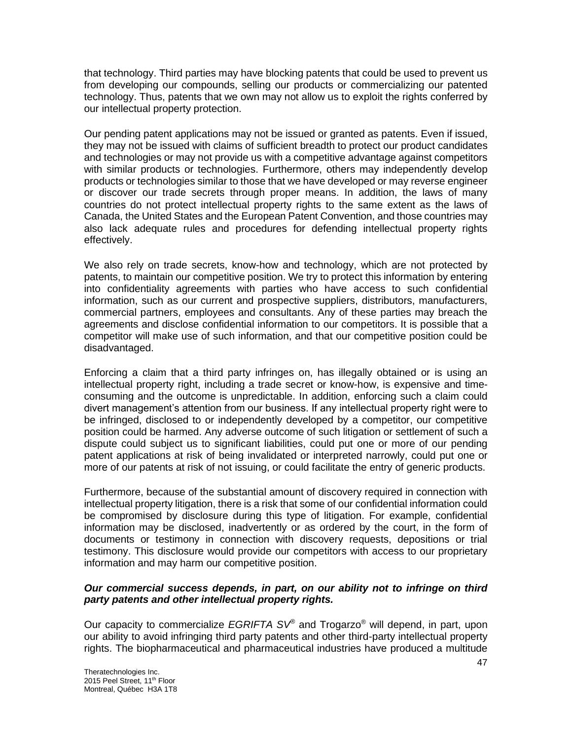that technology. Third parties may have blocking patents that could be used to prevent us from developing our compounds, selling our products or commercializing our patented technology. Thus, patents that we own may not allow us to exploit the rights conferred by our intellectual property protection.

Our pending patent applications may not be issued or granted as patents. Even if issued, they may not be issued with claims of sufficient breadth to protect our product candidates and technologies or may not provide us with a competitive advantage against competitors with similar products or technologies. Furthermore, others may independently develop products or technologies similar to those that we have developed or may reverse engineer or discover our trade secrets through proper means. In addition, the laws of many countries do not protect intellectual property rights to the same extent as the laws of Canada, the United States and the European Patent Convention, and those countries may also lack adequate rules and procedures for defending intellectual property rights effectively.

We also rely on trade secrets, know-how and technology, which are not protected by patents, to maintain our competitive position. We try to protect this information by entering into confidentiality agreements with parties who have access to such confidential information, such as our current and prospective suppliers, distributors, manufacturers, commercial partners, employees and consultants. Any of these parties may breach the agreements and disclose confidential information to our competitors. It is possible that a competitor will make use of such information, and that our competitive position could be disadvantaged.

Enforcing a claim that a third party infringes on, has illegally obtained or is using an intellectual property right, including a trade secret or know-how, is expensive and time-consuming and the outcome is unpredictable. In addition, enforcing such a claim could divert management's attention from our business. If any intellectual property right were to be infringed, disclosed to or independently developed by a competitor, our competitive position could be harmed. Any adverse outcome of such litigation or settlement of such a dispute could subject us to significant liabilities, could put one or more of our pending patent applications at risk of being invalidated or interpreted narrowly, could put one or more of our patents at risk of not issuing, or could facilitate the entry of generic products.

Furthermore, because of the substantial amount of discovery required in connection with intellectual property litigation, there is a risk that some of our confidential information could be compromised by disclosure during this type of litigation. For example, confidential information may be disclosed, inadvertently or as ordered by the court, in the form of documents or testimony in connection with discovery requests, depositions or trial testimony. This disclosure would provide our competitors with access to our proprietary information and may harm our competitive position.

***Our commercial success depends, in part, on our ability not to infringe on third party patents and other intellectual property rights.***

Our capacity to commercialize *EGRIFTA SV*® and Trogarzo® will depend, in part, upon our ability to avoid infringing third party patents and other third-party intellectual property rights. The biopharmaceutical and pharmaceutical industries have produced a multitude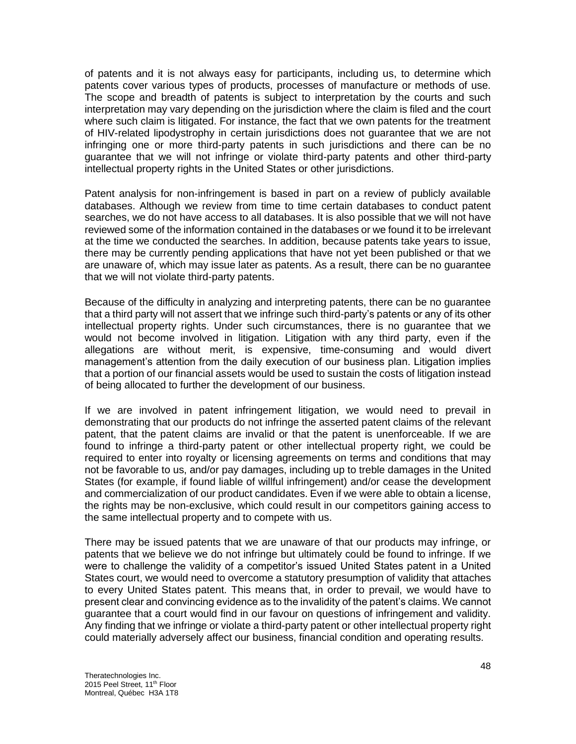of patents and it is not always easy for participants, including us, to determine which patents cover various types of products, processes of manufacture or methods of use. The scope and breadth of patents is subject to interpretation by the courts and such interpretation may vary depending on the jurisdiction where the claim is filed and the court where such claim is litigated. For instance, the fact that we own patents for the treatment of HIV-related lipodystrophy in certain jurisdictions does not guarantee that we are not infringing one or more third-party patents in such jurisdictions and there can be no guarantee that we will not infringe or violate third-party patents and other third-party intellectual property rights in the United States or other jurisdictions.

Patent analysis for non-infringement is based in part on a review of publicly available databases. Although we review from time to time certain databases to conduct patent searches, we do not have access to all databases. It is also possible that we will not have reviewed some of the information contained in the databases or we found it to be irrelevant at the time we conducted the searches. In addition, because patents take years to issue, there may be currently pending applications that have not yet been published or that we are unaware of, which may issue later as patents. As a result, there can be no guarantee that we will not violate third-party patents.

Because of the difficulty in analyzing and interpreting patents, there can be no guarantee that a third party will not assert that we infringe such third-party's patents or any of its other intellectual property rights. Under such circumstances, there is no guarantee that we would not become involved in litigation. Litigation with any third party, even if the allegations are without merit, is expensive, time-consuming and would divert management's attention from the daily execution of our business plan. Litigation implies that a portion of our financial assets would be used to sustain the costs of litigation instead of being allocated to further the development of our business.

If we are involved in patent infringement litigation, we would need to prevail in demonstrating that our products do not infringe the asserted patent claims of the relevant patent, that the patent claims are invalid or that the patent is unenforceable. If we are found to infringe a third-party patent or other intellectual property right, we could be required to enter into royalty or licensing agreements on terms and conditions that may not be favorable to us, and/or pay damages, including up to treble damages in the United States (for example, if found liable of willful infringement) and/or cease the development and commercialization of our product candidates. Even if we were able to obtain a license, the rights may be non-exclusive, which could result in our competitors gaining access to the same intellectual property and to compete with us.

There may be issued patents that we are unaware of that our products may infringe, or patents that we believe we do not infringe but ultimately could be found to infringe. If we were to challenge the validity of a competitor's issued United States patent in a United States court, we would need to overcome a statutory presumption of validity that attaches to every United States patent. This means that, in order to prevail, we would have to present clear and convincing evidence as to the invalidity of the patent's claims. We cannot guarantee that a court would find in our favour on questions of infringement and validity. Any finding that we infringe or violate a third-party patent or other intellectual property right could materially adversely affect our business, financial condition and operating results.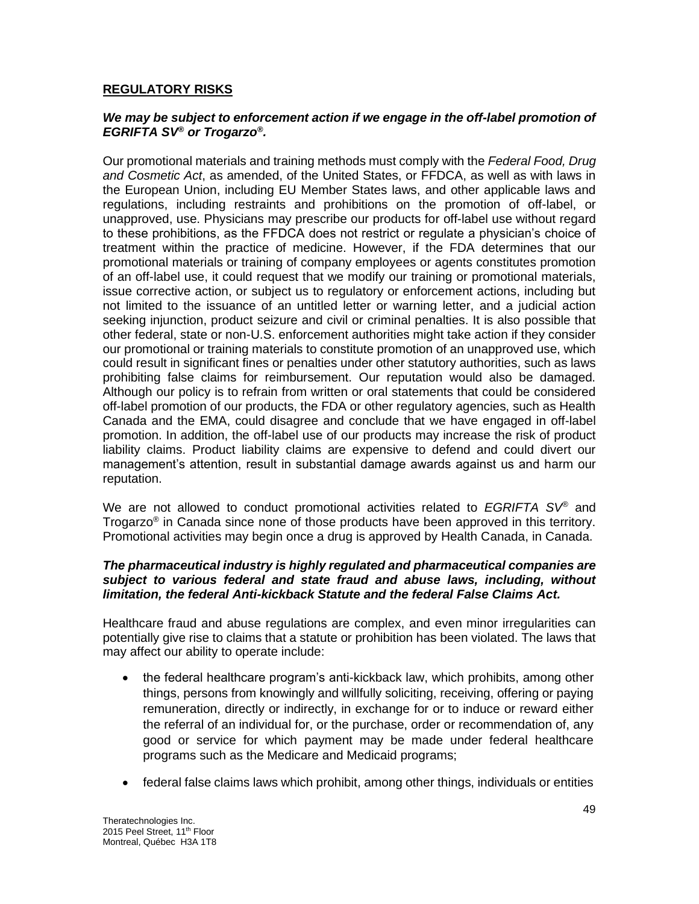## REGULATORY RISKS

***We may be subject to enforcement action if we engage in the off-label promotion of EGRIFTA SV® or Trogarzo®.***

Our promotional materials and training methods must comply with the *Federal Food, Drug and Cosmetic Act*, as amended, of the United States, or FFDCA, as well as with laws in the European Union, including EU Member States laws, and other applicable laws and regulations, including restraints and prohibitions on the promotion of off-label, or unapproved, use. Physicians may prescribe our products for off-label use without regard to these prohibitions, as the FFDCA does not restrict or regulate a physician's choice of treatment within the practice of medicine. However, if the FDA determines that our promotional materials or training of company employees or agents constitutes promotion of an off-label use, it could request that we modify our training or promotional materials, issue corrective action, or subject us to regulatory or enforcement actions, including but not limited to the issuance of an untitled letter or warning letter, and a judicial action seeking injunction, product seizure and civil or criminal penalties. It is also possible that other federal, state or non-U.S. enforcement authorities might take action if they consider our promotional or training materials to constitute promotion of an unapproved use, which could result in significant fines or penalties under other statutory authorities, such as laws prohibiting false claims for reimbursement. Our reputation would also be damaged. Although our policy is to refrain from written or oral statements that could be considered off-label promotion of our products, the FDA or other regulatory agencies, such as Health Canada and the EMA, could disagree and conclude that we have engaged in off-label promotion. In addition, the off-label use of our products may increase the risk of product liability claims. Product liability claims are expensive to defend and could divert our management's attention, result in substantial damage awards against us and harm our reputation.

We are not allowed to conduct promotional activities related to *EGRIFTA SV®* and Trogarzo® in Canada since none of those products have been approved in this territory. Promotional activities may begin once a drug is approved by Health Canada, in Canada.

***The pharmaceutical industry is highly regulated and pharmaceutical companies are subject to various federal and state fraud and abuse laws, including, without limitation, the federal Anti-kickback Statute and the federal False Claims Act.***

Healthcare fraud and abuse regulations are complex, and even minor irregularities can potentially give rise to claims that a statute or prohibition has been violated. The laws that may affect our ability to operate include:

- the federal healthcare program's anti-kickback law, which prohibits, among other things, persons from knowingly and willfully soliciting, receiving, offering or paying remuneration, directly or indirectly, in exchange for or to induce or reward either the referral of an individual for, or the purchase, order or recommendation of, any good or service for which payment may be made under federal healthcare programs such as the Medicare and Medicaid programs;

- federal false claims laws which prohibit, among other things, individuals or entities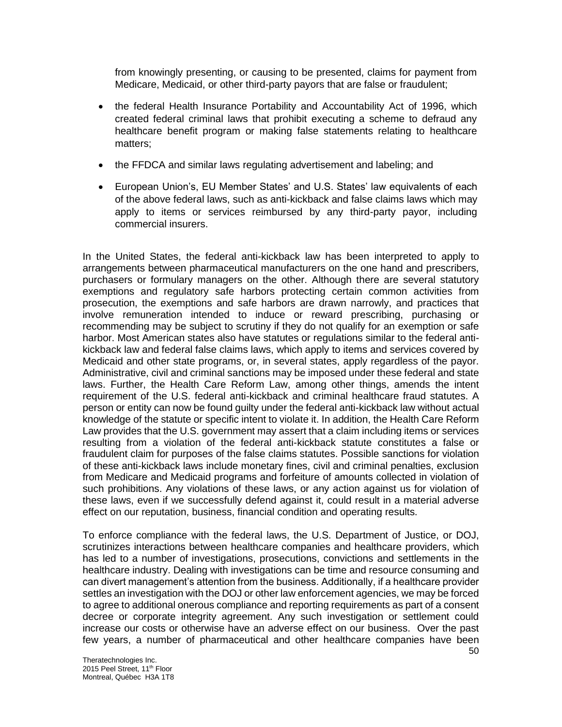from knowingly presenting, or causing to be presented, claims for payment from Medicare, Medicaid, or other third-party payors that are false or fraudulent;

- the federal Health Insurance Portability and Accountability Act of 1996, which created federal criminal laws that prohibit executing a scheme to defraud any healthcare benefit program or making false statements relating to healthcare matters;
- the FFDCA and similar laws regulating advertisement and labeling; and
- European Union's, EU Member States' and U.S. States' law equivalents of each of the above federal laws, such as anti-kickback and false claims laws which may apply to items or services reimbursed by any third-party payor, including commercial insurers.

In the United States, the federal anti-kickback law has been interpreted to apply to arrangements between pharmaceutical manufacturers on the one hand and prescribers, purchasers or formulary managers on the other. Although there are several statutory exemptions and regulatory safe harbors protecting certain common activities from prosecution, the exemptions and safe harbors are drawn narrowly, and practices that involve remuneration intended to induce or reward prescribing, purchasing or recommending may be subject to scrutiny if they do not qualify for an exemption or safe harbor. Most American states also have statutes or regulations similar to the federal anti-kickback law and federal false claims laws, which apply to items and services covered by Medicaid and other state programs, or, in several states, apply regardless of the payor. Administrative, civil and criminal sanctions may be imposed under these federal and state laws. Further, the Health Care Reform Law, among other things, amends the intent requirement of the U.S. federal anti-kickback and criminal healthcare fraud statutes. A person or entity can now be found guilty under the federal anti-kickback law without actual knowledge of the statute or specific intent to violate it. In addition, the Health Care Reform Law provides that the U.S. government may assert that a claim including items or services resulting from a violation of the federal anti-kickback statute constitutes a false or fraudulent claim for purposes of the false claims statutes. Possible sanctions for violation of these anti-kickback laws include monetary fines, civil and criminal penalties, exclusion from Medicare and Medicaid programs and forfeiture of amounts collected in violation of such prohibitions. Any violations of these laws, or any action against us for violation of these laws, even if we successfully defend against it, could result in a material adverse effect on our reputation, business, financial condition and operating results.

To enforce compliance with the federal laws, the U.S. Department of Justice, or DOJ, scrutinizes interactions between healthcare companies and healthcare providers, which has led to a number of investigations, prosecutions, convictions and settlements in the healthcare industry. Dealing with investigations can be time and resource consuming and can divert management's attention from the business. Additionally, if a healthcare provider settles an investigation with the DOJ or other law enforcement agencies, we may be forced to agree to additional onerous compliance and reporting requirements as part of a consent decree or corporate integrity agreement. Any such investigation or settlement could increase our costs or otherwise have an adverse effect on our business. Over the past few years, a number of pharmaceutical and other healthcare companies have been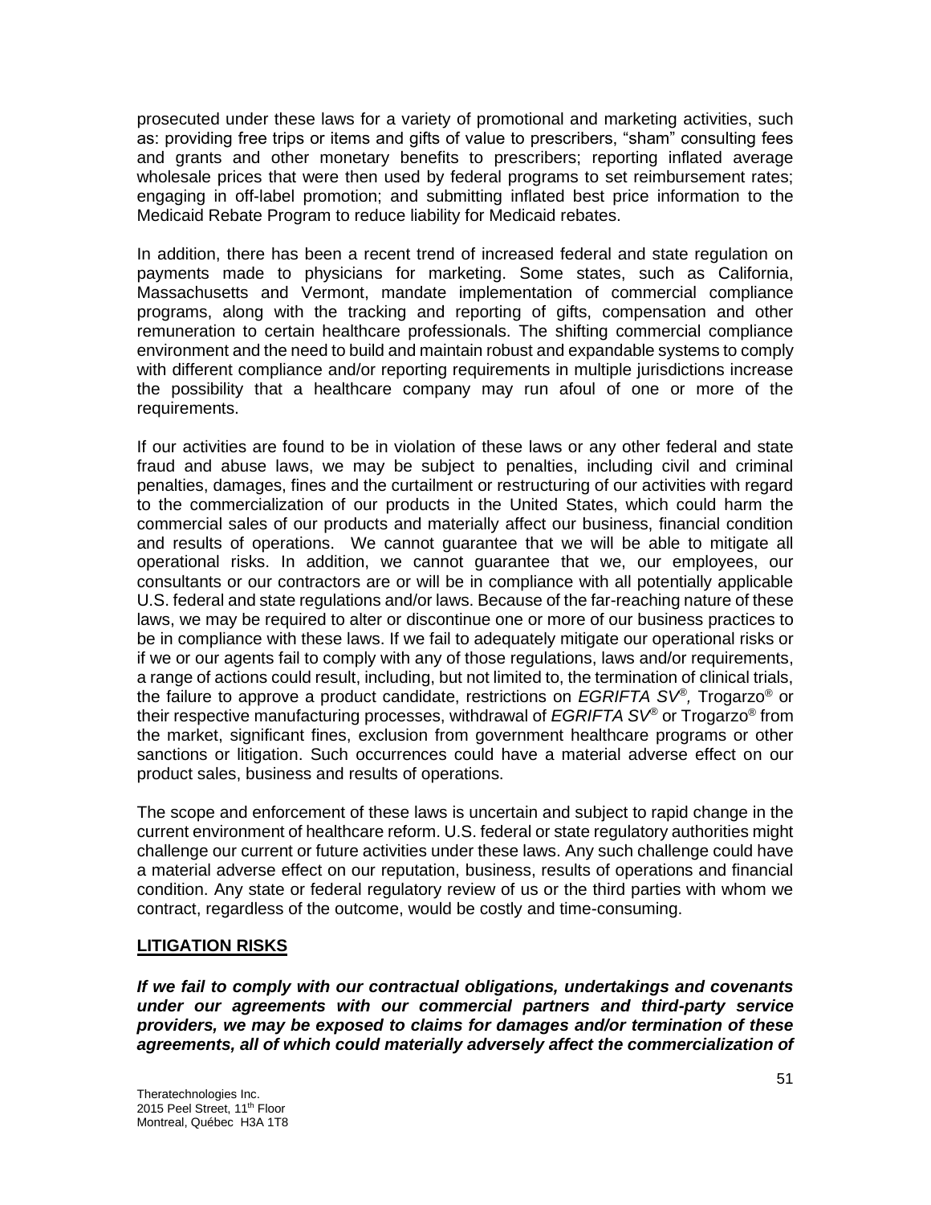prosecuted under these laws for a variety of promotional and marketing activities, such as: providing free trips or items and gifts of value to prescribers, "sham" consulting fees and grants and other monetary benefits to prescribers; reporting inflated average wholesale prices that were then used by federal programs to set reimbursement rates; engaging in off-label promotion; and submitting inflated best price information to the Medicaid Rebate Program to reduce liability for Medicaid rebates.

In addition, there has been a recent trend of increased federal and state regulation on payments made to physicians for marketing. Some states, such as California, Massachusetts and Vermont, mandate implementation of commercial compliance programs, along with the tracking and reporting of gifts, compensation and other remuneration to certain healthcare professionals. The shifting commercial compliance environment and the need to build and maintain robust and expandable systems to comply with different compliance and/or reporting requirements in multiple jurisdictions increase the possibility that a healthcare company may run afoul of one or more of the requirements.

If our activities are found to be in violation of these laws or any other federal and state fraud and abuse laws, we may be subject to penalties, including civil and criminal penalties, damages, fines and the curtailment or restructuring of our activities with regard to the commercialization of our products in the United States, which could harm the commercial sales of our products and materially affect our business, financial condition and results of operations. We cannot guarantee that we will be able to mitigate all operational risks. In addition, we cannot guarantee that we, our employees, our consultants or our contractors are or will be in compliance with all potentially applicable U.S. federal and state regulations and/or laws. Because of the far-reaching nature of these laws, we may be required to alter or discontinue one or more of our business practices to be in compliance with these laws. If we fail to adequately mitigate our operational risks or if we or our agents fail to comply with any of those regulations, laws and/or requirements, a range of actions could result, including, but not limited to, the termination of clinical trials, the failure to approve a product candidate, restrictions on *EGRIFTA SV®,* Trogarzo® or their respective manufacturing processes, withdrawal of *EGRIFTA SV®* or Trogarzo® from the market, significant fines, exclusion from government healthcare programs or other sanctions or litigation. Such occurrences could have a material adverse effect on our product sales, business and results of operations.

The scope and enforcement of these laws is uncertain and subject to rapid change in the current environment of healthcare reform. U.S. federal or state regulatory authorities might challenge our current or future activities under these laws. Any such challenge could have a material adverse effect on our reputation, business, results of operations and financial condition. Any state or federal regulatory review of us or the third parties with whom we contract, regardless of the outcome, would be costly and time-consuming.

## LITIGATION RISKS

***If we fail to comply with our contractual obligations, undertakings and covenants under our agreements with our commercial partners and third-party service providers, we may be exposed to claims for damages and/or termination of these agreements, all of which could materially adversely affect the commercialization of***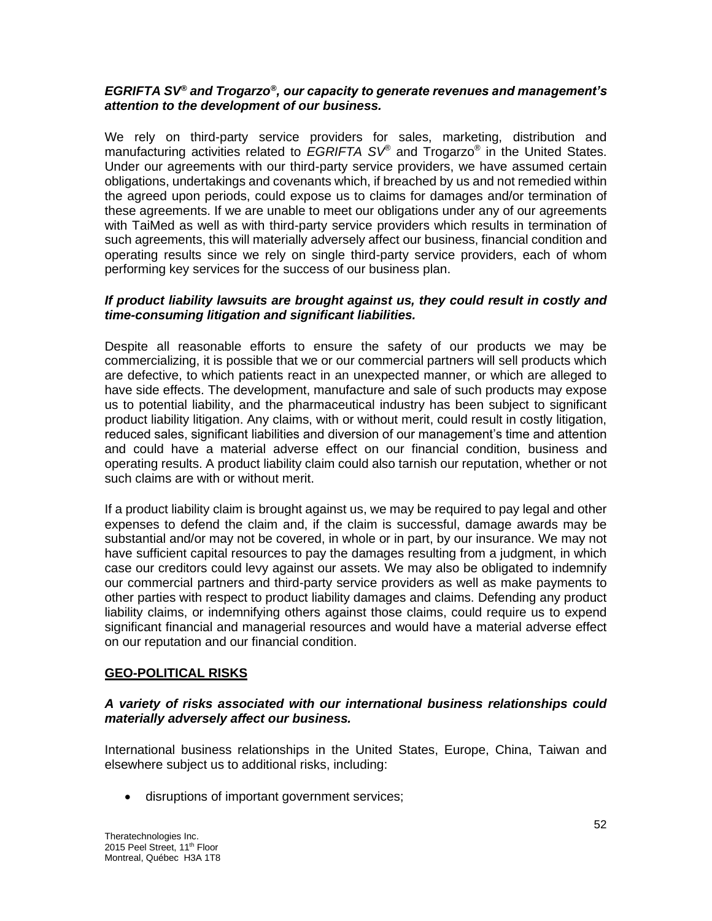***EGRIFTA SV® and Trogarzo®, our capacity to generate revenues and management's attention to the development of our business.***

We rely on third-party service providers for sales, marketing, distribution and manufacturing activities related to *EGRIFTA SV®* and Trogarzo® in the United States. Under our agreements with our third-party service providers, we have assumed certain obligations, undertakings and covenants which, if breached by us and not remedied within the agreed upon periods, could expose us to claims for damages and/or termination of these agreements. If we are unable to meet our obligations under any of our agreements with TaiMed as well as with third-party service providers which results in termination of such agreements, this will materially adversely affect our business, financial condition and operating results since we rely on single third-party service providers, each of whom performing key services for the success of our business plan.

***If product liability lawsuits are brought against us, they could result in costly and time-consuming litigation and significant liabilities.***

Despite all reasonable efforts to ensure the safety of our products we may be commercializing, it is possible that we or our commercial partners will sell products which are defective, to which patients react in an unexpected manner, or which are alleged to have side effects. The development, manufacture and sale of such products may expose us to potential liability, and the pharmaceutical industry has been subject to significant product liability litigation. Any claims, with or without merit, could result in costly litigation, reduced sales, significant liabilities and diversion of our management's time and attention and could have a material adverse effect on our financial condition, business and operating results. A product liability claim could also tarnish our reputation, whether or not such claims are with or without merit.

If a product liability claim is brought against us, we may be required to pay legal and other expenses to defend the claim and, if the claim is successful, damage awards may be substantial and/or may not be covered, in whole or in part, by our insurance. We may not have sufficient capital resources to pay the damages resulting from a judgment, in which case our creditors could levy against our assets. We may also be obligated to indemnify our commercial partners and third-party service providers as well as make payments to other parties with respect to product liability damages and claims. Defending any product liability claims, or indemnifying others against those claims, could require us to expend significant financial and managerial resources and would have a material adverse effect on our reputation and our financial condition.

## GEO-POLITICAL RISKS

***A variety of risks associated with our international business relationships could materially adversely affect our business.***

International business relationships in the United States, Europe, China, Taiwan and elsewhere subject us to additional risks, including:

- disruptions of important government services;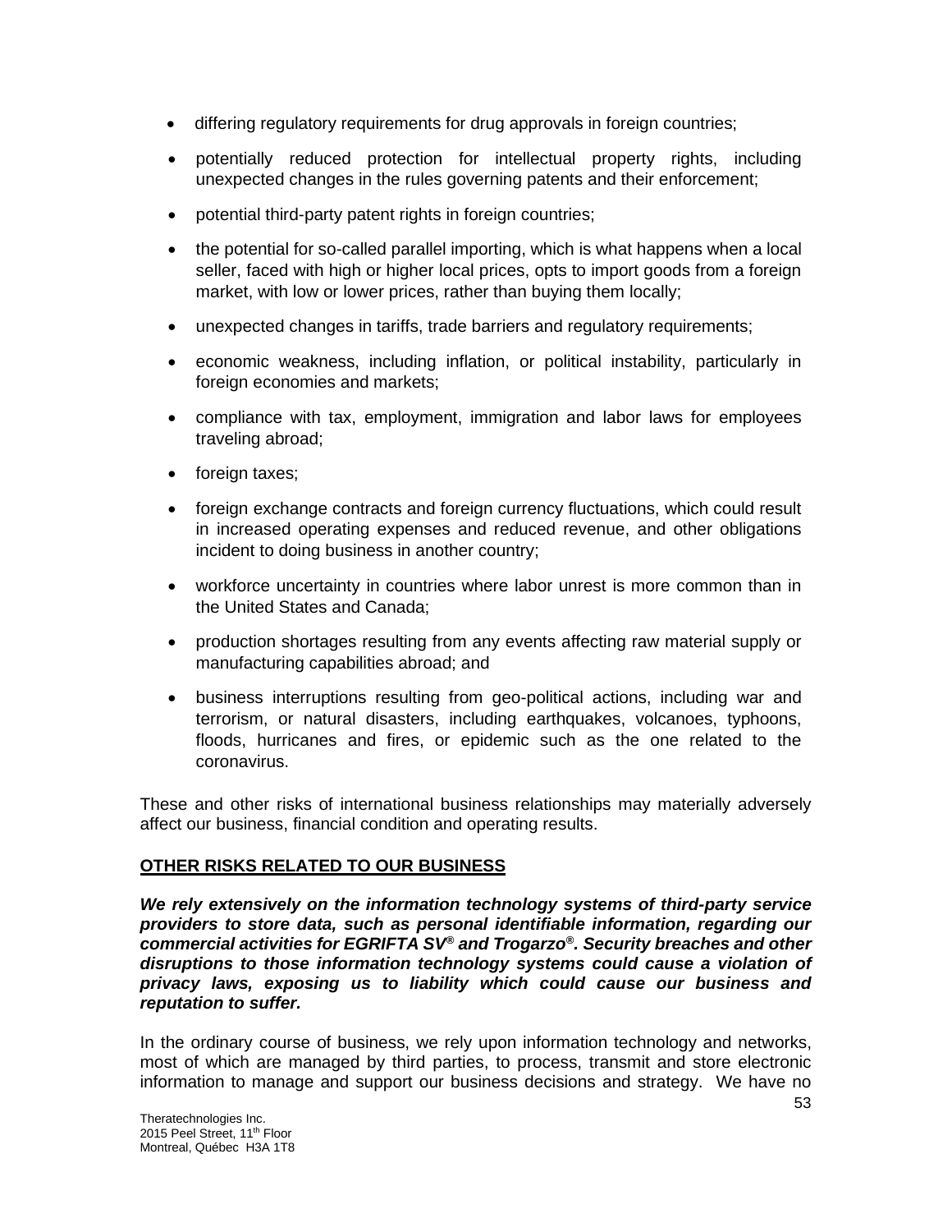- differing regulatory requirements for drug approvals in foreign countries;
- potentially reduced protection for intellectual property rights, including unexpected changes in the rules governing patents and their enforcement;
- potential third-party patent rights in foreign countries;
- the potential for so-called parallel importing, which is what happens when a local seller, faced with high or higher local prices, opts to import goods from a foreign market, with low or lower prices, rather than buying them locally;
- unexpected changes in tariffs, trade barriers and regulatory requirements;
- economic weakness, including inflation, or political instability, particularly in foreign economies and markets;
- compliance with tax, employment, immigration and labor laws for employees traveling abroad;
- foreign taxes;
- foreign exchange contracts and foreign currency fluctuations, which could result in increased operating expenses and reduced revenue, and other obligations incident to doing business in another country;
- workforce uncertainty in countries where labor unrest is more common than in the United States and Canada;
- production shortages resulting from any events affecting raw material supply or manufacturing capabilities abroad; and
- business interruptions resulting from geo-political actions, including war and terrorism, or natural disasters, including earthquakes, volcanoes, typhoons, floods, hurricanes and fires, or epidemic such as the one related to the coronavirus.

These and other risks of international business relationships may materially adversely affect our business, financial condition and operating results.

## OTHER RISKS RELATED TO OUR BUSINESS

***We rely extensively on the information technology systems of third-party service providers to store data, such as personal identifiable information, regarding our commercial activities for EGRIFTA SV® and Trogarzo®. Security breaches and other disruptions to those information technology systems could cause a violation of privacy laws, exposing us to liability which could cause our business and reputation to suffer.***

In the ordinary course of business, we rely upon information technology and networks, most of which are managed by third parties, to process, transmit and store electronic information to manage and support our business decisions and strategy. We have no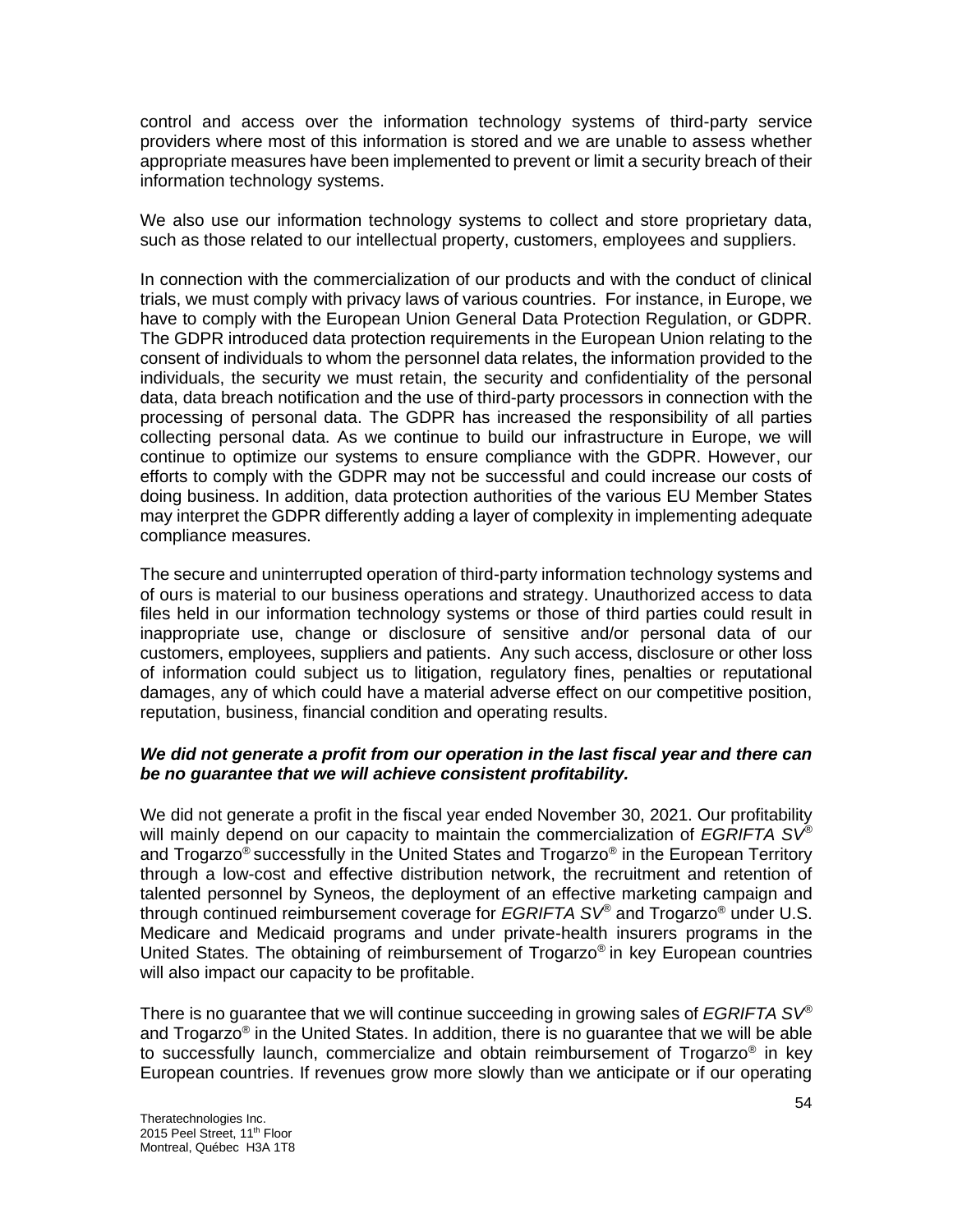control and access over the information technology systems of third-party service providers where most of this information is stored and we are unable to assess whether appropriate measures have been implemented to prevent or limit a security breach of their information technology systems.

We also use our information technology systems to collect and store proprietary data, such as those related to our intellectual property, customers, employees and suppliers.

In connection with the commercialization of our products and with the conduct of clinical trials, we must comply with privacy laws of various countries. For instance, in Europe, we have to comply with the European Union General Data Protection Regulation, or GDPR. The GDPR introduced data protection requirements in the European Union relating to the consent of individuals to whom the personnel data relates, the information provided to the individuals, the security we must retain, the security and confidentiality of the personal data, data breach notification and the use of third-party processors in connection with the processing of personal data. The GDPR has increased the responsibility of all parties collecting personal data. As we continue to build our infrastructure in Europe, we will continue to optimize our systems to ensure compliance with the GDPR. However, our efforts to comply with the GDPR may not be successful and could increase our costs of doing business. In addition, data protection authorities of the various EU Member States may interpret the GDPR differently adding a layer of complexity in implementing adequate compliance measures.

The secure and uninterrupted operation of third-party information technology systems and of ours is material to our business operations and strategy. Unauthorized access to data files held in our information technology systems or those of third parties could result in inappropriate use, change or disclosure of sensitive and/or personal data of our customers, employees, suppliers and patients. Any such access, disclosure or other loss of information could subject us to litigation, regulatory fines, penalties or reputational damages, any of which could have a material adverse effect on our competitive position, reputation, business, financial condition and operating results.

***We did not generate a profit from our operation in the last fiscal year and there can be no guarantee that we will achieve consistent profitability.***

We did not generate a profit in the fiscal year ended November 30, 2021. Our profitability will mainly depend on our capacity to maintain the commercialization of *EGRIFTA SV*® and Trogarzo® successfully in the United States and Trogarzo® in the European Territory through a low-cost and effective distribution network, the recruitment and retention of talented personnel by Syneos, the deployment of an effective marketing campaign and through continued reimbursement coverage for *EGRIFTA SV*® and Trogarzo® under U.S. Medicare and Medicaid programs and under private-health insurers programs in the United States. The obtaining of reimbursement of Trogarzo® in key European countries will also impact our capacity to be profitable.

There is no guarantee that we will continue succeeding in growing sales of *EGRIFTA SV*® and Trogarzo® in the United States. In addition, there is no guarantee that we will be able to successfully launch, commercialize and obtain reimbursement of Trogarzo® in key European countries. If revenues grow more slowly than we anticipate or if our operating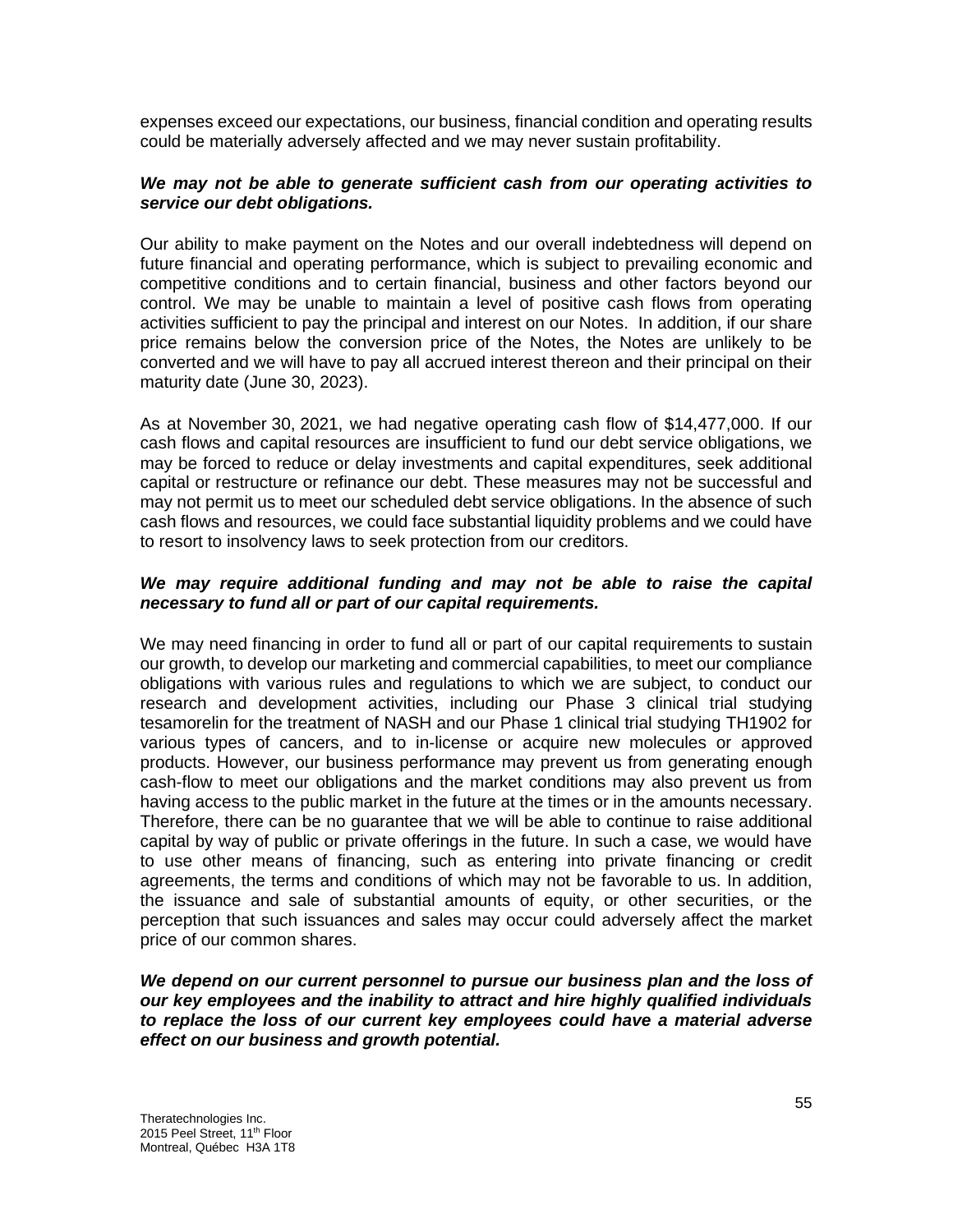expenses exceed our expectations, our business, financial condition and operating results could be materially adversely affected and we may never sustain profitability.

***We may not be able to generate sufficient cash from our operating activities to service our debt obligations.***

Our ability to make payment on the Notes and our overall indebtedness will depend on future financial and operating performance, which is subject to prevailing economic and competitive conditions and to certain financial, business and other factors beyond our control. We may be unable to maintain a level of positive cash flows from operating activities sufficient to pay the principal and interest on our Notes. In addition, if our share price remains below the conversion price of the Notes, the Notes are unlikely to be converted and we will have to pay all accrued interest thereon and their principal on their maturity date (June 30, 2023).

As at November 30, 2021, we had negative operating cash flow of $14,477,000. If our cash flows and capital resources are insufficient to fund our debt service obligations, we may be forced to reduce or delay investments and capital expenditures, seek additional capital or restructure or refinance our debt. These measures may not be successful and may not permit us to meet our scheduled debt service obligations. In the absence of such cash flows and resources, we could face substantial liquidity problems and we could have to resort to insolvency laws to seek protection from our creditors.

***We may require additional funding and may not be able to raise the capital necessary to fund all or part of our capital requirements.***

We may need financing in order to fund all or part of our capital requirements to sustain our growth, to develop our marketing and commercial capabilities, to meet our compliance obligations with various rules and regulations to which we are subject, to conduct our research and development activities, including our Phase 3 clinical trial studying tesamorelin for the treatment of NASH and our Phase 1 clinical trial studying TH1902 for various types of cancers, and to in-license or acquire new molecules or approved products. However, our business performance may prevent us from generating enough cash-flow to meet our obligations and the market conditions may also prevent us from having access to the public market in the future at the times or in the amounts necessary. Therefore, there can be no guarantee that we will be able to continue to raise additional capital by way of public or private offerings in the future. In such a case, we would have to use other means of financing, such as entering into private financing or credit agreements, the terms and conditions of which may not be favorable to us. In addition, the issuance and sale of substantial amounts of equity, or other securities, or the perception that such issuances and sales may occur could adversely affect the market price of our common shares.

***We depend on our current personnel to pursue our business plan and the loss of our key employees and the inability to attract and hire highly qualified individuals to replace the loss of our current key employees could have a material adverse effect on our business and growth potential.***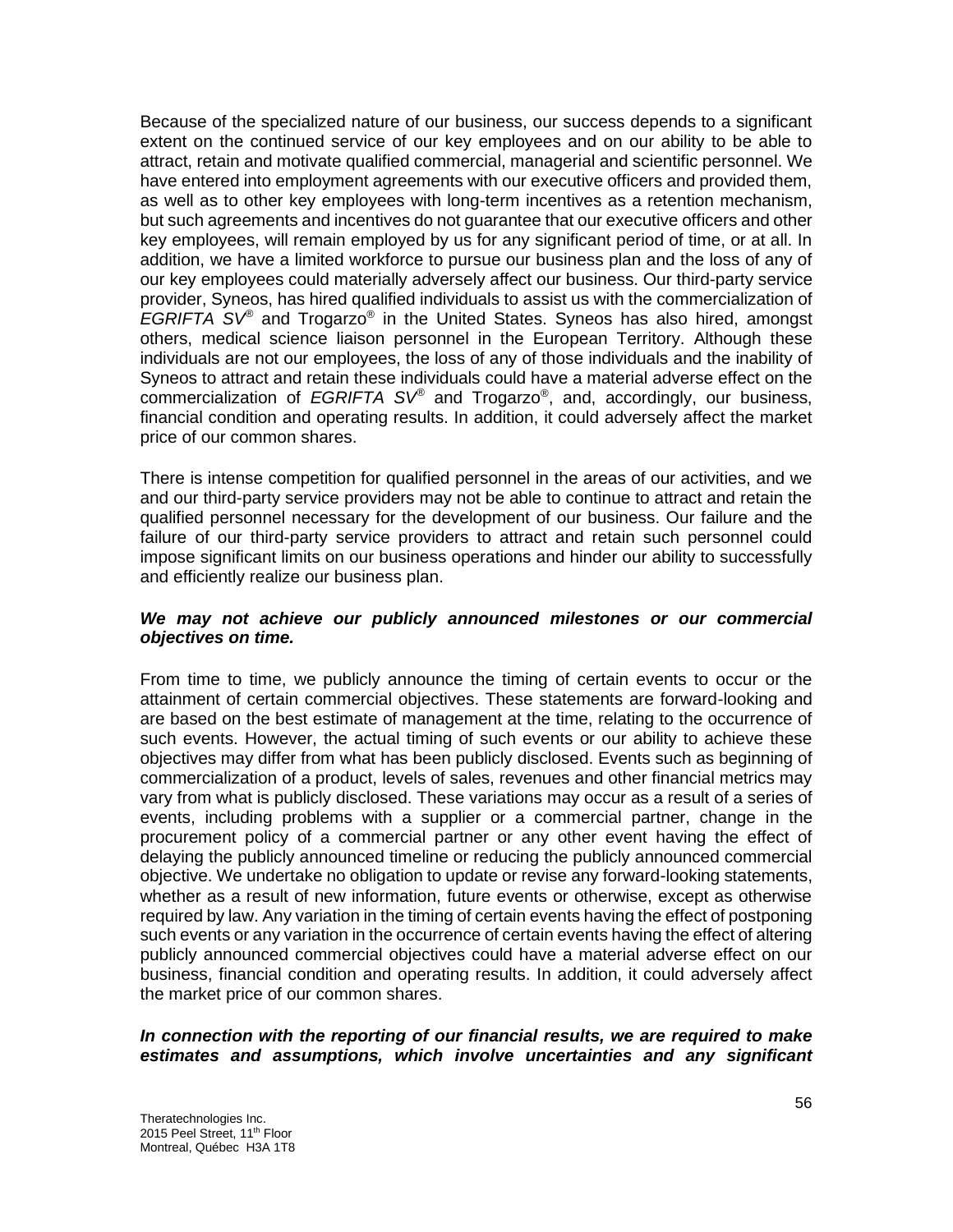Because of the specialized nature of our business, our success depends to a significant extent on the continued service of our key employees and on our ability to be able to attract, retain and motivate qualified commercial, managerial and scientific personnel. We have entered into employment agreements with our executive officers and provided them, as well as to other key employees with long-term incentives as a retention mechanism, but such agreements and incentives do not guarantee that our executive officers and other key employees, will remain employed by us for any significant period of time, or at all. In addition, we have a limited workforce to pursue our business plan and the loss of any of our key employees could materially adversely affect our business. Our third-party service provider, Syneos, has hired qualified individuals to assist us with the commercialization of *EGRIFTA SV*® and Trogarzo® in the United States. Syneos has also hired, amongst others, medical science liaison personnel in the European Territory. Although these individuals are not our employees, the loss of any of those individuals and the inability of Syneos to attract and retain these individuals could have a material adverse effect on the commercialization of *EGRIFTA SV*® and Trogarzo®, and, accordingly, our business, financial condition and operating results. In addition, it could adversely affect the market price of our common shares.

There is intense competition for qualified personnel in the areas of our activities, and we and our third-party service providers may not be able to continue to attract and retain the qualified personnel necessary for the development of our business. Our failure and the failure of our third-party service providers to attract and retain such personnel could impose significant limits on our business operations and hinder our ability to successfully and efficiently realize our business plan.

***We may not achieve our publicly announced milestones or our commercial objectives on time.***

From time to time, we publicly announce the timing of certain events to occur or the attainment of certain commercial objectives. These statements are forward-looking and are based on the best estimate of management at the time, relating to the occurrence of such events. However, the actual timing of such events or our ability to achieve these objectives may differ from what has been publicly disclosed. Events such as beginning of commercialization of a product, levels of sales, revenues and other financial metrics may vary from what is publicly disclosed. These variations may occur as a result of a series of events, including problems with a supplier or a commercial partner, change in the procurement policy of a commercial partner or any other event having the effect of delaying the publicly announced timeline or reducing the publicly announced commercial objective. We undertake no obligation to update or revise any forward-looking statements, whether as a result of new information, future events or otherwise, except as otherwise required by law. Any variation in the timing of certain events having the effect of postponing such events or any variation in the occurrence of certain events having the effect of altering publicly announced commercial objectives could have a material adverse effect on our business, financial condition and operating results. In addition, it could adversely affect the market price of our common shares.

***In connection with the reporting of our financial results, we are required to make estimates and assumptions, which involve uncertainties and any significant***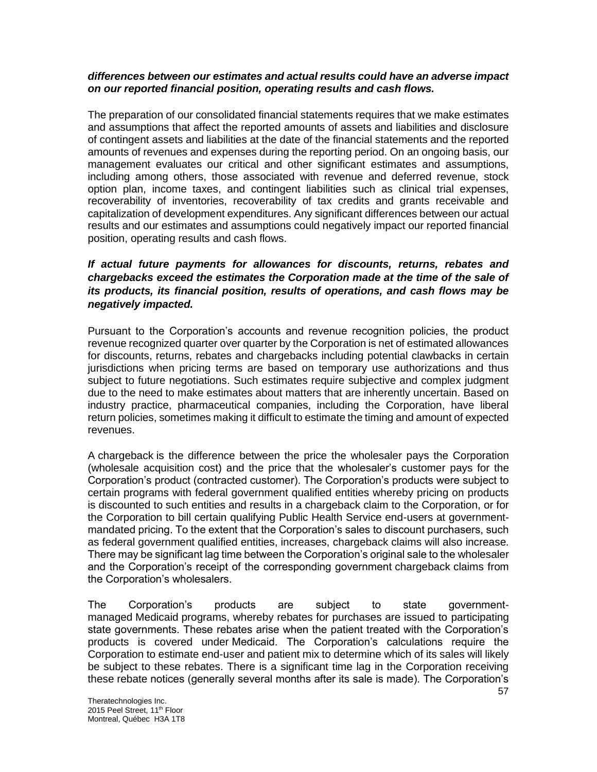***differences between our estimates and actual results could have an adverse impact on our reported financial position, operating results and cash flows.***

The preparation of our consolidated financial statements requires that we make estimates and assumptions that affect the reported amounts of assets and liabilities and disclosure of contingent assets and liabilities at the date of the financial statements and the reported amounts of revenues and expenses during the reporting period. On an ongoing basis, our management evaluates our critical and other significant estimates and assumptions, including among others, those associated with revenue and deferred revenue, stock option plan, income taxes, and contingent liabilities such as clinical trial expenses, recoverability of inventories, recoverability of tax credits and grants receivable and capitalization of development expenditures. Any significant differences between our actual results and our estimates and assumptions could negatively impact our reported financial position, operating results and cash flows.

***If actual future payments for allowances for discounts, returns, rebates and chargebacks exceed the estimates the Corporation made at the time of the sale of its products, its financial position, results of operations, and cash flows may be negatively impacted.***

Pursuant to the Corporation's accounts and revenue recognition policies, the product revenue recognized quarter over quarter by the Corporation is net of estimated allowances for discounts, returns, rebates and chargebacks including potential clawbacks in certain jurisdictions when pricing terms are based on temporary use authorizations and thus subject to future negotiations. Such estimates require subjective and complex judgment due to the need to make estimates about matters that are inherently uncertain. Based on industry practice, pharmaceutical companies, including the Corporation, have liberal return policies, sometimes making it difficult to estimate the timing and amount of expected revenues.

A chargeback is the difference between the price the wholesaler pays the Corporation (wholesale acquisition cost) and the price that the wholesaler's customer pays for the Corporation's product (contracted customer). The Corporation's products were subject to certain programs with federal government qualified entities whereby pricing on products is discounted to such entities and results in a chargeback claim to the Corporation, or for the Corporation to bill certain qualifying Public Health Service end-users at government-mandated pricing. To the extent that the Corporation's sales to discount purchasers, such as federal government qualified entities, increases, chargeback claims will also increase. There may be significant lag time between the Corporation's original sale to the wholesaler and the Corporation's receipt of the corresponding government chargeback claims from the Corporation's wholesalers.

The Corporation's products are subject to state government-managed Medicaid programs, whereby rebates for purchases are issued to participating state governments. These rebates arise when the patient treated with the Corporation's products is covered under Medicaid. The Corporation's calculations require the Corporation to estimate end-user and patient mix to determine which of its sales will likely be subject to these rebates. There is a significant time lag in the Corporation receiving these rebate notices (generally several months after its sale is made). The Corporation's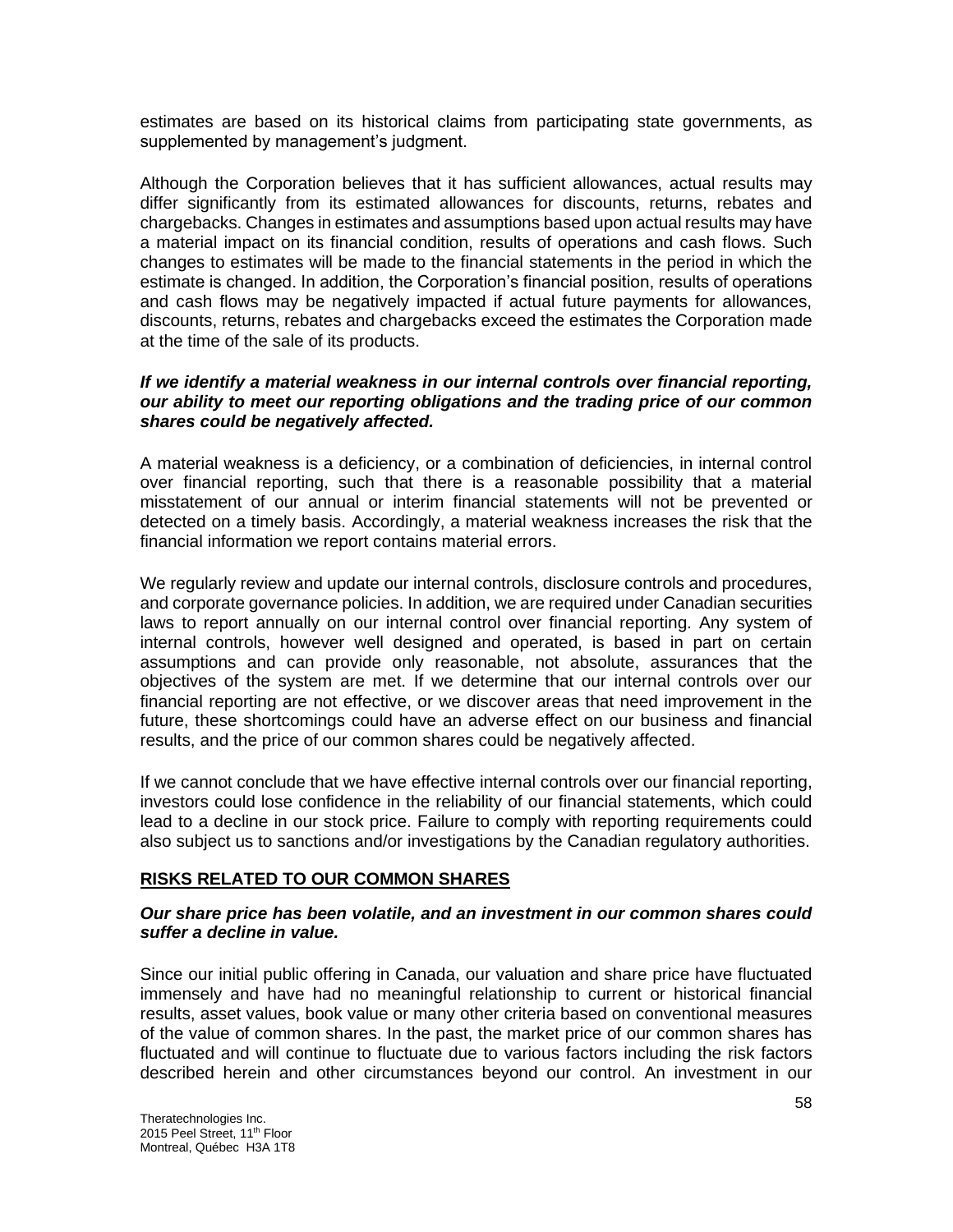estimates are based on its historical claims from participating state governments, as supplemented by management's judgment.

Although the Corporation believes that it has sufficient allowances, actual results may differ significantly from its estimated allowances for discounts, returns, rebates and chargebacks. Changes in estimates and assumptions based upon actual results may have a material impact on its financial condition, results of operations and cash flows. Such changes to estimates will be made to the financial statements in the period in which the estimate is changed. In addition, the Corporation's financial position, results of operations and cash flows may be negatively impacted if actual future payments for allowances, discounts, returns, rebates and chargebacks exceed the estimates the Corporation made at the time of the sale of its products.

***If we identify a material weakness in our internal controls over financial reporting, our ability to meet our reporting obligations and the trading price of our common shares could be negatively affected.***

A material weakness is a deficiency, or a combination of deficiencies, in internal control over financial reporting, such that there is a reasonable possibility that a material misstatement of our annual or interim financial statements will not be prevented or detected on a timely basis. Accordingly, a material weakness increases the risk that the financial information we report contains material errors.

We regularly review and update our internal controls, disclosure controls and procedures, and corporate governance policies. In addition, we are required under Canadian securities laws to report annually on our internal control over financial reporting. Any system of internal controls, however well designed and operated, is based in part on certain assumptions and can provide only reasonable, not absolute, assurances that the objectives of the system are met. If we determine that our internal controls over our financial reporting are not effective, or we discover areas that need improvement in the future, these shortcomings could have an adverse effect on our business and financial results, and the price of our common shares could be negatively affected.

If we cannot conclude that we have effective internal controls over our financial reporting, investors could lose confidence in the reliability of our financial statements, which could lead to a decline in our stock price. Failure to comply with reporting requirements could also subject us to sanctions and/or investigations by the Canadian regulatory authorities.

## RISKS RELATED TO OUR COMMON SHARES

***Our share price has been volatile, and an investment in our common shares could suffer a decline in value.***

Since our initial public offering in Canada, our valuation and share price have fluctuated immensely and have had no meaningful relationship to current or historical financial results, asset values, book value or many other criteria based on conventional measures of the value of common shares. In the past, the market price of our common shares has fluctuated and will continue to fluctuate due to various factors including the risk factors described herein and other circumstances beyond our control. An investment in our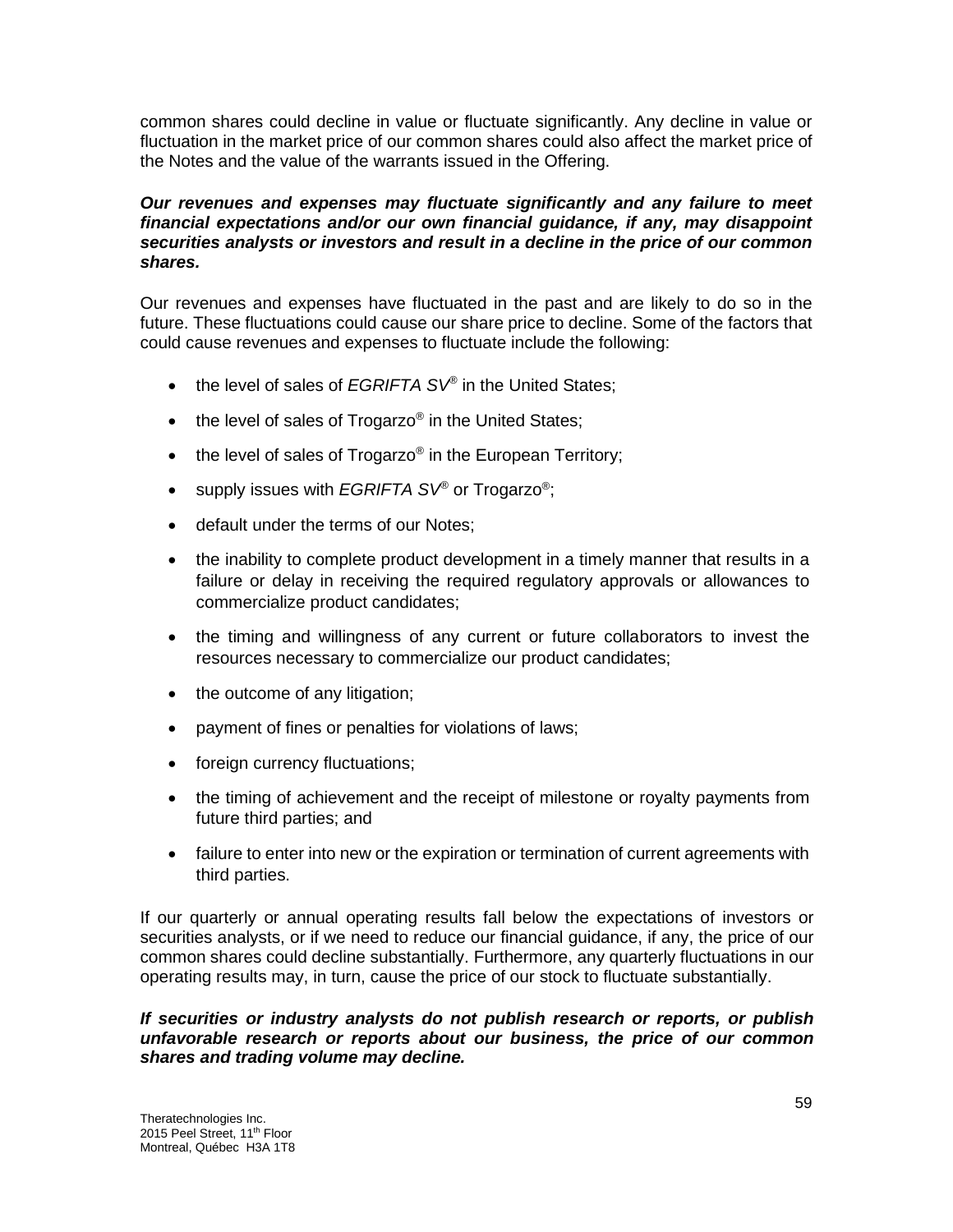common shares could decline in value or fluctuate significantly. Any decline in value or fluctuation in the market price of our common shares could also affect the market price of the Notes and the value of the warrants issued in the Offering.

***Our revenues and expenses may fluctuate significantly and any failure to meet financial expectations and/or our own financial guidance, if any, may disappoint securities analysts or investors and result in a decline in the price of our common shares.***

Our revenues and expenses have fluctuated in the past and are likely to do so in the future. These fluctuations could cause our share price to decline. Some of the factors that could cause revenues and expenses to fluctuate include the following:

- the level of sales of *EGRIFTA SV*® in the United States;
- the level of sales of Trogarzo® in the United States;
- the level of sales of Trogarzo® in the European Territory;
- supply issues with *EGRIFTA SV*® or Trogarzo®;
- default under the terms of our Notes;
- the inability to complete product development in a timely manner that results in a failure or delay in receiving the required regulatory approvals or allowances to commercialize product candidates;
- the timing and willingness of any current or future collaborators to invest the resources necessary to commercialize our product candidates;
- the outcome of any litigation;
- payment of fines or penalties for violations of laws;
- foreign currency fluctuations;
- the timing of achievement and the receipt of milestone or royalty payments from future third parties; and
- failure to enter into new or the expiration or termination of current agreements with third parties.

If our quarterly or annual operating results fall below the expectations of investors or securities analysts, or if we need to reduce our financial guidance, if any, the price of our common shares could decline substantially. Furthermore, any quarterly fluctuations in our operating results may, in turn, cause the price of our stock to fluctuate substantially.

***If securities or industry analysts do not publish research or reports, or publish unfavorable research or reports about our business, the price of our common shares and trading volume may decline.***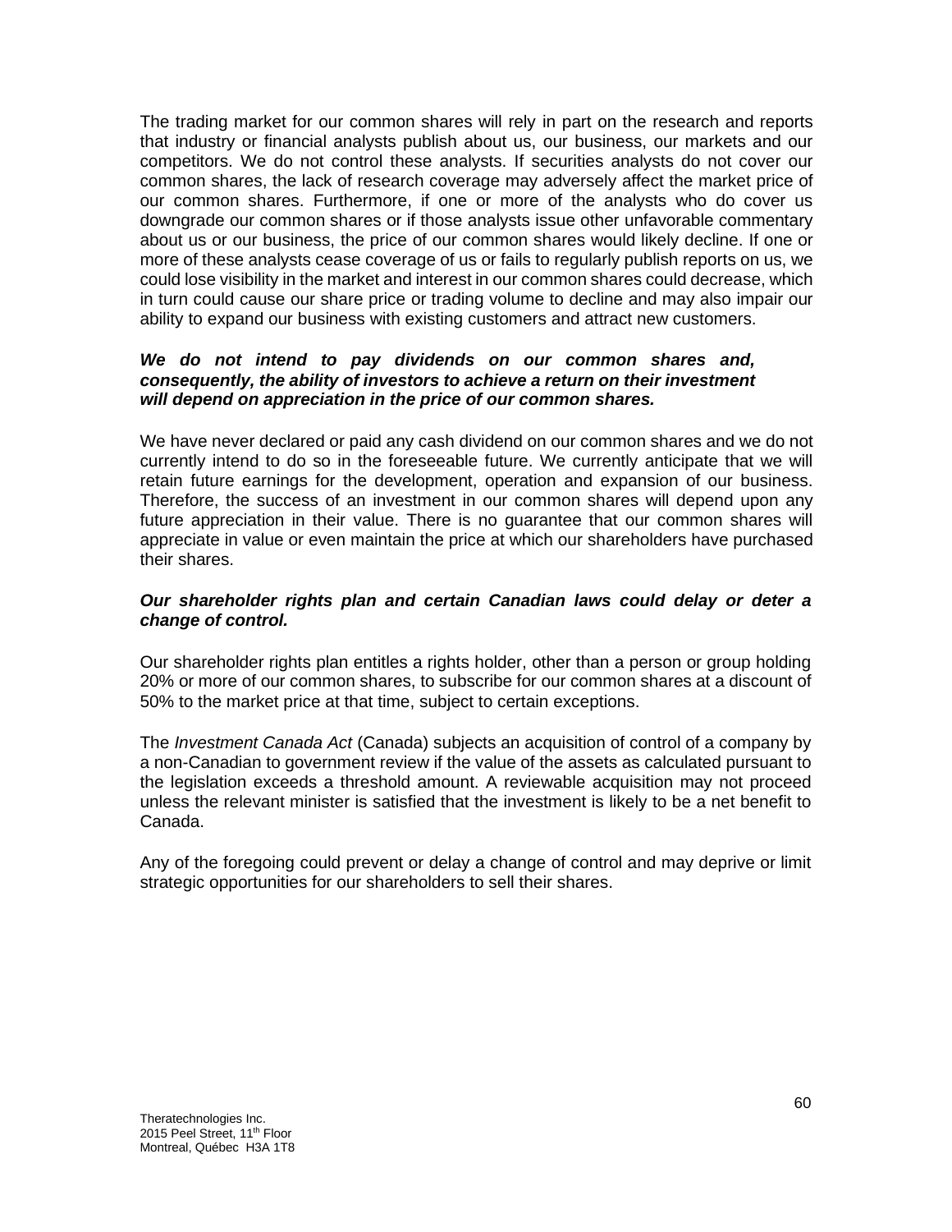The trading market for our common shares will rely in part on the research and reports that industry or financial analysts publish about us, our business, our markets and our competitors. We do not control these analysts. If securities analysts do not cover our common shares, the lack of research coverage may adversely affect the market price of our common shares. Furthermore, if one or more of the analysts who do cover us downgrade our common shares or if those analysts issue other unfavorable commentary about us or our business, the price of our common shares would likely decline. If one or more of these analysts cease coverage of us or fails to regularly publish reports on us, we could lose visibility in the market and interest in our common shares could decrease, which in turn could cause our share price or trading volume to decline and may also impair our ability to expand our business with existing customers and attract new customers.

***We do not intend to pay dividends on our common shares and, consequently, the ability of investors to achieve a return on their investment will depend on appreciation in the price of our common shares.***

We have never declared or paid any cash dividend on our common shares and we do not currently intend to do so in the foreseeable future. We currently anticipate that we will retain future earnings for the development, operation and expansion of our business. Therefore, the success of an investment in our common shares will depend upon any future appreciation in their value. There is no guarantee that our common shares will appreciate in value or even maintain the price at which our shareholders have purchased their shares.

***Our shareholder rights plan and certain Canadian laws could delay or deter a change of control.***

Our shareholder rights plan entitles a rights holder, other than a person or group holding 20% or more of our common shares, to subscribe for our common shares at a discount of 50% to the market price at that time, subject to certain exceptions.

The *Investment Canada Act* (Canada) subjects an acquisition of control of a company by a non-Canadian to government review if the value of the assets as calculated pursuant to the legislation exceeds a threshold amount. A reviewable acquisition may not proceed unless the relevant minister is satisfied that the investment is likely to be a net benefit to Canada.

Any of the foregoing could prevent or delay a change of control and may deprive or limit strategic opportunities for our shareholders to sell their shares.